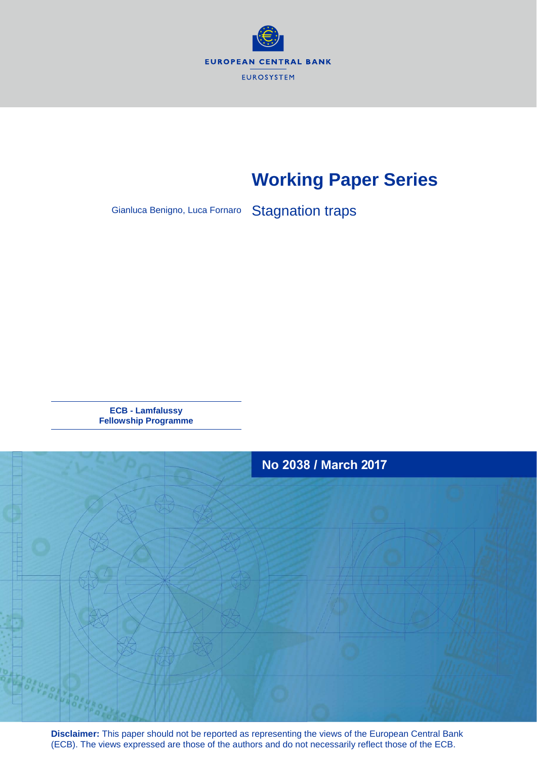EUROPEAN CENTRAL BANK

EUROSYSTEM

# Working Paper Series

Gianluca Benigno, Luca Fornaro

## Stagnation traps

**ECB - Lamfalussy Fellowship Programme**

**No 2038 / March 2017**

**Disclaimer:** This paper should not be reported as representing the views of the European Central Bank (ECB). The views expressed are those of the authors and do not necessarily reflect those of the ECB.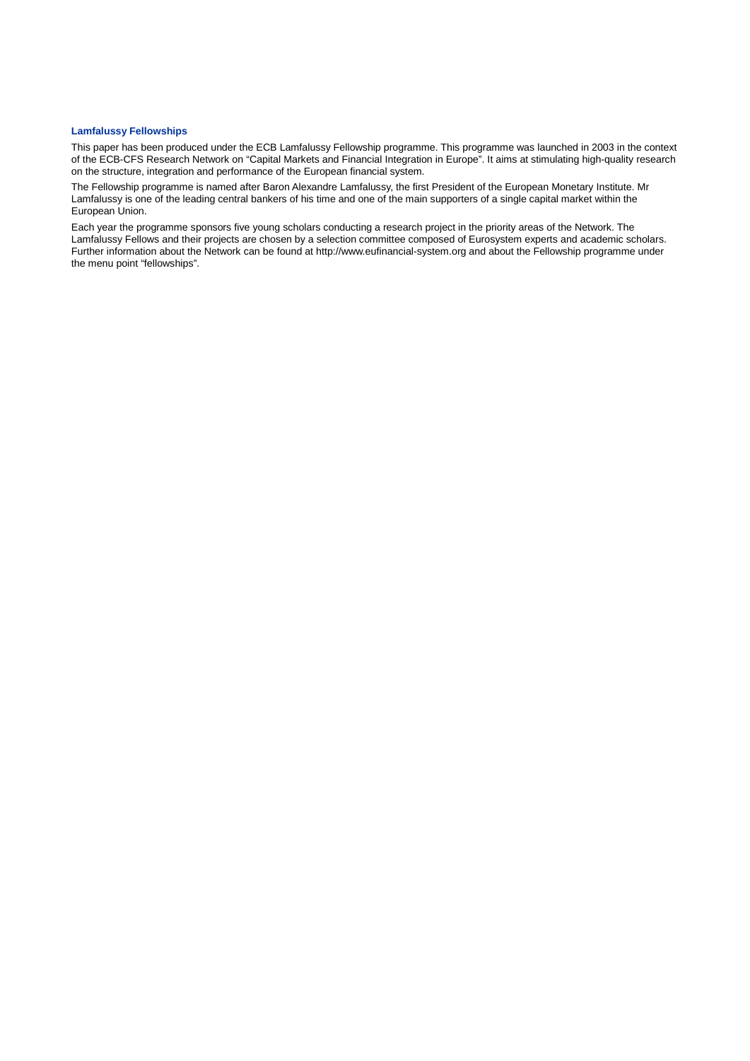**Lamfalussy Fellowships**

This paper has been produced under the ECB Lamfalussy Fellowship programme. This programme was launched in 2003 in the context of the ECB-CFS Research Network on "Capital Markets and Financial Integration in Europe". It aims at stimulating high-quality research on the structure, integration and performance of the European financial system.

The Fellowship programme is named after Baron Alexandre Lamfalussy, the first President of the European Monetary Institute. Mr Lamfalussy is one of the leading central bankers of his time and one of the main supporters of a single capital market within the European Union.

Each year the programme sponsors five young scholars conducting a research project in the priority areas of the Network. The Lamfalussy Fellows and their projects are chosen by a selection committee composed of Eurosystem experts and academic scholars. Further information about the Network can be found at http://www.eufinancial-system.org and about the Fellowship programme under the menu point "fellowships".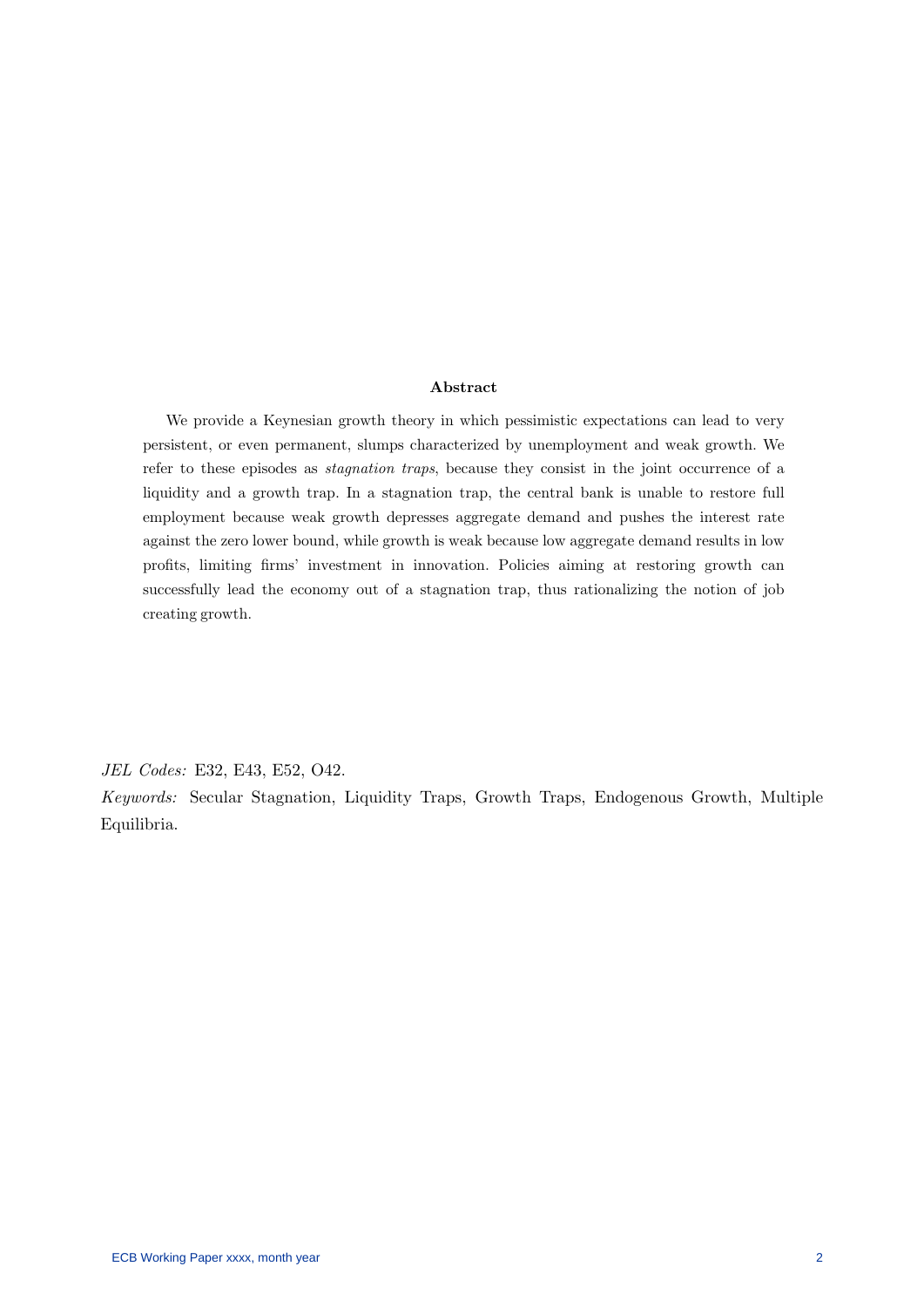## Abstract

We provide a Keynesian growth theory in which pessimistic expectations can lead to very persistent, or even permanent, slumps characterized by unemployment and weak growth. We refer to these episodes as *stagnation traps*, because they consist in the joint occurrence of a liquidity and a growth trap. In a stagnation trap, the central bank is unable to restore full employment because weak growth depresses aggregate demand and pushes the interest rate against the zero lower bound, while growth is weak because low aggregate demand results in low profits, limiting firms' investment in innovation. Policies aiming at restoring growth can successfully lead the economy out of a stagnation trap, thus rationalizing the notion of job creating growth.

*JEL Codes:* E32, E43, E52, O42.

*Keywords:* Secular Stagnation, Liquidity Traps, Growth Traps, Endogenous Growth, Multiple Equilibria.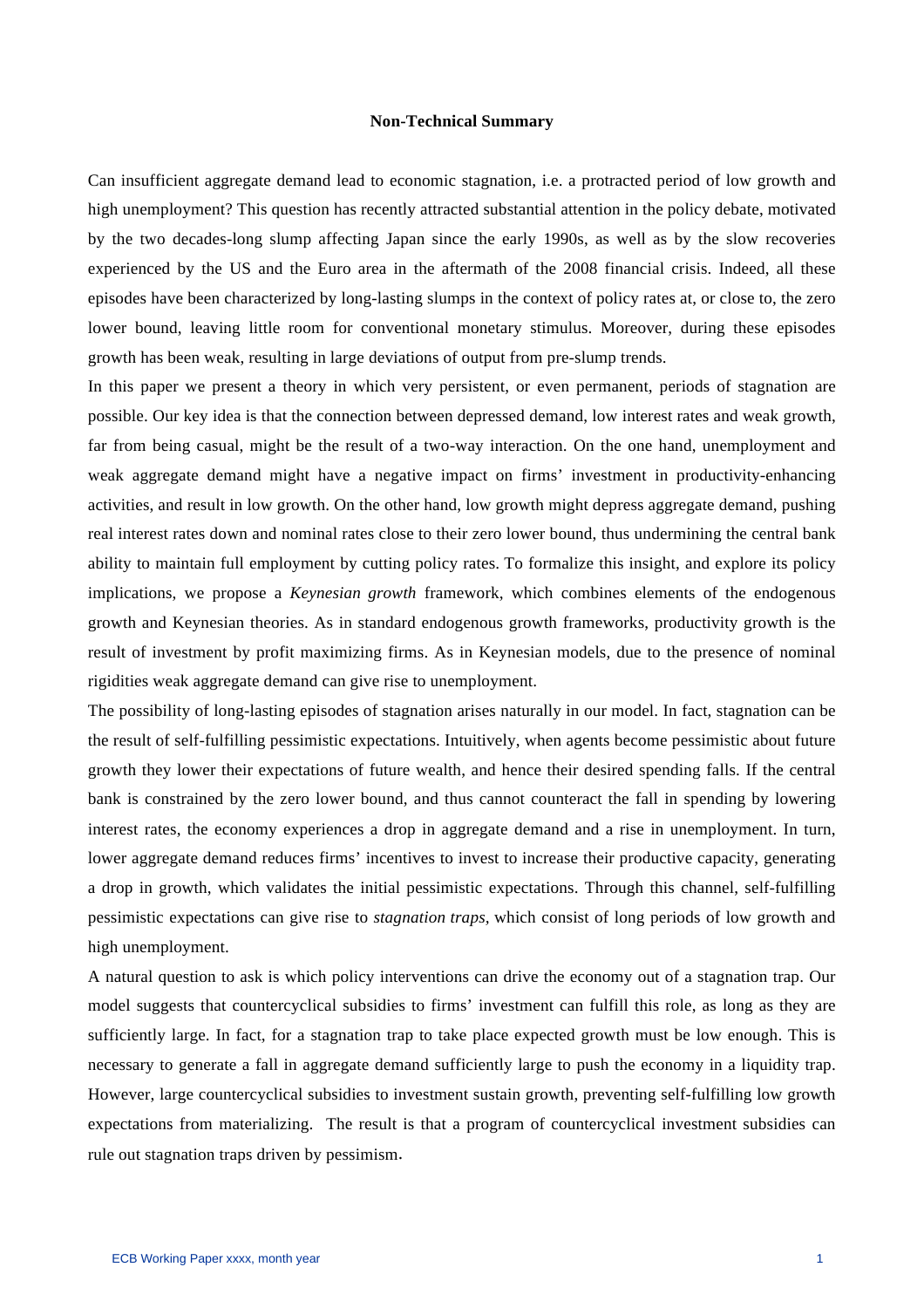## Non-Technical Summary

Can insufficient aggregate demand lead to economic stagnation, i.e. a protracted period of low growth and high unemployment? This question has recently attracted substantial attention in the policy debate, motivated by the two decades-long slump affecting Japan since the early 1990s, as well as by the slow recoveries experienced by the US and the Euro area in the aftermath of the 2008 financial crisis. Indeed, all these episodes have been characterized by long-lasting slumps in the context of policy rates at, or close to, the zero lower bound, leaving little room for conventional monetary stimulus. Moreover, during these episodes growth has been weak, resulting in large deviations of output from pre-slump trends.

In this paper we present a theory in which very persistent, or even permanent, periods of stagnation are possible. Our key idea is that the connection between depressed demand, low interest rates and weak growth, far from being casual, might be the result of a two-way interaction. On the one hand, unemployment and weak aggregate demand might have a negative impact on firms' investment in productivity-enhancing activities, and result in low growth. On the other hand, low growth might depress aggregate demand, pushing real interest rates down and nominal rates close to their zero lower bound, thus undermining the central bank ability to maintain full employment by cutting policy rates. To formalize this insight, and explore its policy implications, we propose a *Keynesian growth* framework, which combines elements of the endogenous growth and Keynesian theories. As in standard endogenous growth frameworks, productivity growth is the result of investment by profit maximizing firms. As in Keynesian models, due to the presence of nominal rigidities weak aggregate demand can give rise to unemployment.

The possibility of long-lasting episodes of stagnation arises naturally in our model. In fact, stagnation can be the result of self-fulfilling pessimistic expectations. Intuitively, when agents become pessimistic about future growth they lower their expectations of future wealth, and hence their desired spending falls. If the central bank is constrained by the zero lower bound, and thus cannot counteract the fall in spending by lowering interest rates, the economy experiences a drop in aggregate demand and a rise in unemployment. In turn, lower aggregate demand reduces firms' incentives to invest to increase their productive capacity, generating a drop in growth, which validates the initial pessimistic expectations. Through this channel, self-fulfilling pessimistic expectations can give rise to *stagnation traps*, which consist of long periods of low growth and high unemployment.

A natural question to ask is which policy interventions can drive the economy out of a stagnation trap. Our model suggests that countercyclical subsidies to firms' investment can fulfill this role, as long as they are sufficiently large. In fact, for a stagnation trap to take place expected growth must be low enough. This is necessary to generate a fall in aggregate demand sufficiently large to push the economy in a liquidity trap. However, large countercyclical subsidies to investment sustain growth, preventing self-fulfilling low growth expectations from materializing. The result is that a program of countercyclical investment subsidies can rule out stagnation traps driven by pessimism.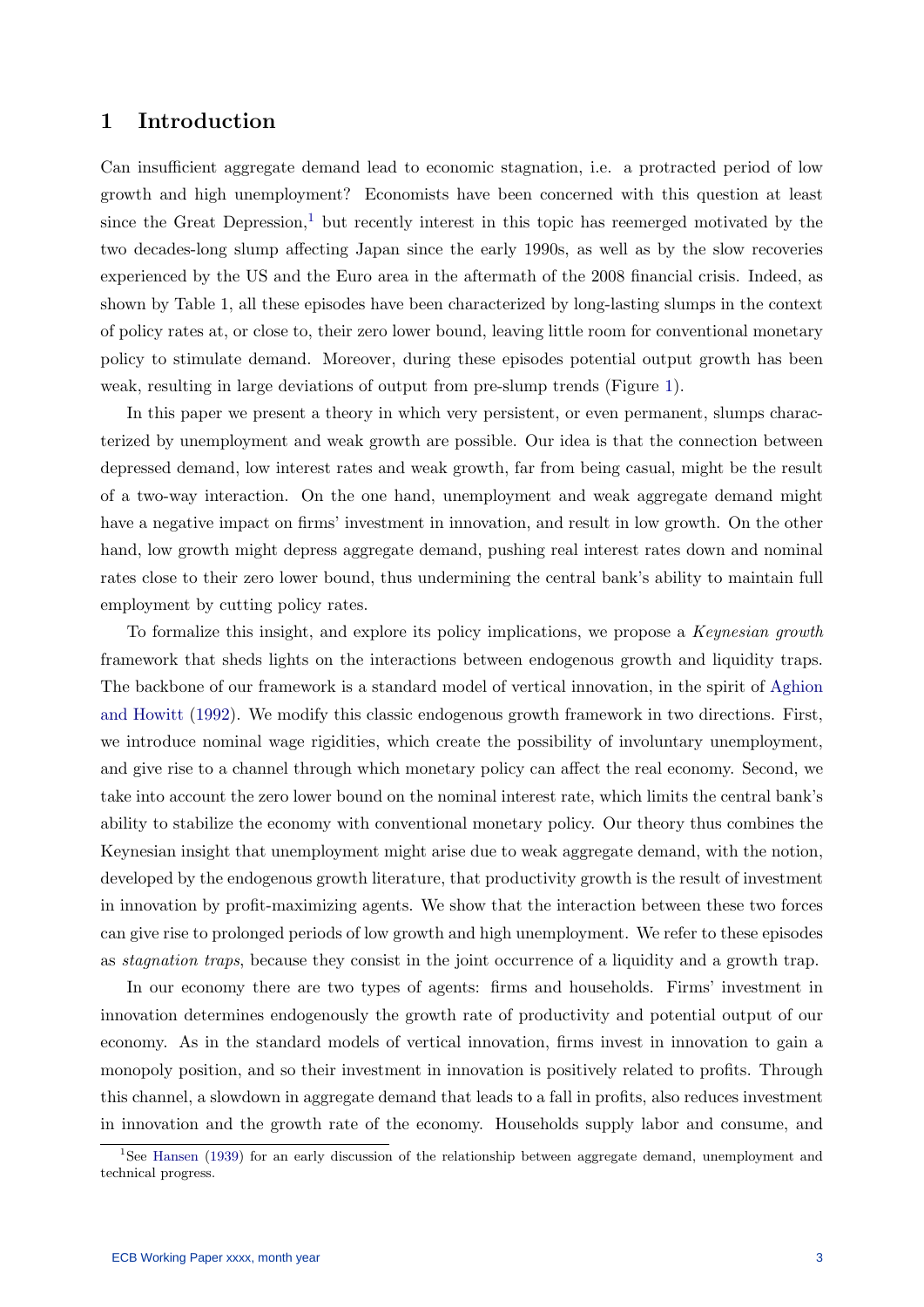# 1 Introduction

Can insufficient aggregate demand lead to economic stagnation, i.e. a protracted period of low growth and high unemployment? Economists have been concerned with this question at least since the Great Depression,[1] but recently interest in this topic has reemerged motivated by the two decades-long slump affecting Japan since the early 1990s, as well as by the slow recoveries experienced by the US and the Euro area in the aftermath of the 2008 financial crisis. Indeed, as shown by Table 1, all these episodes have been characterized by long-lasting slumps in the context of policy rates at, or close to, their zero lower bound, leaving little room for conventional monetary policy to stimulate demand. Moreover, during these episodes potential output growth has been weak, resulting in large deviations of output from pre-slump trends (Figure 1).

In this paper we present a theory in which very persistent, or even permanent, slumps characterized by unemployment and weak growth are possible. Our idea is that the connection between depressed demand, low interest rates and weak growth, far from being casual, might be the result of a two-way interaction. On the one hand, unemployment and weak aggregate demand might have a negative impact on firms' investment in innovation, and result in low growth. On the other hand, low growth might depress aggregate demand, pushing real interest rates down and nominal rates close to their zero lower bound, thus undermining the central bank's ability to maintain full employment by cutting policy rates.

To formalize this insight, and explore its policy implications, we propose a *Keynesian growth* framework that sheds lights on the interactions between endogenous growth and liquidity traps. The backbone of our framework is a standard model of vertical innovation, in the spirit of Aghion and Howitt (1992). We modify this classic endogenous growth framework in two directions. First, we introduce nominal wage rigidities, which create the possibility of involuntary unemployment, and give rise to a channel through which monetary policy can affect the real economy. Second, we take into account the zero lower bound on the nominal interest rate, which limits the central bank's ability to stabilize the economy with conventional monetary policy. Our theory thus combines the Keynesian insight that unemployment might arise due to weak aggregate demand, with the notion, developed by the endogenous growth literature, that productivity growth is the result of investment in innovation by profit-maximizing agents. We show that the interaction between these two forces can give rise to prolonged periods of low growth and high unemployment. We refer to these episodes as *stagnation traps*, because they consist in the joint occurrence of a liquidity and a growth trap.

In our economy there are two types of agents: firms and households. Firms' investment in innovation determines endogenously the growth rate of productivity and potential output of our economy. As in the standard models of vertical innovation, firms invest in innovation to gain a monopoly position, and so their investment in innovation is positively related to profits. Through this channel, a slowdown in aggregate demand that leads to a fall in profits, also reduces investment in innovation and the growth rate of the economy. Households supply labor and consume, and

[1] See Hansen (1939) for an early discussion of the relationship between aggregate demand, unemployment and technical progress.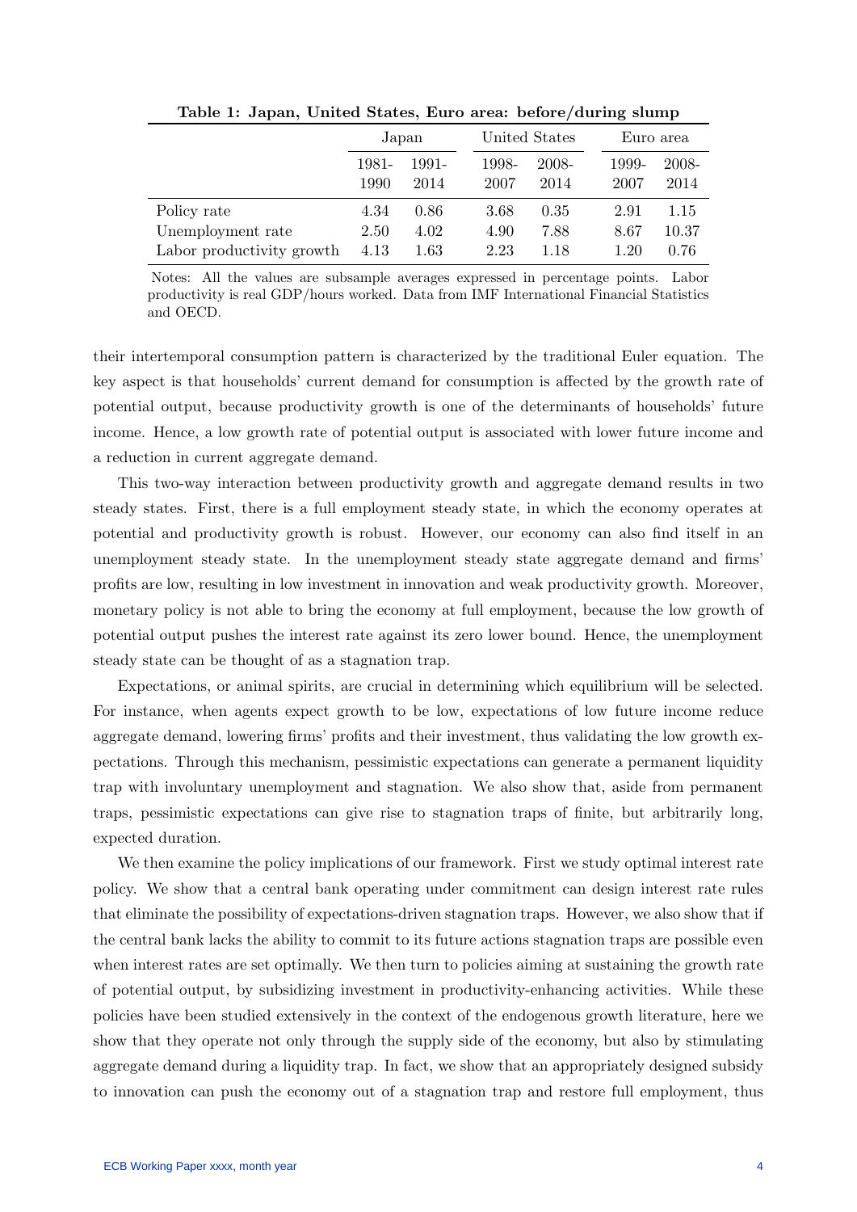**Table 1: Japan, United States, Euro area: before/during slump**

| | Japan | | United States | | Euro area | |
|---|---|---|---|---|---|---|
| | 1981-1990 | 1991-2014 | 1998-2007 | 2008-2014 | 1999-2007 | 2008-2014 |
| Policy rate | 4.34 | 0.86 | 3.68 | 0.35 | 2.91 | 1.15 |
| Unemployment rate | 2.50 | 4.02 | 4.90 | 7.88 | 8.67 | 10.37 |
| Labor productivity growth | 4.13 | 1.63 | 2.23 | 1.18 | 1.20 | 0.76 |

Notes: All the values are subsample averages expressed in percentage points. Labor productivity is real GDP/hours worked. Data from IMF International Financial Statistics and OECD.

their intertemporal consumption pattern is characterized by the traditional Euler equation. The key aspect is that households' current demand for consumption is affected by the growth rate of potential output, because productivity growth is one of the determinants of households' future income. Hence, a low growth rate of potential output is associated with lower future income and a reduction in current aggregate demand.

This two-way interaction between productivity growth and aggregate demand results in two steady states. First, there is a full employment steady state, in which the economy operates at potential and productivity growth is robust. However, our economy can also find itself in an unemployment steady state. In the unemployment steady state aggregate demand and firms' profits are low, resulting in low investment in innovation and weak productivity growth. Moreover, monetary policy is not able to bring the economy at full employment, because the low growth of potential output pushes the interest rate against its zero lower bound. Hence, the unemployment steady state can be thought of as a stagnation trap.

Expectations, or animal spirits, are crucial in determining which equilibrium will be selected. For instance, when agents expect growth to be low, expectations of low future income reduce aggregate demand, lowering firms' profits and their investment, thus validating the low growth expectations. Through this mechanism, pessimistic expectations can generate a permanent liquidity trap with involuntary unemployment and stagnation. We also show that, aside from permanent traps, pessimistic expectations can give rise to stagnation traps of finite, but arbitrarily long, expected duration.

We then examine the policy implications of our framework. First we study optimal interest rate policy. We show that a central bank operating under commitment can design interest rate rules that eliminate the possibility of expectations-driven stagnation traps. However, we also show that if the central bank lacks the ability to commit to its future actions stagnation traps are possible even when interest rates are set optimally. We then turn to policies aiming at sustaining the growth rate of potential output, by subsidizing investment in productivity-enhancing activities. While these policies have been studied extensively in the context of the endogenous growth literature, here we show that they operate not only through the supply side of the economy, but also by stimulating aggregate demand during a liquidity trap. In fact, we show that an appropriately designed subsidy to innovation can push the economy out of a stagnation trap and restore full employment, thus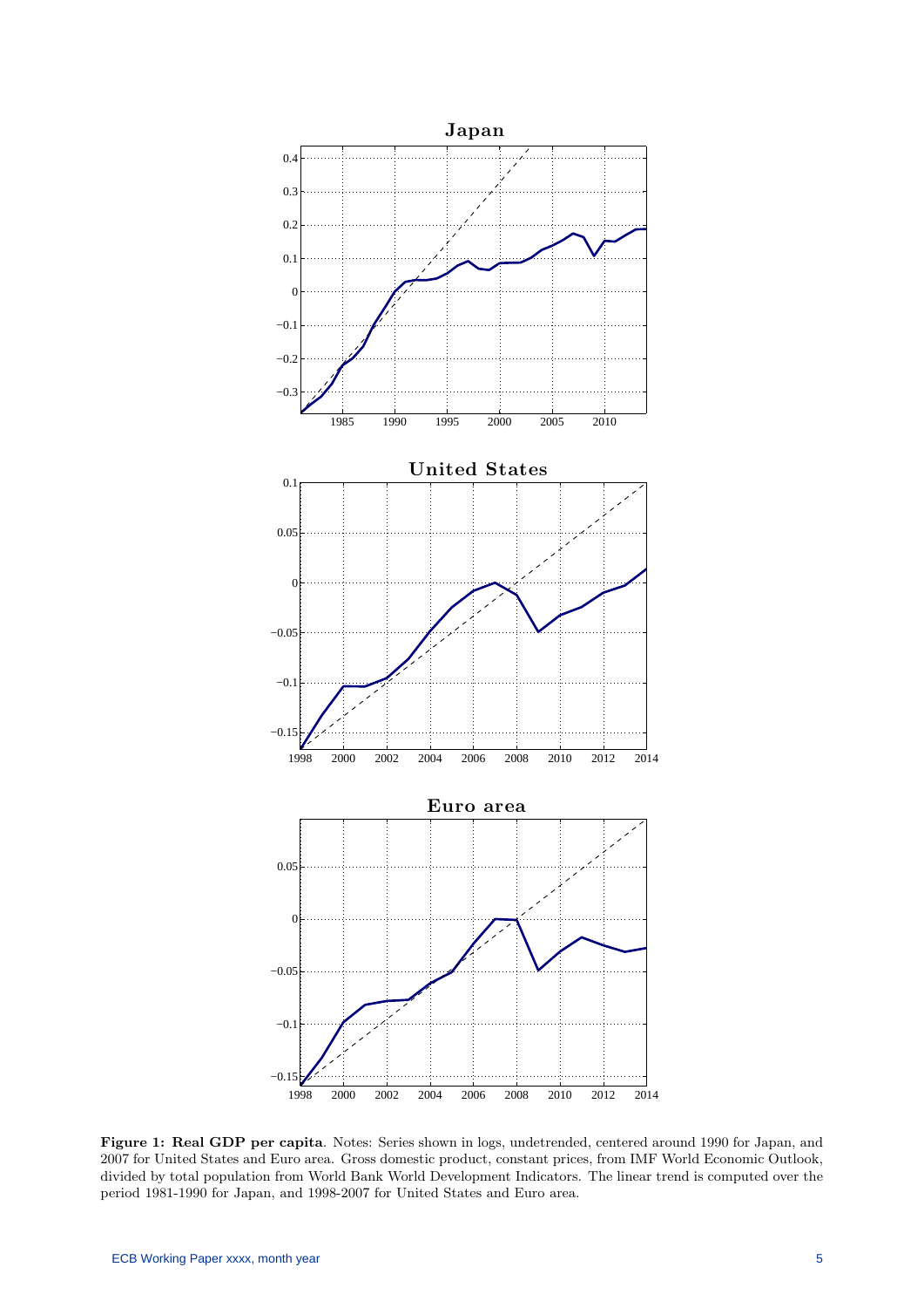**Japan**

0.4
0.3
0.2
0.1
0
−0.1
−0.2
−0.3

1985 1990 1995 2000 2005 2010

**United States**

0.1
0.05
0
−0.05
−0.1
−0.15

1998 2000 2002 2004 2006 2008 2010 2012 2014

**Euro area**

0.05
0
−0.05
−0.1
−0.15

1998 2000 2002 2004 2006 2008 2010 2012 2014

**Figure 1: Real GDP per capita**. Notes: Series shown in logs, undetrended, centered around 1990 for Japan, and 2007 for United States and Euro area. Gross domestic product, constant prices, from IMF World Economic Outlook, divided by total population from World Bank World Development Indicators. The linear trend is computed over the period 1981-1990 for Japan, and 1998-2007 for United States and Euro area.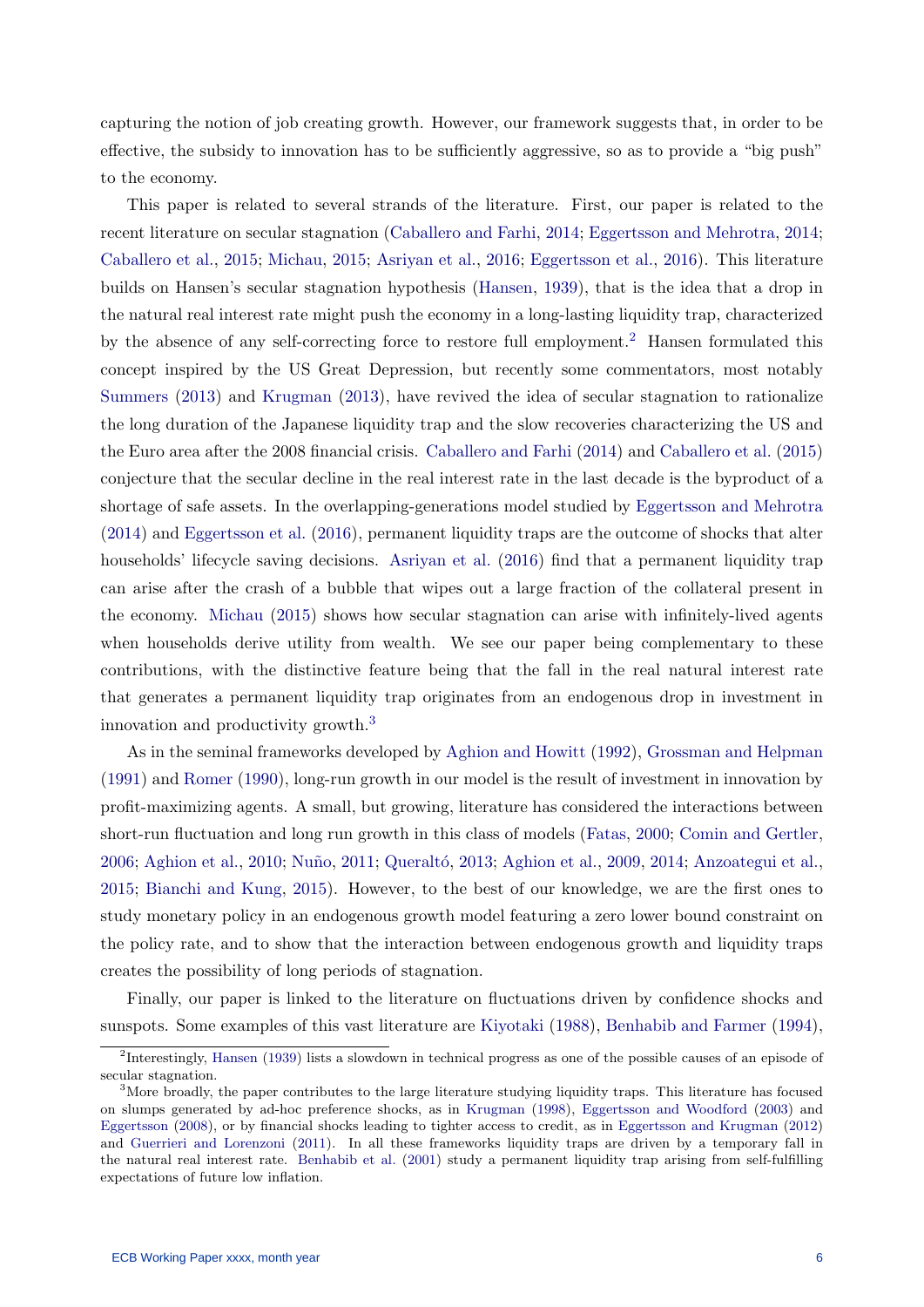capturing the notion of job creating growth. However, our framework suggests that, in order to be effective, the subsidy to innovation has to be sufficiently aggressive, so as to provide a "big push" to the economy.

This paper is related to several strands of the literature. First, our paper is related to the recent literature on secular stagnation (Caballero and Farhi, 2014; Eggertsson and Mehrotra, 2014; Caballero et al., 2015; Michau, 2015; Asriyan et al., 2016; Eggertsson et al., 2016). This literature builds on Hansen's secular stagnation hypothesis (Hansen, 1939), that is the idea that a drop in the natural real interest rate might push the economy in a long-lasting liquidity trap, characterized by the absence of any self-correcting force to restore full employment.[2] Hansen formulated this concept inspired by the US Great Depression, but recently some commentators, most notably Summers (2013) and Krugman (2013), have revived the idea of secular stagnation to rationalize the long duration of the Japanese liquidity trap and the slow recoveries characterizing the US and the Euro area after the 2008 financial crisis. Caballero and Farhi (2014) and Caballero et al. (2015) conjecture that the secular decline in the real interest rate in the last decade is the byproduct of a shortage of safe assets. In the overlapping-generations model studied by Eggertsson and Mehrotra (2014) and Eggertsson et al. (2016), permanent liquidity traps are the outcome of shocks that alter households' lifecycle saving decisions. Asriyan et al. (2016) find that a permanent liquidity trap can arise after the crash of a bubble that wipes out a large fraction of the collateral present in the economy. Michau (2015) shows how secular stagnation can arise with infinitely-lived agents when households derive utility from wealth. We see our paper being complementary to these contributions, with the distinctive feature being that the fall in the real natural interest rate that generates a permanent liquidity trap originates from an endogenous drop in investment in innovation and productivity growth.[3]

As in the seminal frameworks developed by Aghion and Howitt (1992), Grossman and Helpman (1991) and Romer (1990), long-run growth in our model is the result of investment in innovation by profit-maximizing agents. A small, but growing, literature has considered the interactions between short-run fluctuation and long run growth in this class of models (Fatas, 2000; Comin and Gertler, 2006; Aghion et al., 2010; Nuño, 2011; Queraltó, 2013; Aghion et al., 2009, 2014; Anzoategui et al., 2015; Bianchi and Kung, 2015). However, to the best of our knowledge, we are the first ones to study monetary policy in an endogenous growth model featuring a zero lower bound constraint on the policy rate, and to show that the interaction between endogenous growth and liquidity traps creates the possibility of long periods of stagnation.

Finally, our paper is linked to the literature on fluctuations driven by confidence shocks and sunspots. Some examples of this vast literature are Kiyotaki (1988), Benhabib and Farmer (1994),

[2] Interestingly, Hansen (1939) lists a slowdown in technical progress as one of the possible causes of an episode of secular stagnation.

[3] More broadly, the paper contributes to the large literature studying liquidity traps. This literature has focused on slumps generated by ad-hoc preference shocks, as in Krugman (1998), Eggertsson and Woodford (2003) and Eggertsson (2008), or by financial shocks leading to tighter access to credit, as in Eggertsson and Krugman (2012) and Guerrieri and Lorenzoni (2011). In all these frameworks liquidity traps are driven by a temporary fall in the natural real interest rate. Benhabib et al. (2001) study a permanent liquidity trap arising from self-fulfilling expectations of future low inflation.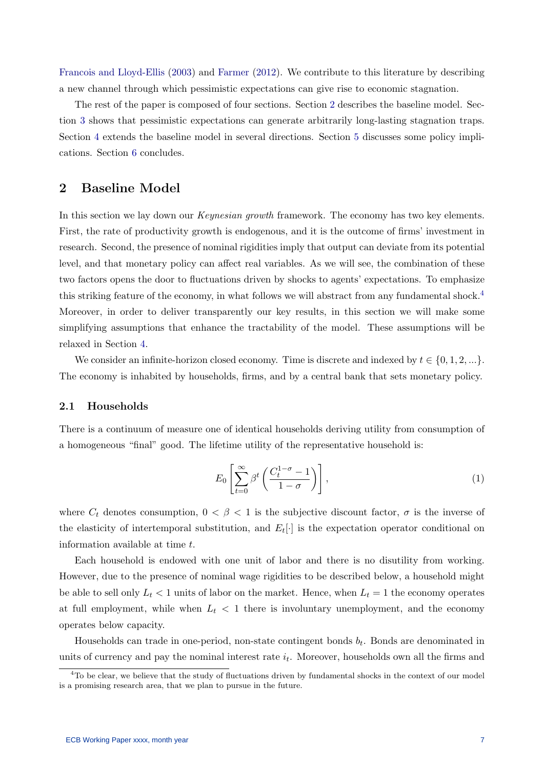Francois and Lloyd-Ellis (2003) and Farmer (2012). We contribute to this literature by describing a new channel through which pessimistic expectations can give rise to economic stagnation.

The rest of the paper is composed of four sections. Section 2 describes the baseline model. Section 3 shows that pessimistic expectations can generate arbitrarily long-lasting stagnation traps. Section 4 extends the baseline model in several directions. Section 5 discusses some policy implications. Section 6 concludes.

## 2 Baseline Model

In this section we lay down our *Keynesian growth* framework. The economy has two key elements. First, the rate of productivity growth is endogenous, and it is the outcome of firms' investment in research. Second, the presence of nominal rigidities imply that output can deviate from its potential level, and that monetary policy can affect real variables. As we will see, the combination of these two factors opens the door to fluctuations driven by shocks to agents' expectations. To emphasize this striking feature of the economy, in what follows we will abstract from any fundamental shock.[4] Moreover, in order to deliver transparently our key results, in this section we will make some simplifying assumptions that enhance the tractability of the model. These assumptions will be relaxed in Section 4.

We consider an infinite-horizon closed economy. Time is discrete and indexed by $t \in \{0, 1, 2, ...\}$. The economy is inhabited by households, firms, and by a central bank that sets monetary policy.

### 2.1 Households

There is a continuum of measure one of identical households deriving utility from consumption of a homogeneous "final" good. The lifetime utility of the representative household is:

$$E_0 \left[ \sum_{t=0}^{\infty} \beta^t \left( \frac{C_t^{1-\sigma} - 1}{1 - \sigma} \right) \right], \tag{1}$$

where $C_t$ denotes consumption, $0 < \beta < 1$ is the subjective discount factor, $\sigma$ is the inverse of the elasticity of intertemporal substitution, and $E_t[\cdot]$ is the expectation operator conditional on information available at time $t$.

Each household is endowed with one unit of labor and there is no disutility from working. However, due to the presence of nominal wage rigidities to be described below, a household might be able to sell only $L_t < 1$ units of labor on the market. Hence, when $L_t = 1$ the economy operates at full employment, while when $L_t < 1$ there is involuntary unemployment, and the economy operates below capacity.

Households can trade in one-period, non-state contingent bonds $b_t$. Bonds are denominated in units of currency and pay the nominal interest rate $i_t$. Moreover, households own all the firms and

[4] To be clear, we believe that the study of fluctuations driven by fundamental shocks in the context of our model is a promising research area, that we plan to pursue in the future.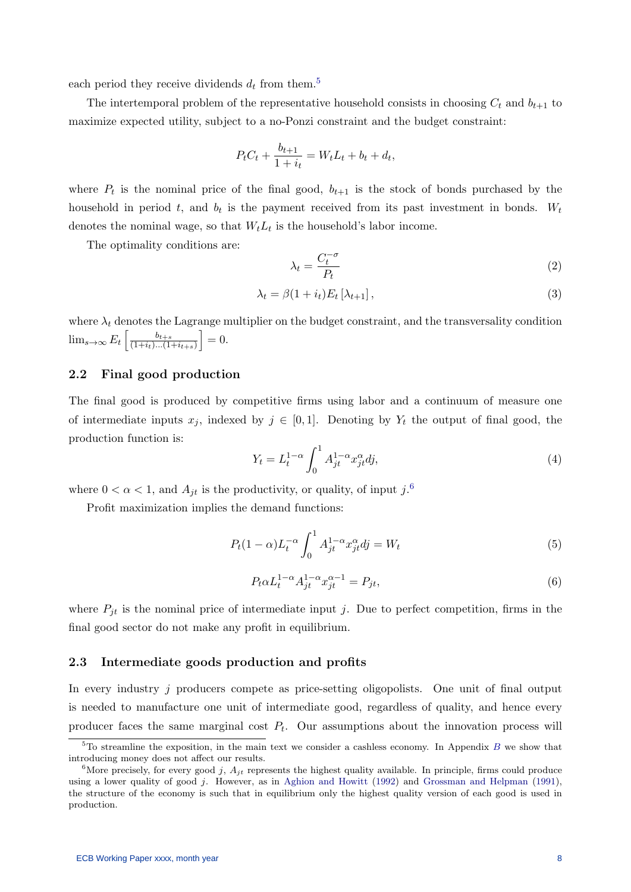each period they receive dividends $d_t$ from them.[5]

The intertemporal problem of the representative household consists in choosing $C_t$ and $b_{t+1}$ to maximize expected utility, subject to a no-Ponzi constraint and the budget constraint:

$$P_t C_t + \frac{b_{t+1}}{1+i_t} = W_t L_t + b_t + d_t,$$

where $P_t$ is the nominal price of the final good, $b_{t+1}$ is the stock of bonds purchased by the household in period $t$, and $b_t$ is the payment received from its past investment in bonds. $W_t$ denotes the nominal wage, so that $W_t L_t$ is the household's labor income.

The optimality conditions are:

$$\lambda_t = \frac{C_t^{-\sigma}}{P_t} \tag{2}$$

$$\lambda_t = \beta(1+i_t) E_t \left[\lambda_{t+1}\right], \tag{3}$$

where $\lambda_t$ denotes the Lagrange multiplier on the budget constraint, and the transversality condition $\lim_{s\to\infty} E_t \left[\frac{b_{t+s}}{(1+i_t)...(1+i_{t+s})}\right] = 0$.

## 2.2 Final good production

The final good is produced by competitive firms using labor and a continuum of measure one of intermediate inputs $x_j$, indexed by $j \in [0,1]$. Denoting by $Y_t$ the output of final good, the production function is:

$$Y_t = L_t^{1-\alpha} \int_0^1 A_{jt}^{1-\alpha} x_{jt}^{\alpha} dj, \tag{4}$$

where $0 < \alpha < 1$, and $A_{jt}$ is the productivity, or quality, of input $j$.[6]

Profit maximization implies the demand functions:

$$P_t (1-\alpha) L_t^{-\alpha} \int_0^1 A_{jt}^{1-\alpha} x_{jt}^{\alpha} dj = W_t \tag{5}$$

$$P_t \alpha L_t^{1-\alpha} A_{jt}^{1-\alpha} x_{jt}^{\alpha-1} = P_{jt}, \tag{6}$$

where $P_{jt}$ is the nominal price of intermediate input $j$. Due to perfect competition, firms in the final good sector do not make any profit in equilibrium.

## 2.3 Intermediate goods production and profits

In every industry $j$ producers compete as price-setting oligopolists. One unit of final output is needed to manufacture one unit of intermediate good, regardless of quality, and hence every producer faces the same marginal cost $P_t$. Our assumptions about the innovation process will

---

[5] To streamline the exposition, in the main text we consider a cashless economy. In Appendix B we show that introducing money does not affect our results.

[6] More precisely, for every good $j$, $A_{jt}$ represents the highest quality available. In principle, firms could produce using a lower quality of good $j$. However, as in Aghion and Howitt (1992) and Grossman and Helpman (1991), the structure of the economy is such that in equilibrium only the highest quality version of each good is used in production.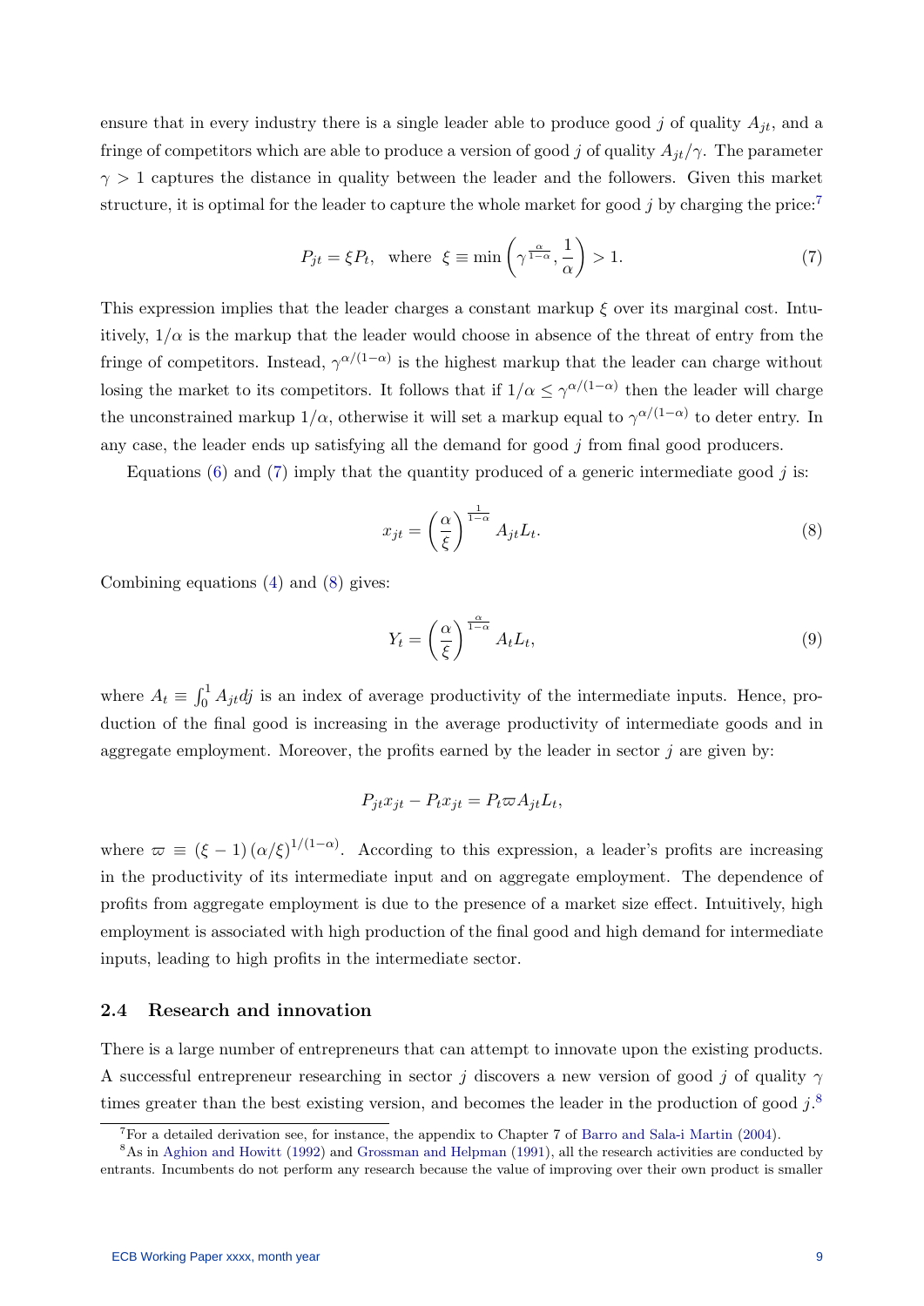ensure that in every industry there is a single leader able to produce good $j$ of quality $A_{jt}$, and a fringe of competitors which are able to produce a version of good $j$ of quality $A_{jt}/\gamma$. The parameter $\gamma > 1$ captures the distance in quality between the leader and the followers. Given this market structure, it is optimal for the leader to capture the whole market for good $j$ by charging the price:[7]

$$P_{jt} = \xi P_t, \quad \text{where} \quad \xi \equiv \min\left(\gamma^{\frac{\alpha}{1-\alpha}}, \frac{1}{\alpha}\right) > 1. \tag{7}$$

This expression implies that the leader charges a constant markup $\xi$ over its marginal cost. Intuitively, $1/\alpha$ is the markup that the leader would choose in absence of the threat of entry from the fringe of competitors. Instead, $\gamma^{\alpha/(1-\alpha)}$ is the highest markup that the leader can charge without losing the market to its competitors. It follows that if $1/\alpha \leq \gamma^{\alpha/(1-\alpha)}$ then the leader will charge the unconstrained markup $1/\alpha$, otherwise it will set a markup equal to $\gamma^{\alpha/(1-\alpha)}$ to deter entry. In any case, the leader ends up satisfying all the demand for good $j$ from final good producers.

Equations (6) and (7) imply that the quantity produced of a generic intermediate good $j$ is:

$$x_{jt} = \left(\frac{\alpha}{\xi}\right)^{\frac{1}{1-\alpha}} A_{jt} L_t. \tag{8}$$

Combining equations (4) and (8) gives:

$$Y_t = \left(\frac{\alpha}{\xi}\right)^{\frac{\alpha}{1-\alpha}} A_t L_t, \tag{9}$$

where $A_t \equiv \int_0^1 A_{jt} dj$ is an index of average productivity of the intermediate inputs. Hence, production of the final good is increasing in the average productivity of intermediate goods and in aggregate employment. Moreover, the profits earned by the leader in sector $j$ are given by:

$$P_{jt} x_{jt} - P_t x_{jt} = P_t \varpi A_{jt} L_t,$$

where $\varpi \equiv (\xi - 1)(\alpha/\xi)^{1/(1-\alpha)}$. According to this expression, a leader's profits are increasing in the productivity of its intermediate input and on aggregate employment. The dependence of profits from aggregate employment is due to the presence of a market size effect. Intuitively, high employment is associated with high production of the final good and high demand for intermediate inputs, leading to high profits in the intermediate sector.

### 2.4 Research and innovation

There is a large number of entrepreneurs that can attempt to innovate upon the existing products. A successful entrepreneur researching in sector $j$ discovers a new version of good $j$ of quality $\gamma$ times greater than the best existing version, and becomes the leader in the production of good $j$.[8]

[7] For a detailed derivation see, for instance, the appendix to Chapter 7 of Barro and Sala-i Martin (2004).

[8] As in Aghion and Howitt (1992) and Grossman and Helpman (1991), all the research activities are conducted by entrants. Incumbents do not perform any research because the value of improving over their own product is smaller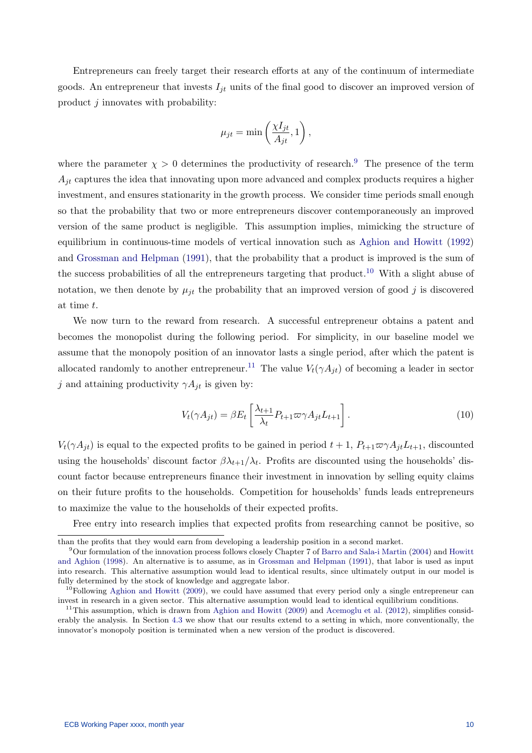Entrepreneurs can freely target their research efforts at any of the continuum of intermediate goods. An entrepreneur that invests $I_{jt}$ units of the final good to discover an improved version of product $j$ innovates with probability:

$$\mu_{jt} = \min\left(\frac{\chi I_{jt}}{A_{jt}}, 1\right),$$

where the parameter $\chi > 0$ determines the productivity of research.[9] The presence of the term $A_{jt}$ captures the idea that innovating upon more advanced and complex products requires a higher investment, and ensures stationarity in the growth process. We consider time periods small enough so that the probability that two or more entrepreneurs discover contemporaneously an improved version of the same product is negligible. This assumption implies, mimicking the structure of equilibrium in continuous-time models of vertical innovation such as Aghion and Howitt (1992) and Grossman and Helpman (1991), that the probability that a product is improved is the sum of the success probabilities of all the entrepreneurs targeting that product.[10] With a slight abuse of notation, we then denote by $\mu_{jt}$ the probability that an improved version of good $j$ is discovered at time $t$.

We now turn to the reward from research. A successful entrepreneur obtains a patent and becomes the monopolist during the following period. For simplicity, in our baseline model we assume that the monopoly position of an innovator lasts a single period, after which the patent is allocated randomly to another entrepreneur.[11] The value $V_t(\gamma A_{jt})$ of becoming a leader in sector $j$ and attaining productivity $\gamma A_{jt}$ is given by:

$$V_t(\gamma A_{jt}) = \beta E_t\left[\frac{\lambda_{t+1}}{\lambda_t} P_{t+1}\varpi\gamma A_{jt}L_{t+1}\right]. \tag{10}$$

$V_t(\gamma A_{jt})$ is equal to the expected profits to be gained in period $t+1$, $P_{t+1}\varpi\gamma A_{jt}L_{t+1}$, discounted using the households' discount factor $\beta\lambda_{t+1}/\lambda_t$. Profits are discounted using the households' discount factor because entrepreneurs finance their investment in innovation by selling equity claims on their future profits to the households. Competition for households' funds leads entrepreneurs to maximize the value to the households of their expected profits.

Free entry into research implies that expected profits from researching cannot be positive, so

---

than the profits that they would earn from developing a leadership position in a second market.

[9] Our formulation of the innovation process follows closely Chapter 7 of Barro and Sala-i Martin (2004) and Howitt and Aghion (1998). An alternative is to assume, as in Grossman and Helpman (1991), that labor is used as input into research. This alternative assumption would lead to identical results, since ultimately output in our model is fully determined by the stock of knowledge and aggregate labor.

[10] Following Aghion and Howitt (2009), we could have assumed that every period only a single entrepreneur can invest in research in a given sector. This alternative assumption would lead to identical equilibrium conditions.

[11] This assumption, which is drawn from Aghion and Howitt (2009) and Acemoglu et al. (2012), simplifies considerably the analysis. In Section 4.3 we show that our results extend to a setting in which, more conventionally, the innovator's monopoly position is terminated when a new version of the product is discovered.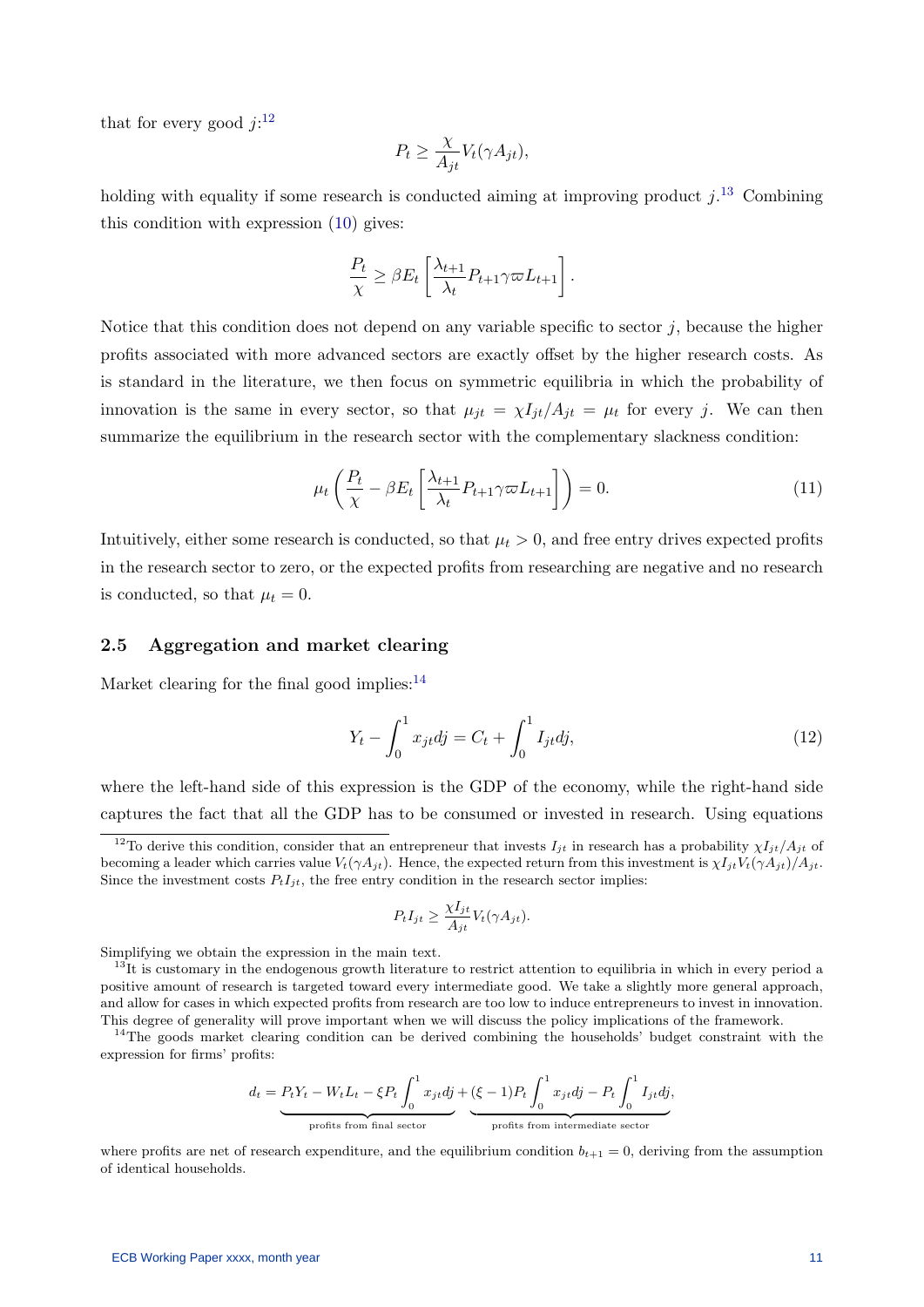that for every good $j$:[12]

$$P_t \geq \frac{\chi}{A_{jt}} V_t(\gamma A_{jt}),$$

holding with equality if some research is conducted aiming at improving product $j$.[13] Combining this condition with expression (10) gives:

$$\frac{P_t}{\chi} \geq \beta E_t \left[ \frac{\lambda_{t+1}}{\lambda_t} P_{t+1} \gamma \varpi L_{t+1} \right].$$

Notice that this condition does not depend on any variable specific to sector $j$, because the higher profits associated with more advanced sectors are exactly offset by the higher research costs. As is standard in the literature, we then focus on symmetric equilibria in which the probability of innovation is the same in every sector, so that $\mu_{jt} = \chi I_{jt}/A_{jt} = \mu_t$ for every $j$. We can then summarize the equilibrium in the research sector with the complementary slackness condition:

$$\mu_t \left( \frac{P_t}{\chi} - \beta E_t \left[ \frac{\lambda_{t+1}}{\lambda_t} P_{t+1} \gamma \varpi L_{t+1} \right] \right) = 0. \tag{11}$$

Intuitively, either some research is conducted, so that $\mu_t > 0$, and free entry drives expected profits in the research sector to zero, or the expected profits from researching are negative and no research is conducted, so that $\mu_t = 0$.

## 2.5 Aggregation and market clearing

Market clearing for the final good implies:[14]

$$Y_t - \int_0^1 x_{jt} dj = C_t + \int_0^1 I_{jt} dj, \tag{12}$$

where the left-hand side of this expression is the GDP of the economy, while the right-hand side captures the fact that all the GDP has to be consumed or invested in research. Using equations

[12] To derive this condition, consider that an entrepreneur that invests $I_{jt}$ in research has a probability $\chi I_{jt}/A_{jt}$ of becoming a leader which carries value $V_t(\gamma A_{jt})$. Hence, the expected return from this investment is $\chi I_{jt} V_t(\gamma A_{jt})/A_{jt}$. Since the investment costs $P_t I_{jt}$, the free entry condition in the research sector implies:

$$P_t I_{jt} \geq \frac{\chi I_{jt}}{A_{jt}} V_t(\gamma A_{jt}).$$

Simplifying we obtain the expression in the main text.

[13] It is customary in the endogenous growth literature to restrict attention to equilibria in which in every period a positive amount of research is targeted toward every intermediate good. We take a slightly more general approach, and allow for cases in which expected profits from research are too low to induce entrepreneurs to invest in innovation. This degree of generality will prove important when we will discuss the policy implications of the framework.

[14] The goods market clearing condition can be derived combining the households' budget constraint with the expression for firms' profits:

$$d_t = \underbrace{P_t Y_t - W_t L_t - \xi P_t \int_0^1 x_{jt} dj}_{\text{profits from final sector}} + \underbrace{(\xi - 1) P_t \int_0^1 x_{jt} dj - P_t \int_0^1 I_{jt} dj}_{\text{profits from intermediate sector}},$$

where profits are net of research expenditure, and the equilibrium condition $b_{t+1} = 0$, deriving from the assumption of identical households.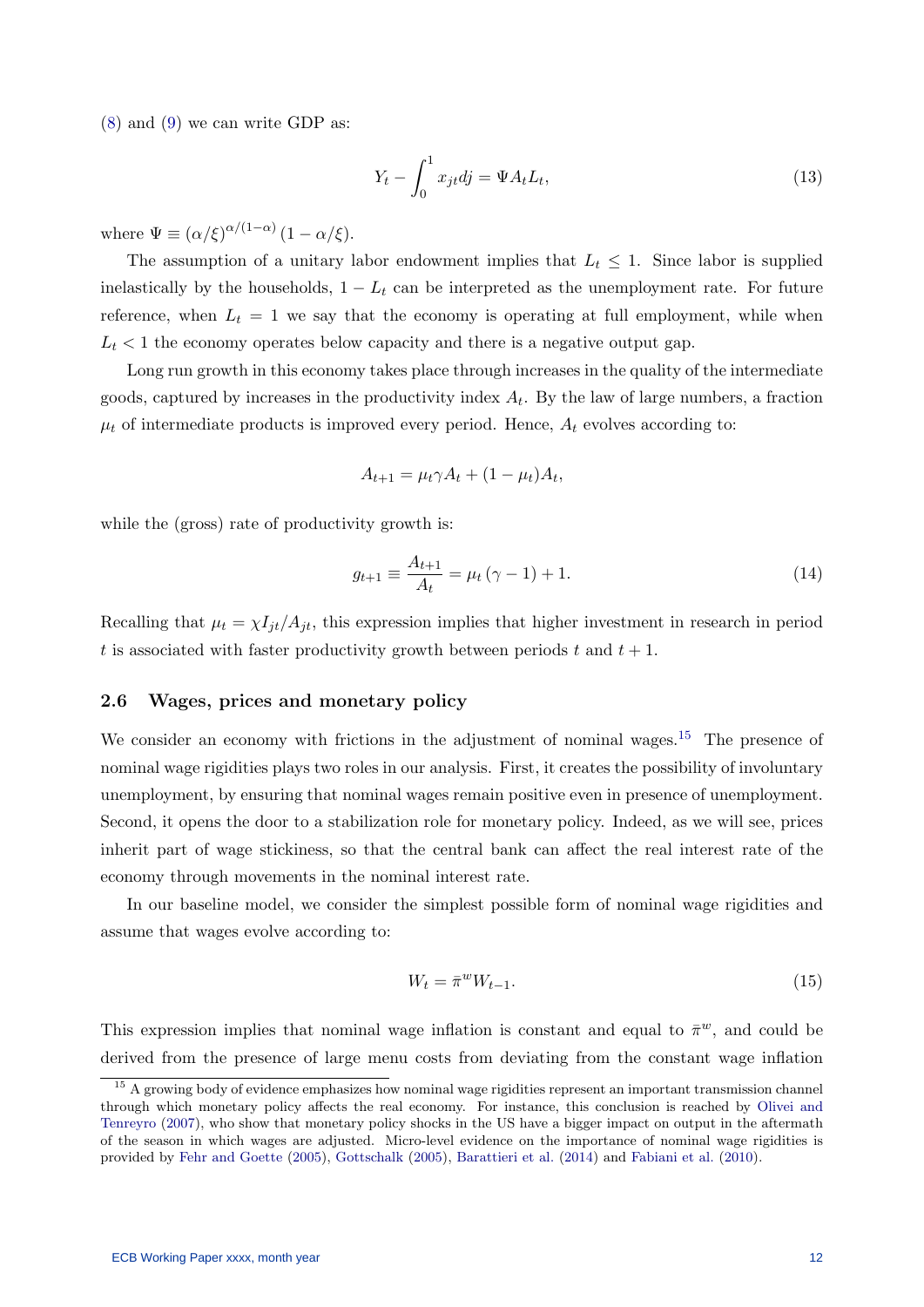(8) and (9) we can write GDP as:

$$Y_t - \int_0^1 x_{jt} dj = \Psi A_t L_t, \tag{13}$$

where $\Psi \equiv (\alpha/\xi)^{\alpha/(1-\alpha)} (1 - \alpha/\xi)$.

The assumption of a unitary labor endowment implies that $L_t \leq 1$. Since labor is supplied inelastically by the households, $1 - L_t$ can be interpreted as the unemployment rate. For future reference, when $L_t = 1$ we say that the economy is operating at full employment, while when $L_t < 1$ the economy operates below capacity and there is a negative output gap.

Long run growth in this economy takes place through increases in the quality of the intermediate goods, captured by increases in the productivity index $A_t$. By the law of large numbers, a fraction $\mu_t$ of intermediate products is improved every period. Hence, $A_t$ evolves according to:

$$A_{t+1} = \mu_t \gamma A_t + (1 - \mu_t) A_t,$$

while the (gross) rate of productivity growth is:

$$g_{t+1} \equiv \frac{A_{t+1}}{A_t} = \mu_t (\gamma - 1) + 1. \tag{14}$$

Recalling that $\mu_t = \chi I_{jt}/A_{jt}$, this expression implies that higher investment in research in period $t$ is associated with faster productivity growth between periods $t$ and $t + 1$.

### 2.6 Wages, prices and monetary policy

We consider an economy with frictions in the adjustment of nominal wages.[15] The presence of nominal wage rigidities plays two roles in our analysis. First, it creates the possibility of involuntary unemployment, by ensuring that nominal wages remain positive even in presence of unemployment. Second, it opens the door to a stabilization role for monetary policy. Indeed, as we will see, prices inherit part of wage stickiness, so that the central bank can affect the real interest rate of the economy through movements in the nominal interest rate.

In our baseline model, we consider the simplest possible form of nominal wage rigidities and assume that wages evolve according to:

$$W_t = \bar{\pi}^w W_{t-1}. \tag{15}$$

This expression implies that nominal wage inflation is constant and equal to $\bar{\pi}^w$, and could be derived from the presence of large menu costs from deviating from the constant wage inflation

[15] A growing body of evidence emphasizes how nominal wage rigidities represent an important transmission channel through which monetary policy affects the real economy. For instance, this conclusion is reached by Olivei and Tenreyro (2007), who show that monetary policy shocks in the US have a bigger impact on output in the aftermath of the season in which wages are adjusted. Micro-level evidence on the importance of nominal wage rigidities is provided by Fehr and Goette (2005), Gottschalk (2005), Barattieri et al. (2014) and Fabiani et al. (2010).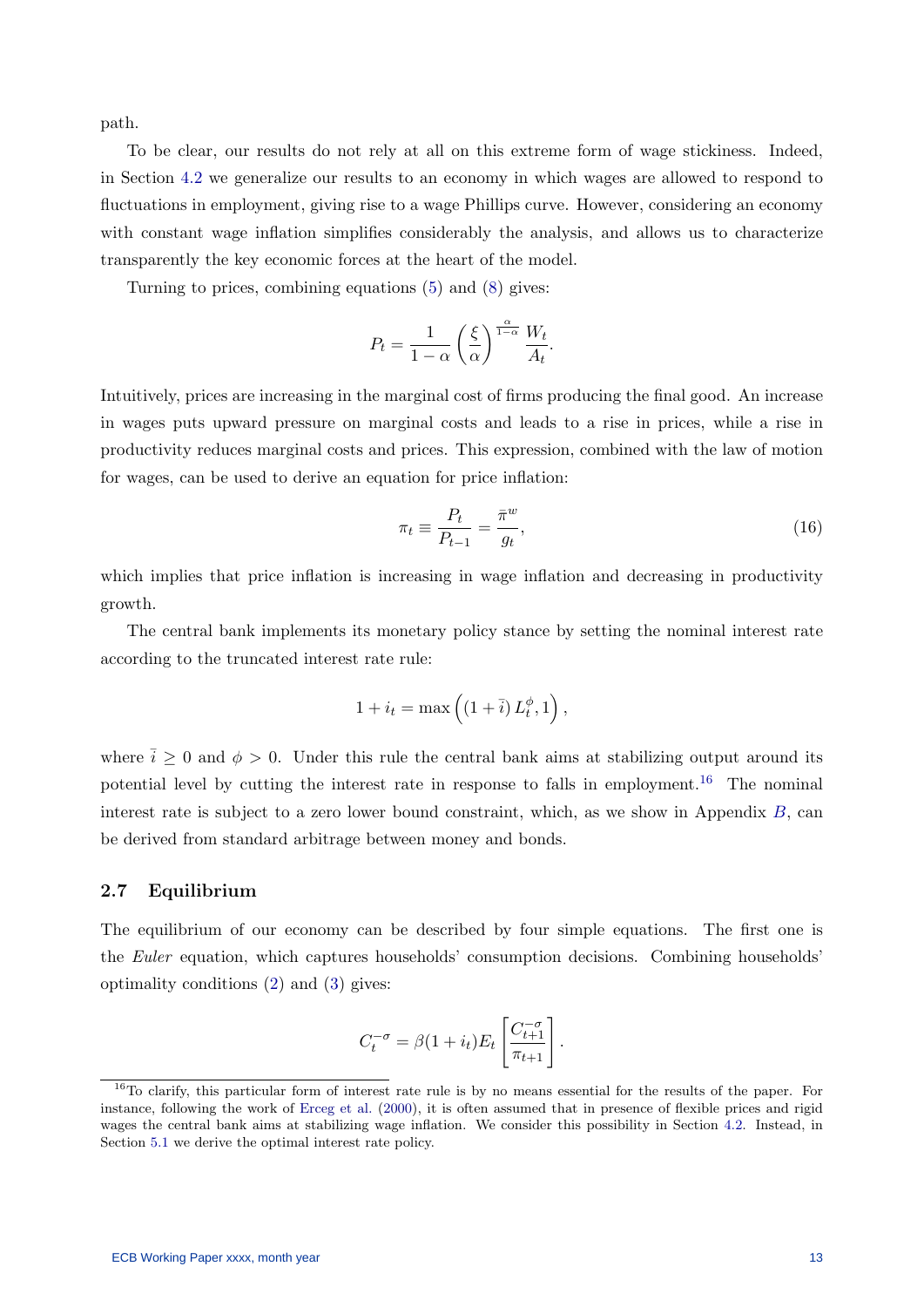path.

To be clear, our results do not rely at all on this extreme form of wage stickiness. Indeed, in Section 4.2 we generalize our results to an economy in which wages are allowed to respond to fluctuations in employment, giving rise to a wage Phillips curve. However, considering an economy with constant wage inflation simplifies considerably the analysis, and allows us to characterize transparently the key economic forces at the heart of the model.

Turning to prices, combining equations (5) and (8) gives:

$$P_t = \frac{1}{1-\alpha}\left(\frac{\xi}{\alpha}\right)^{\frac{\alpha}{1-\alpha}}\frac{W_t}{A_t}.$$

Intuitively, prices are increasing in the marginal cost of firms producing the final good. An increase in wages puts upward pressure on marginal costs and leads to a rise in prices, while a rise in productivity reduces marginal costs and prices. This expression, combined with the law of motion for wages, can be used to derive an equation for price inflation:

$$\pi_t \equiv \frac{P_t}{P_{t-1}} = \frac{\bar{\pi}^w}{g_t}, \tag{16}$$

which implies that price inflation is increasing in wage inflation and decreasing in productivity growth.

The central bank implements its monetary policy stance by setting the nominal interest rate according to the truncated interest rate rule:

$$1 + i_t = \max\left(\left(1+\bar{i}\right)L_t^{\phi}, 1\right),$$

where $\bar{i} \geq 0$ and $\phi > 0$. Under this rule the central bank aims at stabilizing output around its potential level by cutting the interest rate in response to falls in employment.[16] The nominal interest rate is subject to a zero lower bound constraint, which, as we show in Appendix B, can be derived from standard arbitrage between money and bonds.

### 2.7 Equilibrium

The equilibrium of our economy can be described by four simple equations. The first one is the *Euler* equation, which captures households' consumption decisions. Combining households' optimality conditions (2) and (3) gives:

$$C_t^{-\sigma} = \beta(1+i_t)E_t\left[\frac{C_{t+1}^{-\sigma}}{\pi_{t+1}}\right].$$

[16] To clarify, this particular form of interest rate rule is by no means essential for the results of the paper. For instance, following the work of Erceg et al. (2000), it is often assumed that in presence of flexible prices and rigid wages the central bank aims at stabilizing wage inflation. We consider this possibility in Section 4.2. Instead, in Section 5.1 we derive the optimal interest rate policy.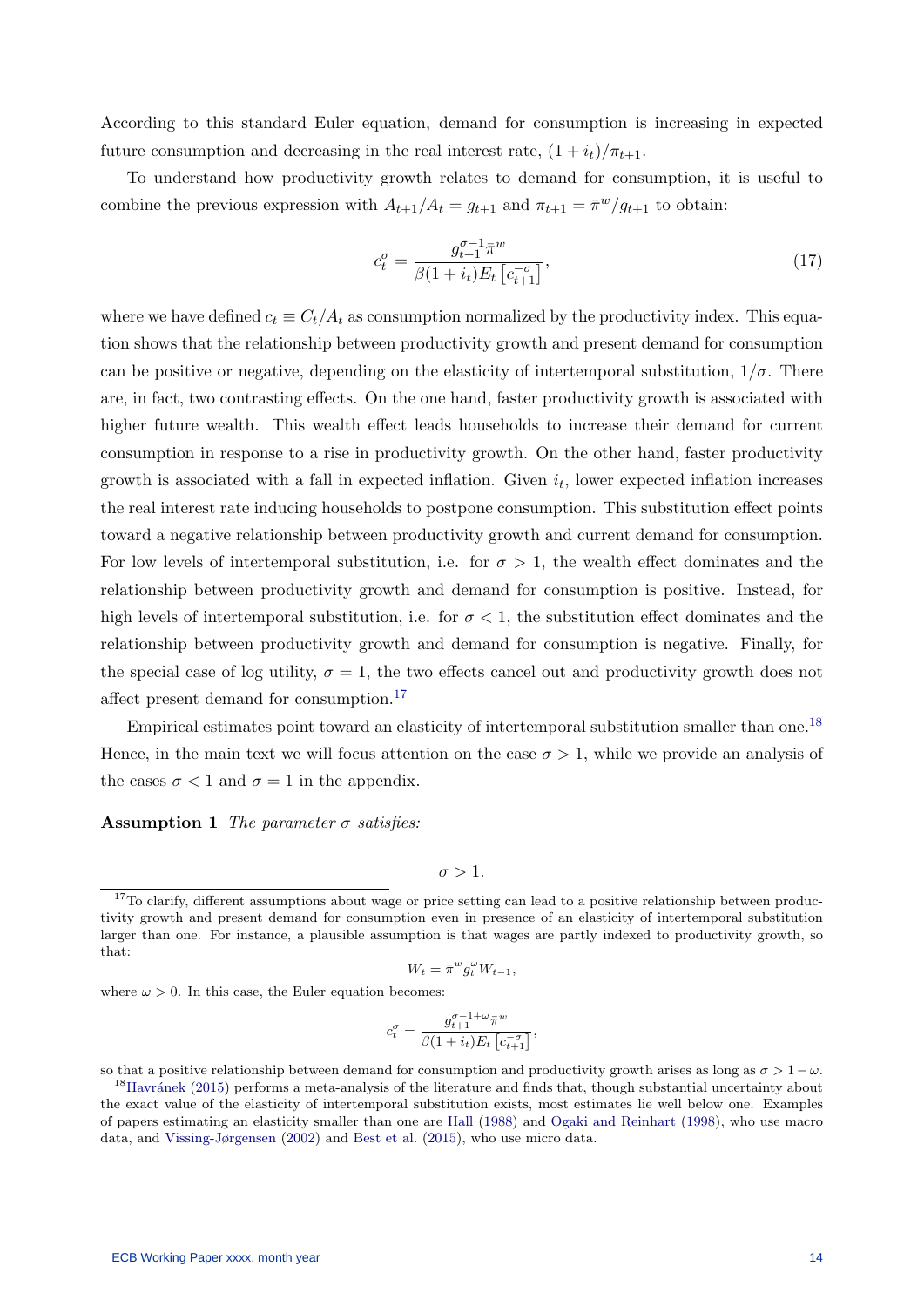According to this standard Euler equation, demand for consumption is increasing in expected future consumption and decreasing in the real interest rate, $(1+i_t)/\pi_{t+1}$.

To understand how productivity growth relates to demand for consumption, it is useful to combine the previous expression with $A_{t+1}/A_t = g_{t+1}$ and $\pi_{t+1} = \bar{\pi}^w / g_{t+1}$ to obtain:

$$c_t^\sigma = \frac{g_{t+1}^{\sigma-1}\bar{\pi}^w}{\beta(1+i_t)E_t\left[c_{t+1}^{-\sigma}\right]}, \tag{17}$$

where we have defined $c_t \equiv C_t/A_t$ as consumption normalized by the productivity index. This equation shows that the relationship between productivity growth and present demand for consumption can be positive or negative, depending on the elasticity of intertemporal substitution, $1/\sigma$. There are, in fact, two contrasting effects. On the one hand, faster productivity growth is associated with higher future wealth. This wealth effect leads households to increase their demand for current consumption in response to a rise in productivity growth. On the other hand, faster productivity growth is associated with a fall in expected inflation. Given $i_t$, lower expected inflation increases the real interest rate inducing households to postpone consumption. This substitution effect points toward a negative relationship between productivity growth and current demand for consumption. For low levels of intertemporal substitution, i.e. for $\sigma > 1$, the wealth effect dominates and the relationship between productivity growth and demand for consumption is positive. Instead, for high levels of intertemporal substitution, i.e. for $\sigma < 1$, the substitution effect dominates and the relationship between productivity growth and demand for consumption is negative. Finally, for the special case of log utility, $\sigma = 1$, the two effects cancel out and productivity growth does not affect present demand for consumption.[17]

Empirical estimates point toward an elasticity of intertemporal substitution smaller than one.[18] Hence, in the main text we will focus attention on the case $\sigma > 1$, while we provide an analysis of the cases $\sigma < 1$ and $\sigma = 1$ in the appendix.

**Assumption 1** *The parameter $\sigma$ satisfies:*

$$\sigma > 1.$$

---

[17] To clarify, different assumptions about wage or price setting can lead to a positive relationship between productivity growth and present demand for consumption even in presence of an elasticity of intertemporal substitution larger than one. For instance, a plausible assumption is that wages are partly indexed to productivity growth, so that:

$$W_t = \bar{\pi}^w g_t^\omega W_{t-1},$$

where $\omega > 0$. In this case, the Euler equation becomes:

$$c_t^\sigma = \frac{g_{t+1}^{\sigma-1+\omega}\bar{\pi}^w}{\beta(1+i_t)E_t\left[c_{t+1}^{-\sigma}\right]},$$

so that a positive relationship between demand for consumption and productivity growth arises as long as $\sigma > 1 - \omega$.

[18] Havránek (2015) performs a meta-analysis of the literature and finds that, though substantial uncertainty about the exact value of the elasticity of intertemporal substitution exists, most estimates lie well below one. Examples of papers estimating an elasticity smaller than one are Hall (1988) and Ogaki and Reinhart (1998), who use macro data, and Vissing-Jørgensen (2002) and Best et al. (2015), who use micro data.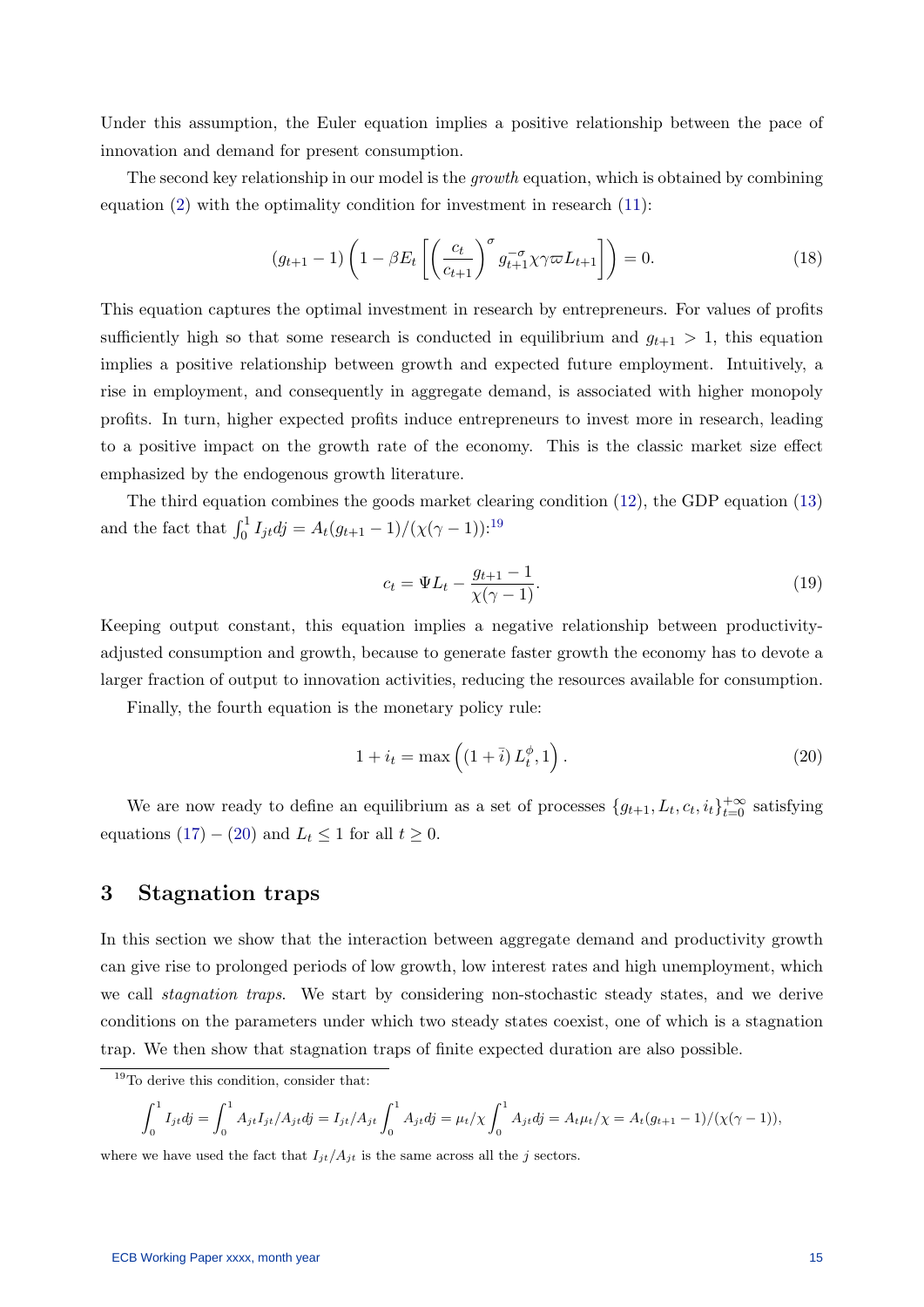Under this assumption, the Euler equation implies a positive relationship between the pace of innovation and demand for present consumption.

The second key relationship in our model is the *growth* equation, which is obtained by combining equation (2) with the optimality condition for investment in research (11):

$$(g_{t+1} - 1)\left(1 - \beta E_t\left[\left(\frac{c_t}{c_{t+1}}\right)^{\sigma} g_{t+1}^{-\sigma}\chi\gamma\varpi L_{t+1}\right]\right) = 0. \tag{18}$$

This equation captures the optimal investment in research by entrepreneurs. For values of profits sufficiently high so that some research is conducted in equilibrium and $g_{t+1} > 1$, this equation implies a positive relationship between growth and expected future employment. Intuitively, a rise in employment, and consequently in aggregate demand, is associated with higher monopoly profits. In turn, higher expected profits induce entrepreneurs to invest more in research, leading to a positive impact on the growth rate of the economy. This is the classic market size effect emphasized by the endogenous growth literature.

The third equation combines the goods market clearing condition (12), the GDP equation (13) and the fact that $\int_0^1 I_{jt}dj = A_t(g_{t+1}-1)/(\chi(\gamma-1))$:[19]

$$c_t = \Psi L_t - \frac{g_{t+1}-1}{\chi(\gamma-1)}. \tag{19}$$

Keeping output constant, this equation implies a negative relationship between productivity-adjusted consumption and growth, because to generate faster growth the economy has to devote a larger fraction of output to innovation activities, reducing the resources available for consumption.

Finally, the fourth equation is the monetary policy rule:

$$1 + i_t = \max\left(\left(1+\bar{\imath}\right)L_t^{\phi}, 1\right). \tag{20}$$

We are now ready to define an equilibrium as a set of processes $\{g_{t+1}, L_t, c_t, i_t\}_{t=0}^{+\infty}$ satisfying equations (17) – (20) and $L_t \leq 1$ for all $t \geq 0$.

# 3 Stagnation traps

In this section we show that the interaction between aggregate demand and productivity growth can give rise to prolonged periods of low growth, low interest rates and high unemployment, which we call *stagnation traps*. We start by considering non-stochastic steady states, and we derive conditions on the parameters under which two steady states coexist, one of which is a stagnation trap. We then show that stagnation traps of finite expected duration are also possible.

---

[19] To derive this condition, consider that:

$$\int_0^1 I_{jt}dj = \int_0^1 A_{jt}I_{jt}/A_{jt}dj = I_{jt}/A_{jt}\int_0^1 A_{jt}dj = \mu_t/\chi\int_0^1 A_{jt}dj = A_t\mu_t/\chi = A_t(g_{t+1}-1)/(\chi(\gamma-1)),$$

where we have used the fact that $I_{jt}/A_{jt}$ is the same across all the $j$ sectors.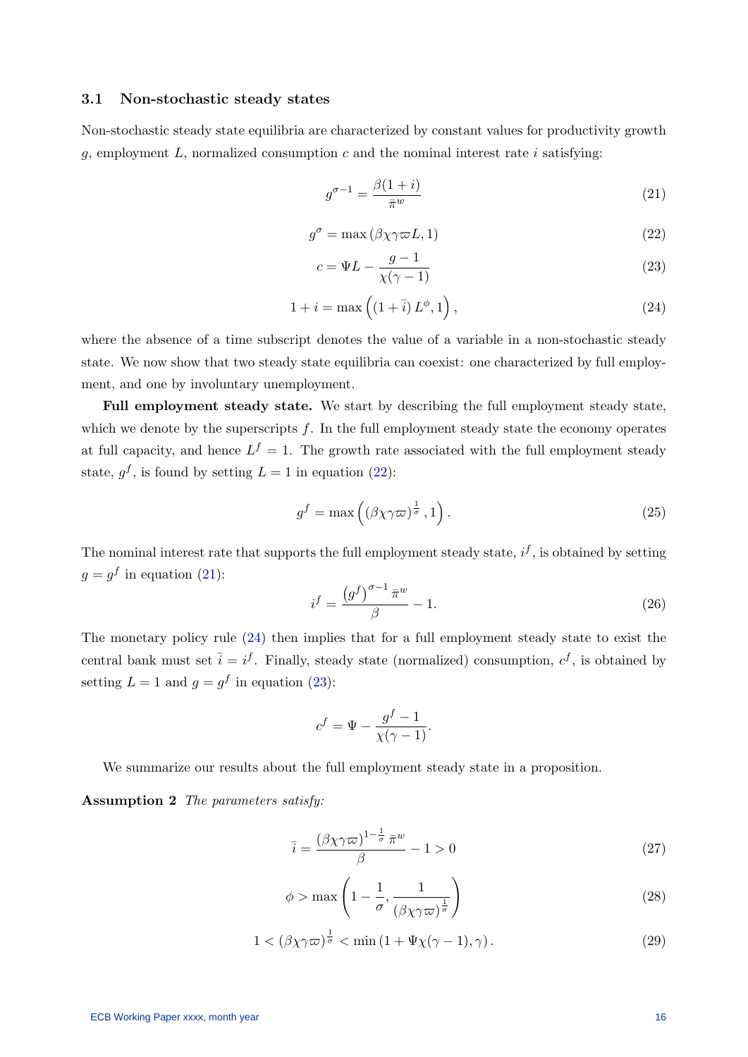### 3.1 Non-stochastic steady states

Non-stochastic steady state equilibria are characterized by constant values for productivity growth $g$, employment $L$, normalized consumption $c$ and the nominal interest rate $i$ satisfying:

$$g^{\sigma-1} = \frac{\beta(1+i)}{\bar{\pi}^w} \tag{21}$$

$$g^{\sigma} = \max\left(\beta\chi\gamma\varpi L, 1\right) \tag{22}$$

$$c = \Psi L - \frac{g-1}{\chi(\gamma-1)} \tag{23}$$

$$1+i = \max\left(\left(1+\bar{i}\right)L^{\phi}, 1\right), \tag{24}$$

where the absence of a time subscript denotes the value of a variable in a non-stochastic steady state. We now show that two steady state equilibria can coexist: one characterized by full employment, and one by involuntary unemployment.

**Full employment steady state.** We start by describing the full employment steady state, which we denote by the superscripts $f$. In the full employment steady state the economy operates at full capacity, and hence $L^f = 1$. The growth rate associated with the full employment steady state, $g^f$, is found by setting $L = 1$ in equation (22):

$$g^f = \max\left(\left(\beta\chi\gamma\varpi\right)^{\frac{1}{\sigma}}, 1\right). \tag{25}$$

The nominal interest rate that supports the full employment steady state, $i^f$, is obtained by setting $g = g^f$ in equation (21):

$$i^f = \frac{\left(g^f\right)^{\sigma-1}\bar{\pi}^w}{\beta} - 1. \tag{26}$$

The monetary policy rule (24) then implies that for a full employment steady state to exist the central bank must set $\bar{i} = i^f$. Finally, steady state (normalized) consumption, $c^f$, is obtained by setting $L = 1$ and $g = g^f$ in equation (23):

$$c^f = \Psi - \frac{g^f - 1}{\chi(\gamma-1)}.$$

We summarize our results about the full employment steady state in a proposition.

**Assumption 2** *The parameters satisfy:*

$$\bar{i} = \frac{\left(\beta\chi\gamma\varpi\right)^{1-\frac{1}{\sigma}}\bar{\pi}^w}{\beta} - 1 > 0 \tag{27}$$

$$\phi > \max\left(1 - \frac{1}{\sigma}, \frac{1}{\left(\beta\chi\gamma\varpi\right)^{\frac{1}{\sigma}}}\right) \tag{28}$$

$$1 < \left(\beta\chi\gamma\varpi\right)^{\frac{1}{\sigma}} < \min\left(1 + \Psi\chi(\gamma-1), \gamma\right). \tag{29}$$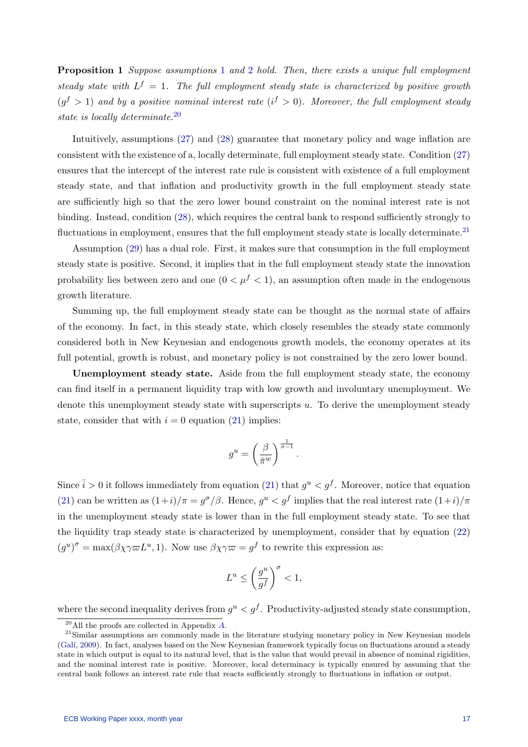**Proposition 1** *Suppose assumptions 1 and 2 hold. Then, there exists a unique full employment steady state with $L^f = 1$. The full employment steady state is characterized by positive growth ($g^f > 1$) and by a positive nominal interest rate ($i^f > 0$). Moreover, the full employment steady state is locally determinate.*[20]

Intuitively, assumptions (27) and (28) guarantee that monetary policy and wage inflation are consistent with the existence of a, locally determinate, full employment steady state. Condition (27) ensures that the intercept of the interest rate rule is consistent with existence of a full employment steady state, and that inflation and productivity growth in the full employment steady state are sufficiently high so that the zero lower bound constraint on the nominal interest rate is not binding. Instead, condition (28), which requires the central bank to respond sufficiently strongly to fluctuations in employment, ensures that the full employment steady state is locally determinate.[21]

Assumption (29) has a dual role. First, it makes sure that consumption in the full employment steady state is positive. Second, it implies that in the full employment steady state the innovation probability lies between zero and one ($0 < \mu^f < 1$), an assumption often made in the endogenous growth literature.

Summing up, the full employment steady state can be thought as the normal state of affairs of the economy. In fact, in this steady state, which closely resembles the steady state commonly considered both in New Keynesian and endogenous growth models, the economy operates at its full potential, growth is robust, and monetary policy is not constrained by the zero lower bound.

**Unemployment steady state.** Aside from the full employment steady state, the economy can find itself in a permanent liquidity trap with low growth and involuntary unemployment. We denote this unemployment steady state with superscripts $u$. To derive the unemployment steady state, consider that with $i = 0$ equation (21) implies:

$$g^u = \left(\frac{\beta}{\bar{\pi}^w}\right)^{\frac{1}{\sigma-1}}.$$

Since $\bar{i} > 0$ it follows immediately from equation (21) that $g^u < g^f$. Moreover, notice that equation (21) can be written as $(1+i)/\pi = g^\sigma/\beta$. Hence, $g^u < g^f$ implies that the real interest rate $(1+i)/\pi$ in the unemployment steady state is lower than in the full employment steady state. To see that the liquidity trap steady state is characterized by unemployment, consider that by equation (22) $(g^u)^\sigma = \max(\beta\chi\gamma\varpi L^u, 1)$. Now use $\beta\chi\gamma\varpi = g^f$ to rewrite this expression as:

$$L^u \leq \left(\frac{g^u}{g^f}\right)^\sigma < 1,$$

where the second inequality derives from $g^u < g^f$. Productivity-adjusted steady state consumption,

[20] All the proofs are collected in Appendix A.

[21] Similar assumptions are commonly made in the literature studying monetary policy in New Keynesian models (Galí, 2009). In fact, analyses based on the New Keynesian framework typically focus on fluctuations around a steady state in which output is equal to its natural level, that is the value that would prevail in absence of nominal rigidities, and the nominal interest rate is positive. Moreover, local determinacy is typically ensured by assuming that the central bank follows an interest rate rule that reacts sufficiently strongly to fluctuations in inflation or output.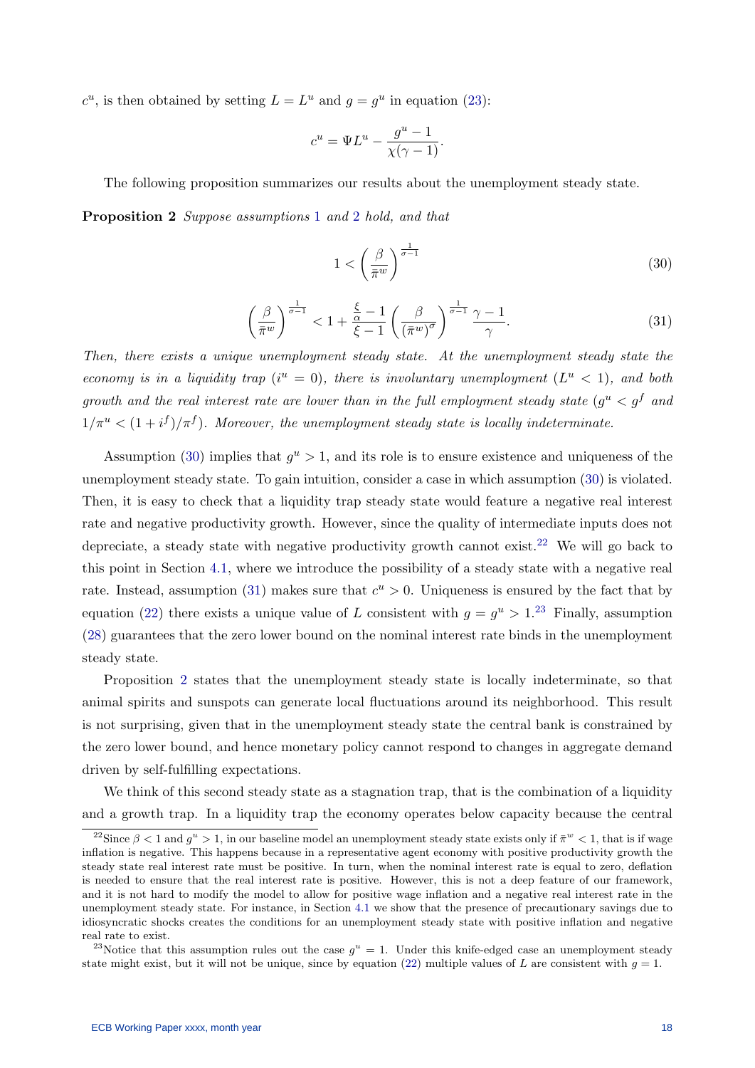$c^u$, is then obtained by setting $L = L^u$ and $g = g^u$ in equation (23):

$$c^u = \Psi L^u - \frac{g^u - 1}{\chi(\gamma - 1)}.$$

The following proposition summarizes our results about the unemployment steady state.

**Proposition 2** *Suppose assumptions 1 and 2 hold, and that*

$$1 < \left(\frac{\beta}{\bar{\pi}^w}\right)^{\frac{1}{\sigma-1}} \tag{30}$$

$$\left(\frac{\beta}{\bar{\pi}^w}\right)^{\frac{1}{\sigma-1}} < 1 + \frac{\frac{\xi}{\alpha} - 1}{\xi - 1}\left(\frac{\beta}{(\bar{\pi}^w)^\sigma}\right)^{\frac{1}{\sigma-1}} \frac{\gamma - 1}{\gamma}. \tag{31}$$

*Then, there exists a unique unemployment steady state. At the unemployment steady state the economy is in a liquidity trap ($i^u = 0$), there is involuntary unemployment ($L^u < 1$), and both growth and the real interest rate are lower than in the full employment steady state ($g^u < g^f$ and $1/\pi^u < (1 + i^f)/\pi^f$). Moreover, the unemployment steady state is locally indeterminate.*

Assumption (30) implies that $g^u > 1$, and its role is to ensure existence and uniqueness of the unemployment steady state. To gain intuition, consider a case in which assumption (30) is violated. Then, it is easy to check that a liquidity trap steady state would feature a negative real interest rate and negative productivity growth. However, since the quality of intermediate inputs does not depreciate, a steady state with negative productivity growth cannot exist.[22] We will go back to this point in Section 4.1, where we introduce the possibility of a steady state with a negative real rate. Instead, assumption (31) makes sure that $c^u > 0$. Uniqueness is ensured by the fact that by equation (22) there exists a unique value of $L$ consistent with $g = g^u > 1$.[23] Finally, assumption (28) guarantees that the zero lower bound on the nominal interest rate binds in the unemployment steady state.

Proposition 2 states that the unemployment steady state is locally indeterminate, so that animal spirits and sunspots can generate local fluctuations around its neighborhood. This result is not surprising, given that in the unemployment steady state the central bank is constrained by the zero lower bound, and hence monetary policy cannot respond to changes in aggregate demand driven by self-fulfilling expectations.

We think of this second steady state as a stagnation trap, that is the combination of a liquidity and a growth trap. In a liquidity trap the economy operates below capacity because the central

[22] Since $\beta < 1$ and $g^u > 1$, in our baseline model an unemployment steady state exists only if $\bar{\pi}^w < 1$, that is if wage inflation is negative. This happens because in a representative agent economy with positive productivity growth the steady state real interest rate must be positive. In turn, when the nominal interest rate is equal to zero, deflation is needed to ensure that the real interest rate is positive. However, this is not a deep feature of our framework, and it is not hard to modify the model to allow for positive wage inflation and a negative real interest rate in the unemployment steady state. For instance, in Section 4.1 we show that the presence of precautionary savings due to idiosyncratic shocks creates the conditions for an unemployment steady state with positive inflation and negative real rate to exist.

[23] Notice that this assumption rules out the case $g^u = 1$. Under this knife-edged case an unemployment steady state might exist, but it will not be unique, since by equation (22) multiple values of $L$ are consistent with $g = 1$.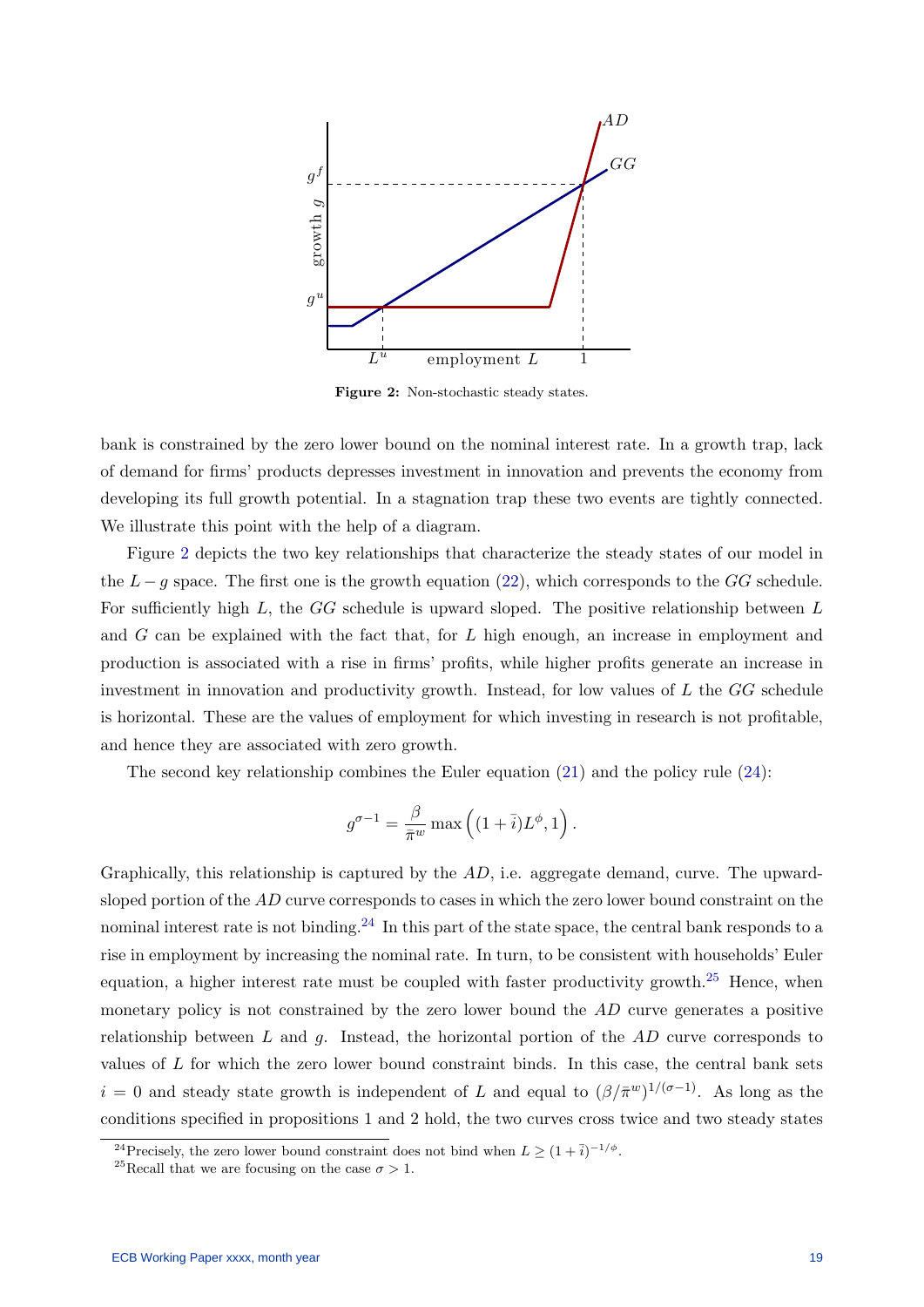AD

GG

$g^f$

growth $g$

$g^u$

$L^u$

employment $L$

1

**Figure 2:** Non-stochastic steady states.

bank is constrained by the zero lower bound on the nominal interest rate. In a growth trap, lack of demand for firms' products depresses investment in innovation and prevents the economy from developing its full growth potential. In a stagnation trap these two events are tightly connected. We illustrate this point with the help of a diagram.

Figure 2 depicts the two key relationships that characterize the steady states of our model in the $L-g$ space. The first one is the growth equation (22), which corresponds to the $GG$ schedule. For sufficiently high $L$, the $GG$ schedule is upward sloped. The positive relationship between $L$ and $G$ can be explained with the fact that, for $L$ high enough, an increase in employment and production is associated with a rise in firms' profits, while higher profits generate an increase in investment in innovation and productivity growth. Instead, for low values of $L$ the $GG$ schedule is horizontal. These are the values of employment for which investing in research is not profitable, and hence they are associated with zero growth.

The second key relationship combines the Euler equation (21) and the policy rule (24):

$$g^{\sigma-1} = \frac{\beta}{\bar{\pi}^w} \max\left((1+\bar{i})L^{\phi}, 1\right).$$

Graphically, this relationship is captured by the $AD$, i.e. aggregate demand, curve. The upward-sloped portion of the $AD$ curve corresponds to cases in which the zero lower bound constraint on the nominal interest rate is not binding.[24] In this part of the state space, the central bank responds to a rise in employment by increasing the nominal rate. In turn, to be consistent with households' Euler equation, a higher interest rate must be coupled with faster productivity growth.[25] Hence, when monetary policy is not constrained by the zero lower bound the $AD$ curve generates a positive relationship between $L$ and $g$. Instead, the horizontal portion of the $AD$ curve corresponds to values of $L$ for which the zero lower bound constraint binds. In this case, the central bank sets $i=0$ and steady state growth is independent of $L$ and equal to $(\beta/\bar{\pi}^w)^{1/(\sigma-1)}$. As long as the conditions specified in propositions 1 and 2 hold, the two curves cross twice and two steady states

[24] Precisely, the zero lower bound constraint does not bind when $L \geq (1+\bar{i})^{-1/\phi}$.

[25] Recall that we are focusing on the case $\sigma > 1$.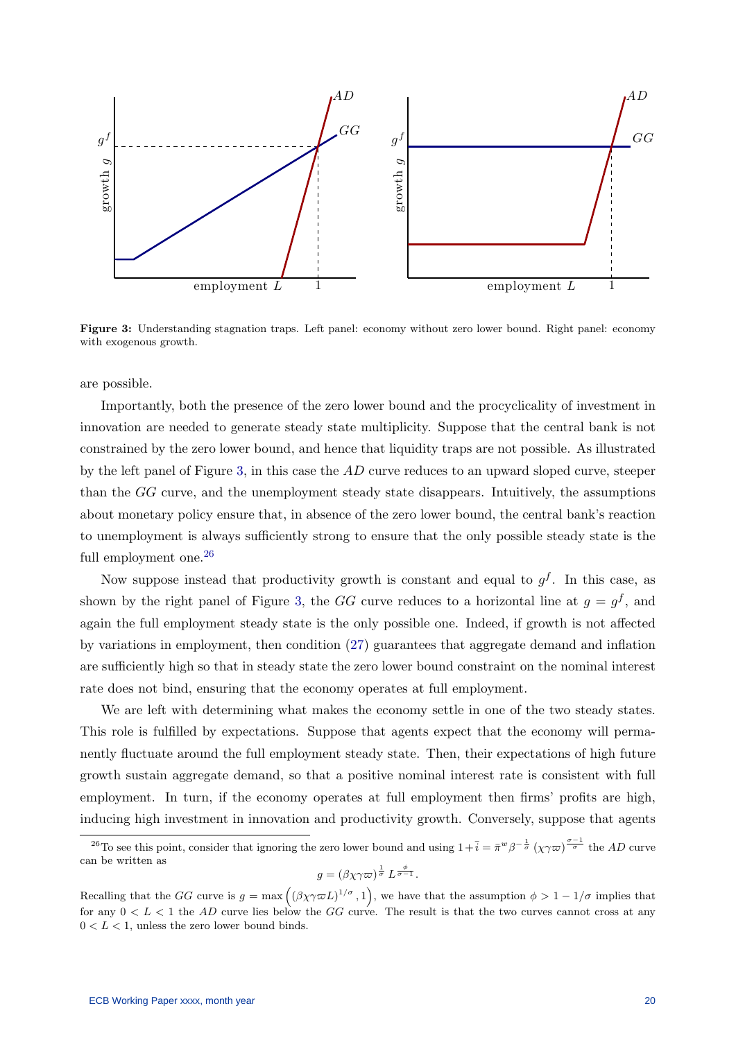AD

GG

$g^f$

growth $g$

employment $L$

1

AD

GG

$g^f$

growth $g$

employment $L$

1

**Figure 3:** Understanding stagnation traps. Left panel: economy without zero lower bound. Right panel: economy with exogenous growth.

are possible.

Importantly, both the presence of the zero lower bound and the procyclicality of investment in innovation are needed to generate steady state multiplicity. Suppose that the central bank is not constrained by the zero lower bound, and hence that liquidity traps are not possible. As illustrated by the left panel of Figure 3, in this case the $AD$ curve reduces to an upward sloped curve, steeper than the $GG$ curve, and the unemployment steady state disappears. Intuitively, the assumptions about monetary policy ensure that, in absence of the zero lower bound, the central bank's reaction to unemployment is always sufficiently strong to ensure that the only possible steady state is the full employment one.[26]

Now suppose instead that productivity growth is constant and equal to $g^f$. In this case, as shown by the right panel of Figure 3, the $GG$ curve reduces to a horizontal line at $g = g^f$, and again the full employment steady state is the only possible one. Indeed, if growth is not affected by variations in employment, then condition (27) guarantees that aggregate demand and inflation are sufficiently high so that in steady state the zero lower bound constraint on the nominal interest rate does not bind, ensuring that the economy operates at full employment.

We are left with determining what makes the economy settle in one of the two steady states. This role is fulfilled by expectations. Suppose that agents expect that the economy will permanently fluctuate around the full employment steady state. Then, their expectations of high future growth sustain aggregate demand, so that a positive nominal interest rate is consistent with full employment. In turn, if the economy operates at full employment then firms' profits are high, inducing high investment in innovation and productivity growth. Conversely, suppose that agents

[26] To see this point, consider that ignoring the zero lower bound and using $1+\bar{i} = \bar{\pi}^w \beta^{-\frac{1}{\sigma}} (\chi\gamma\varpi)^{\frac{\sigma-1}{\sigma}}$ the $AD$ curve can be written as

$$g = (\beta\chi\gamma\varpi)^{\frac{1}{\sigma}} L^{\frac{\phi}{\sigma-1}}.$$

Recalling that the $GG$ curve is $g = \max\left((\beta\chi\gamma\varpi L)^{1/\sigma}, 1\right)$, we have that the assumption $\phi > 1 - 1/\sigma$ implies that for any $0 < L < 1$ the $AD$ curve lies below the $GG$ curve. The result is that the two curves cannot cross at any $0 < L < 1$, unless the zero lower bound binds.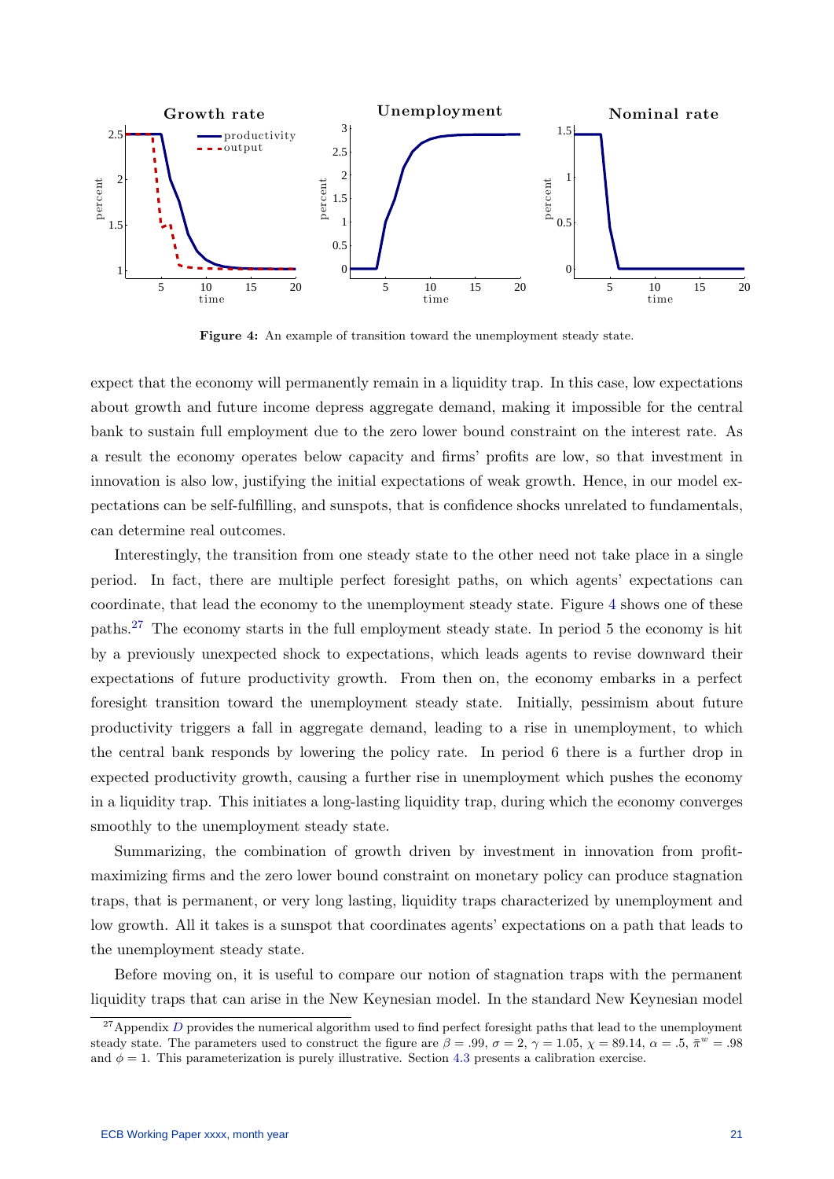Growth rate

productivity
output

percent

2.5
2
1.5
1

5 10 15 20
time

Unemployment

percent

3
2.5
2
1.5
1
0.5
0

5 10 15 20
time

Nominal rate

percent

1.5
1
0.5
0

5 10 15 20
time

**Figure 4:** An example of transition toward the unemployment steady state.

expect that the economy will permanently remain in a liquidity trap. In this case, low expectations about growth and future income depress aggregate demand, making it impossible for the central bank to sustain full employment due to the zero lower bound constraint on the interest rate. As a result the economy operates below capacity and firms' profits are low, so that investment in innovation is also low, justifying the initial expectations of weak growth. Hence, in our model expectations can be self-fulfilling, and sunspots, that is confidence shocks unrelated to fundamentals, can determine real outcomes.

Interestingly, the transition from one steady state to the other need not take place in a single period. In fact, there are multiple perfect foresight paths, on which agents' expectations can coordinate, that lead the economy to the unemployment steady state. Figure 4 shows one of these paths.[27] The economy starts in the full employment steady state. In period 5 the economy is hit by a previously unexpected shock to expectations, which leads agents to revise downward their expectations of future productivity growth. From then on, the economy embarks in a perfect foresight transition toward the unemployment steady state. Initially, pessimism about future productivity triggers a fall in aggregate demand, leading to a rise in unemployment, to which the central bank responds by lowering the policy rate. In period 6 there is a further drop in expected productivity growth, causing a further rise in unemployment which pushes the economy in a liquidity trap. This initiates a long-lasting liquidity trap, during which the economy converges smoothly to the unemployment steady state.

Summarizing, the combination of growth driven by investment in innovation from profit-maximizing firms and the zero lower bound constraint on monetary policy can produce stagnation traps, that is permanent, or very long lasting, liquidity traps characterized by unemployment and low growth. All it takes is a sunspot that coordinates agents' expectations on a path that leads to the unemployment steady state.

Before moving on, it is useful to compare our notion of stagnation traps with the permanent liquidity traps that can arise in the New Keynesian model. In the standard New Keynesian model

[27] Appendix *D* provides the numerical algorithm used to find perfect foresight paths that lead to the unemployment steady state. The parameters used to construct the figure are $\beta = .99$, $\sigma = 2$, $\gamma = 1.05$, $\chi = 89.14$, $\alpha = .5$, $\bar{\pi}^w = .98$ and $\phi = 1$. This parameterization is purely illustrative. Section 4.3 presents a calibration exercise.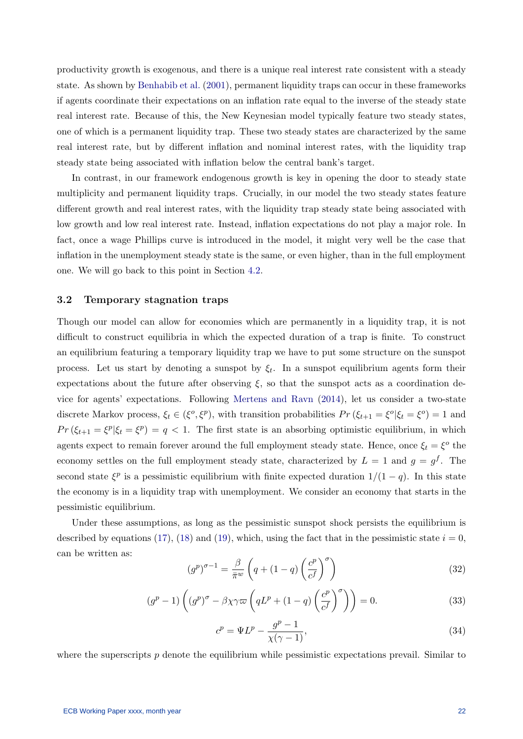productivity growth is exogenous, and there is a unique real interest rate consistent with a steady state. As shown by Benhabib et al. (2001), permanent liquidity traps can occur in these frameworks if agents coordinate their expectations on an inflation rate equal to the inverse of the steady state real interest rate. Because of this, the New Keynesian model typically feature two steady states, one of which is a permanent liquidity trap. These two steady states are characterized by the same real interest rate, but by different inflation and nominal interest rates, with the liquidity trap steady state being associated with inflation below the central bank's target.

In contrast, in our framework endogenous growth is key in opening the door to steady state multiplicity and permanent liquidity traps. Crucially, in our model the two steady states feature different growth and real interest rates, with the liquidity trap steady state being associated with low growth and low real interest rate. Instead, inflation expectations do not play a major role. In fact, once a wage Phillips curve is introduced in the model, it might very well be the case that inflation in the unemployment steady state is the same, or even higher, than in the full employment one. We will go back to this point in Section 4.2.

### 3.2 Temporary stagnation traps

Though our model can allow for economies which are permanently in a liquidity trap, it is not difficult to construct equilibria in which the expected duration of a trap is finite. To construct an equilibrium featuring a temporary liquidity trap we have to put some structure on the sunspot process. Let us start by denoting a sunspot by $\xi_t$. In a sunspot equilibrium agents form their expectations about the future after observing $\xi$, so that the sunspot acts as a coordination device for agents' expectations. Following Mertens and Ravn (2014), let us consider a two-state discrete Markov process, $\xi_t \in (\xi^o, \xi^p)$, with transition probabilities $Pr\left(\xi_{t+1} = \xi^o | \xi_t = \xi^o\right) = 1$ and $Pr\left(\xi_{t+1} = \xi^p | \xi_t = \xi^p\right) = q < 1$. The first state is an absorbing optimistic equilibrium, in which agents expect to remain forever around the full employment steady state. Hence, once $\xi_t = \xi^o$ the economy settles on the full employment steady state, characterized by $L = 1$ and $g = g^f$. The second state $\xi^p$ is a pessimistic equilibrium with finite expected duration $1/(1-q)$. In this state the economy is in a liquidity trap with unemployment. We consider an economy that starts in the pessimistic equilibrium.

Under these assumptions, as long as the pessimistic sunspot shock persists the equilibrium is described by equations (17), (18) and (19), which, using the fact that in the pessimistic state $i = 0$, can be written as:

$$(g^p)^{\sigma-1} = \frac{\beta}{\bar{\pi}^w}\left(q + (1-q)\left(\frac{c^p}{c^f}\right)^{\sigma}\right) \tag{32}$$

$$(g^p - 1)\left((g^p)^{\sigma} - \beta\chi\gamma\varpi\left(qL^p + (1-q)\left(\frac{c^p}{c^f}\right)^{\sigma}\right)\right) = 0. \tag{33}$$

$$c^p = \Psi L^p - \frac{g^p - 1}{\chi(\gamma - 1)}, \tag{34}$$

where the superscripts $p$ denote the equilibrium while pessimistic expectations prevail. Similar to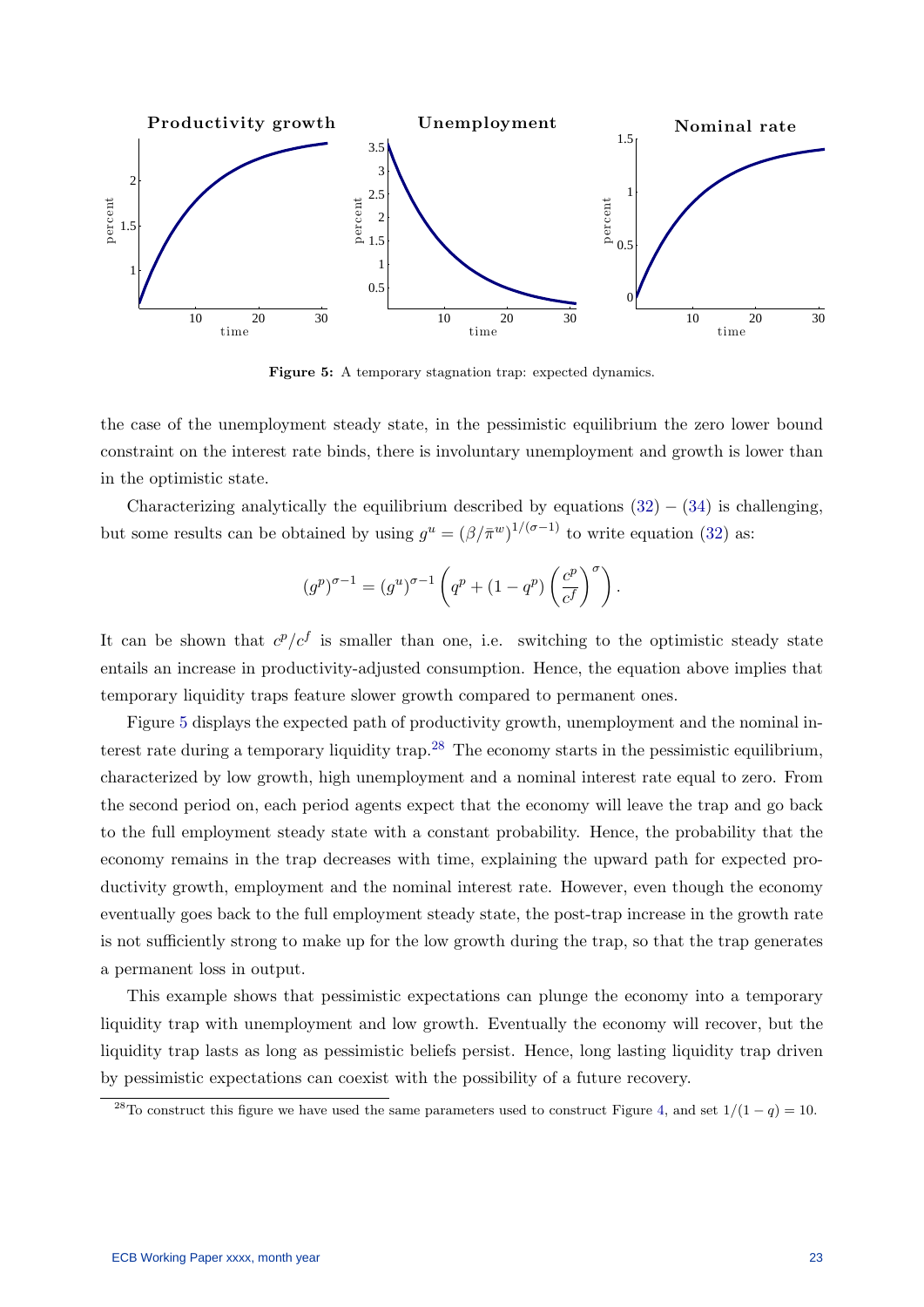Productivity growth

percent

2

1.5

1

10 20 30

time

Unemployment

percent

3.5

3

2.5

2

1.5

1

0.5

10 20 30

time

Nominal rate

percent

1.5

1

0.5

0

10 20 30

time

**Figure 5:** A temporary stagnation trap: expected dynamics.

the case of the unemployment steady state, in the pessimistic equilibrium the zero lower bound constraint on the interest rate binds, there is involuntary unemployment and growth is lower than in the optimistic state.

Characterizing analytically the equilibrium described by equations (32) − (34) is challenging, but some results can be obtained by using $g^u = (\beta/\bar{\pi}^w)^{1/(\sigma-1)}$ to write equation (32) as:

$$(g^p)^{\sigma-1} = (g^u)^{\sigma-1}\left(q^p + (1-q^p)\left(\frac{c^p}{c^f}\right)^{\sigma}\right).$$

It can be shown that $c^p/c^f$ is smaller than one, i.e. switching to the optimistic steady state entails an increase in productivity-adjusted consumption. Hence, the equation above implies that temporary liquidity traps feature slower growth compared to permanent ones.

Figure 5 displays the expected path of productivity growth, unemployment and the nominal interest rate during a temporary liquidity trap.[28] The economy starts in the pessimistic equilibrium, characterized by low growth, high unemployment and a nominal interest rate equal to zero. From the second period on, each period agents expect that the economy will leave the trap and go back to the full employment steady state with a constant probability. Hence, the probability that the economy remains in the trap decreases with time, explaining the upward path for expected productivity growth, employment and the nominal interest rate. However, even though the economy eventually goes back to the full employment steady state, the post-trap increase in the growth rate is not sufficiently strong to make up for the low growth during the trap, so that the trap generates a permanent loss in output.

This example shows that pessimistic expectations can plunge the economy into a temporary liquidity trap with unemployment and low growth. Eventually the economy will recover, but the liquidity trap lasts as long as pessimistic beliefs persist. Hence, long lasting liquidity trap driven by pessimistic expectations can coexist with the possibility of a future recovery.

[28]To construct this figure we have used the same parameters used to construct Figure 4, and set $1/(1-q) = 10$.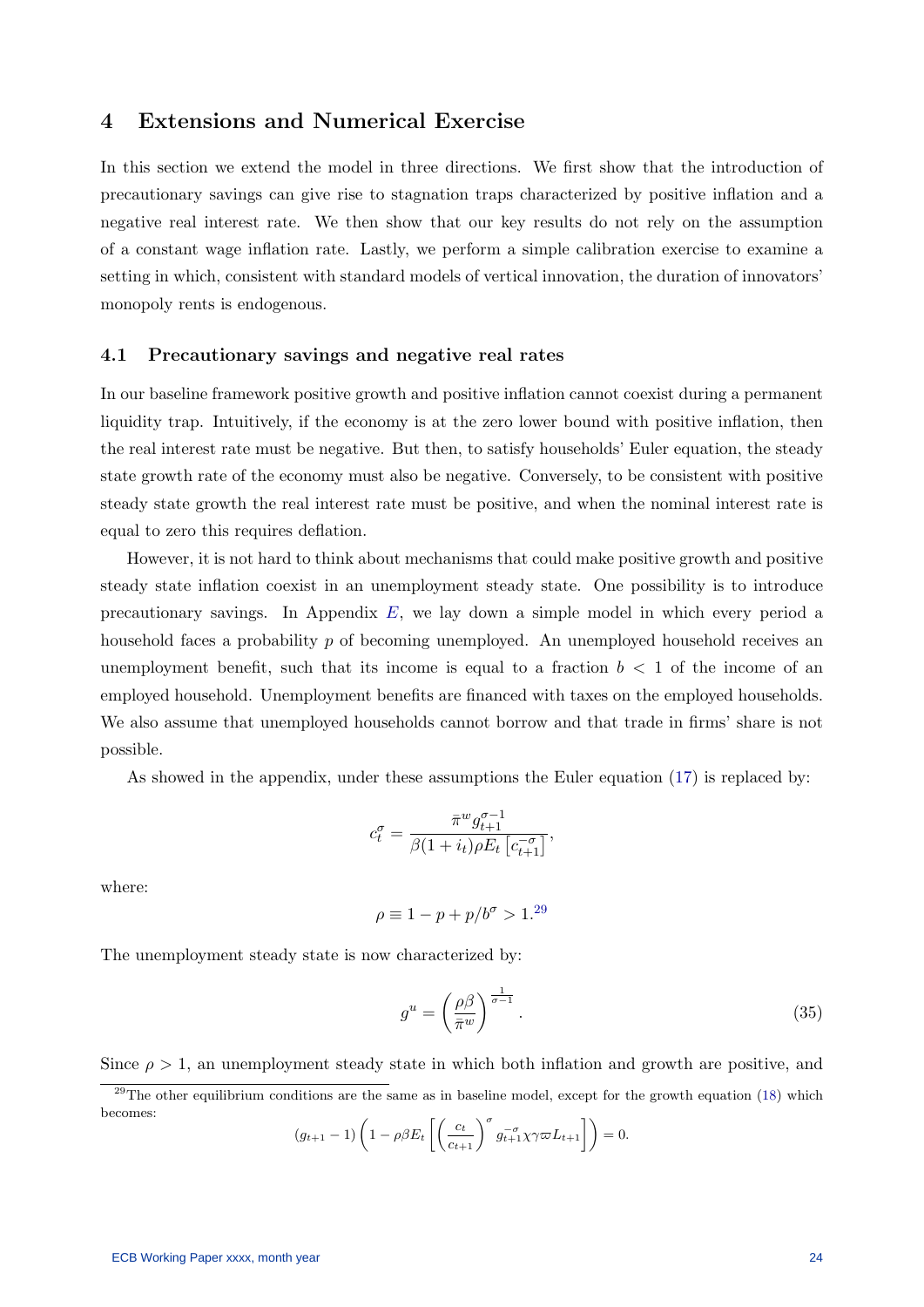# 4 Extensions and Numerical Exercise

In this section we extend the model in three directions. We first show that the introduction of precautionary savings can give rise to stagnation traps characterized by positive inflation and a negative real interest rate. We then show that our key results do not rely on the assumption of a constant wage inflation rate. Lastly, we perform a simple calibration exercise to examine a setting in which, consistent with standard models of vertical innovation, the duration of innovators' monopoly rents is endogenous.

## 4.1 Precautionary savings and negative real rates

In our baseline framework positive growth and positive inflation cannot coexist during a permanent liquidity trap. Intuitively, if the economy is at the zero lower bound with positive inflation, then the real interest rate must be negative. But then, to satisfy households' Euler equation, the steady state growth rate of the economy must also be negative. Conversely, to be consistent with positive steady state growth the real interest rate must be positive, and when the nominal interest rate is equal to zero this requires deflation.

However, it is not hard to think about mechanisms that could make positive growth and positive steady state inflation coexist in an unemployment steady state. One possibility is to introduce precautionary savings. In Appendix E, we lay down a simple model in which every period a household faces a probability $p$ of becoming unemployed. An unemployed household receives an unemployment benefit, such that its income is equal to a fraction $b < 1$ of the income of an employed household. Unemployment benefits are financed with taxes on the employed households. We also assume that unemployed households cannot borrow and that trade in firms' share is not possible.

As showed in the appendix, under these assumptions the Euler equation (17) is replaced by:

$$c_t^{\sigma} = \frac{\bar{\pi}^w g_{t+1}^{\sigma-1}}{\beta(1+i_t)\rho E_t\left[c_{t+1}^{-\sigma}\right]},$$

where:

$$\rho \equiv 1 - p + p/b^{\sigma} > 1.$$[29]

The unemployment steady state is now characterized by:

$$g^u = \left(\frac{\rho\beta}{\bar{\pi}^w}\right)^{\frac{1}{\sigma-1}}. \tag{35}$$

Since $\rho > 1$, an unemployment steady state in which both inflation and growth are positive, and

[29] The other equilibrium conditions are the same as in baseline model, except for the growth equation (18) which becomes:

$$(g_{t+1} - 1)\left(1 - \rho\beta E_t\left[\left(\frac{c_t}{c_{t+1}}\right)^{\sigma} g_{t+1}^{-\sigma}\chi\gamma\varpi L_{t+1}\right]\right) = 0.$$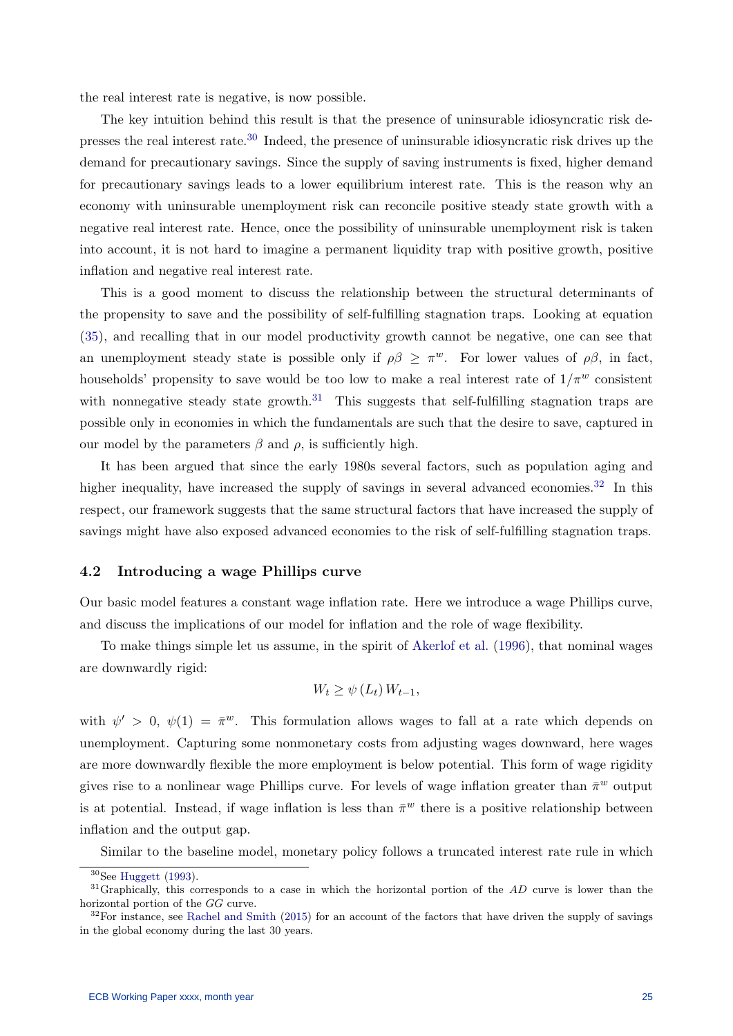the real interest rate is negative, is now possible.

The key intuition behind this result is that the presence of uninsurable idiosyncratic risk depresses the real interest rate.[30] Indeed, the presence of uninsurable idiosyncratic risk drives up the demand for precautionary savings. Since the supply of saving instruments is fixed, higher demand for precautionary savings leads to a lower equilibrium interest rate. This is the reason why an economy with uninsurable unemployment risk can reconcile positive steady state growth with a negative real interest rate. Hence, once the possibility of uninsurable unemployment risk is taken into account, it is not hard to imagine a permanent liquidity trap with positive growth, positive inflation and negative real interest rate.

This is a good moment to discuss the relationship between the structural determinants of the propensity to save and the possibility of self-fulfilling stagnation traps. Looking at equation (35), and recalling that in our model productivity growth cannot be negative, one can see that an unemployment steady state is possible only if $\rho\beta \geq \pi^w$. For lower values of $\rho\beta$, in fact, households' propensity to save would be too low to make a real interest rate of $1/\pi^w$ consistent with nonnegative steady state growth.[31] This suggests that self-fulfilling stagnation traps are possible only in economies in which the fundamentals are such that the desire to save, captured in our model by the parameters $\beta$ and $\rho$, is sufficiently high.

It has been argued that since the early 1980s several factors, such as population aging and higher inequality, have increased the supply of savings in several advanced economies.[32] In this respect, our framework suggests that the same structural factors that have increased the supply of savings might have also exposed advanced economies to the risk of self-fulfilling stagnation traps.

### 4.2 Introducing a wage Phillips curve

Our basic model features a constant wage inflation rate. Here we introduce a wage Phillips curve, and discuss the implications of our model for inflation and the role of wage flexibility.

To make things simple let us assume, in the spirit of Akerlof et al. (1996), that nominal wages are downwardly rigid:

$$W_t \geq \psi(L_t) W_{t-1},$$

with $\psi' > 0$, $\psi(1) = \bar{\pi}^w$. This formulation allows wages to fall at a rate which depends on unemployment. Capturing some nonmonetary costs from adjusting wages downward, here wages are more downwardly flexible the more employment is below potential. This form of wage rigidity gives rise to a nonlinear wage Phillips curve. For levels of wage inflation greater than $\bar{\pi}^w$ output is at potential. Instead, if wage inflation is less than $\bar{\pi}^w$ there is a positive relationship between inflation and the output gap.

Similar to the baseline model, monetary policy follows a truncated interest rate rule in which

[30] See Huggett (1993).

[31] Graphically, this corresponds to a case in which the horizontal portion of the $AD$ curve is lower than the horizontal portion of the $GG$ curve.

[32] For instance, see Rachel and Smith (2015) for an account of the factors that have driven the supply of savings in the global economy during the last 30 years.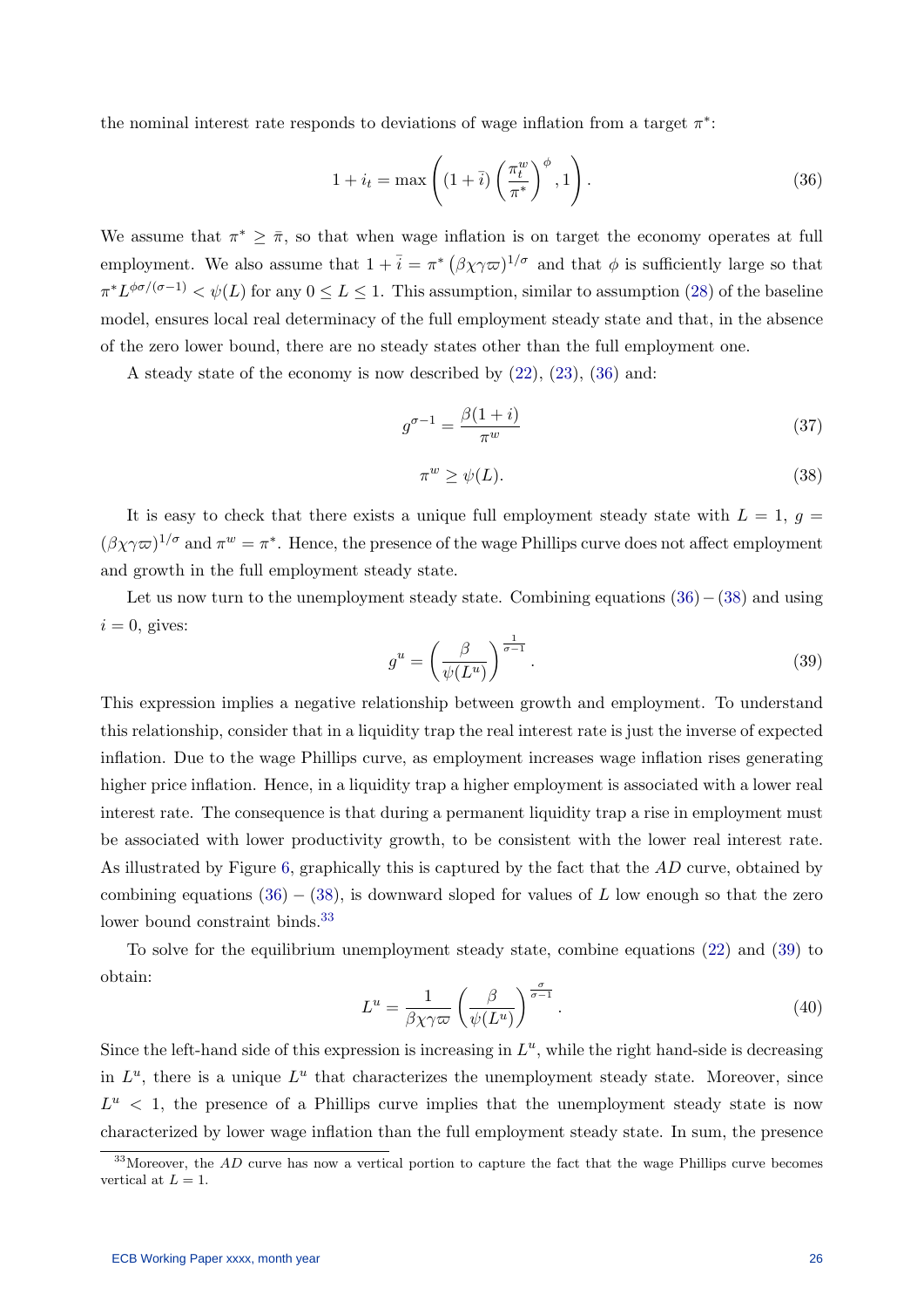the nominal interest rate responds to deviations of wage inflation from a target $\pi^*$:

$$1 + i_t = \max\left((1+\bar{i})\left(\frac{\pi_t^w}{\pi^*}\right)^{\phi}, 1\right). \tag{36}$$

We assume that $\pi^* \geq \bar{\pi}$, so that when wage inflation is on target the economy operates at full employment. We also assume that $1+\bar{i} = \pi^* \left(\beta\chi\gamma\varpi\right)^{1/\sigma}$ and that $\phi$ is sufficiently large so that $\pi^* L^{\phi\sigma/(\sigma-1)} < \psi(L)$ for any $0 \leq L \leq 1$. This assumption, similar to assumption (28) of the baseline model, ensures local real determinacy of the full employment steady state and that, in the absence of the zero lower bound, there are no steady states other than the full employment one.

A steady state of the economy is now described by (22), (23), (36) and:

$$g^{\sigma-1} = \frac{\beta(1+i)}{\pi^w} \tag{37}$$

$$\pi^w \geq \psi(L). \tag{38}$$

It is easy to check that there exists a unique full employment steady state with $L=1$, $g = (\beta\chi\gamma\varpi)^{1/\sigma}$ and $\pi^w = \pi^*$. Hence, the presence of the wage Phillips curve does not affect employment and growth in the full employment steady state.

Let us now turn to the unemployment steady state. Combining equations (36) – (38) and using $i=0$, gives:

$$g^u = \left(\frac{\beta}{\psi(L^u)}\right)^{\frac{1}{\sigma-1}}. \tag{39}$$

This expression implies a negative relationship between growth and employment. To understand this relationship, consider that in a liquidity trap the real interest rate is just the inverse of expected inflation. Due to the wage Phillips curve, as employment increases wage inflation rises generating higher price inflation. Hence, in a liquidity trap a higher employment is associated with a lower real interest rate. The consequence is that during a permanent liquidity trap a rise in employment must be associated with lower productivity growth, to be consistent with the lower real interest rate. As illustrated by Figure 6, graphically this is captured by the fact that the *AD* curve, obtained by combining equations (36) – (38), is downward sloped for values of $L$ low enough so that the zero lower bound constraint binds.[33]

To solve for the equilibrium unemployment steady state, combine equations (22) and (39) to obtain:

$$L^u = \frac{1}{\beta\chi\gamma\varpi}\left(\frac{\beta}{\psi(L^u)}\right)^{\frac{\sigma}{\sigma-1}}. \tag{40}$$

Since the left-hand side of this expression is increasing in $L^u$, while the right hand-side is decreasing in $L^u$, there is a unique $L^u$ that characterizes the unemployment steady state. Moreover, since $L^u < 1$, the presence of a Phillips curve implies that the unemployment steady state is now characterized by lower wage inflation than the full employment steady state. In sum, the presence

[33] Moreover, the *AD* curve has now a vertical portion to capture the fact that the wage Phillips curve becomes vertical at $L = 1$.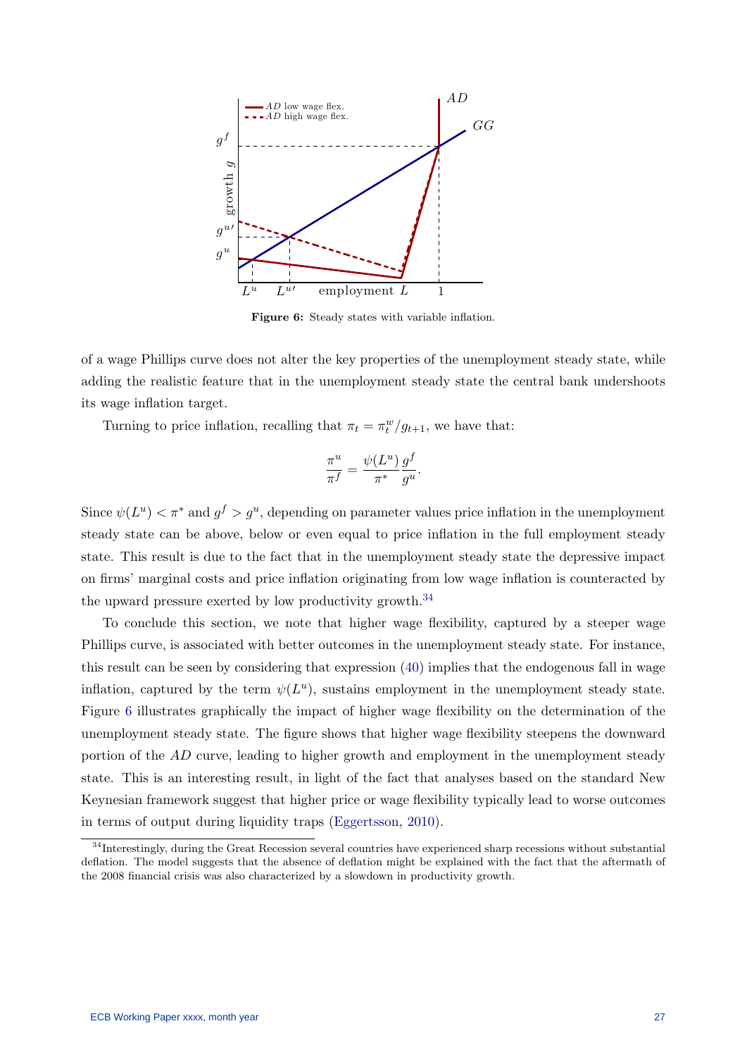AD low wage flex.
AD high wage flex.
AD
GG
$g^f$
growth $g$
$g^{u\prime}$
$g^u$
$L^u$ $L^{u\prime}$ employment $L$ 1

**Figure 6:** Steady states with variable inflation.

of a wage Phillips curve does not alter the key properties of the unemployment steady state, while adding the realistic feature that in the unemployment steady state the central bank undershoots its wage inflation target.

Turning to price inflation, recalling that $\pi_t = \pi_t^w / g_{t+1}$, we have that:

$$\frac{\pi^u}{\pi^f} = \frac{\psi(L^u)}{\pi^*} \frac{g^f}{g^u}.$$

Since $\psi(L^u) < \pi^*$ and $g^f > g^u$, depending on parameter values price inflation in the unemployment steady state can be above, below or even equal to price inflation in the full employment steady state. This result is due to the fact that in the unemployment steady state the depressive impact on firms' marginal costs and price inflation originating from low wage inflation is counteracted by the upward pressure exerted by low productivity growth.[34]

To conclude this section, we note that higher wage flexibility, captured by a steeper wage Phillips curve, is associated with better outcomes in the unemployment steady state. For instance, this result can be seen by considering that expression (40) implies that the endogenous fall in wage inflation, captured by the term $\psi(L^u)$, sustains employment in the unemployment steady state. Figure 6 illustrates graphically the impact of higher wage flexibility on the determination of the unemployment steady state. The figure shows that higher wage flexibility steepens the downward portion of the $AD$ curve, leading to higher growth and employment in the unemployment steady state. This is an interesting result, in light of the fact that analyses based on the standard New Keynesian framework suggest that higher price or wage flexibility typically lead to worse outcomes in terms of output during liquidity traps (Eggertsson, 2010).

[34] Interestingly, during the Great Recession several countries have experienced sharp recessions without substantial deflation. The model suggests that the absence of deflation might be explained with the fact that the aftermath of the 2008 financial crisis was also characterized by a slowdown in productivity growth.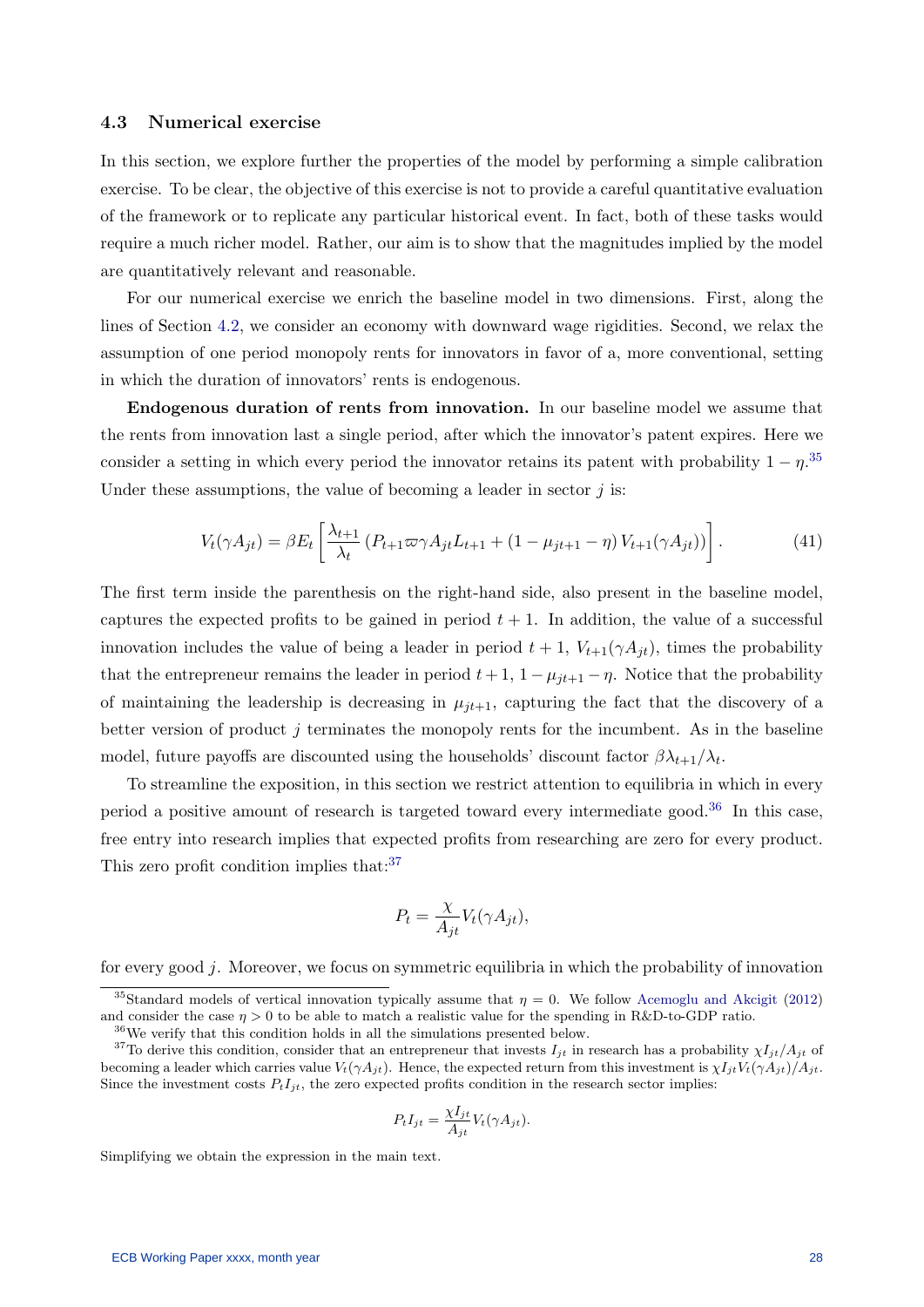### 4.3 Numerical exercise

In this section, we explore further the properties of the model by performing a simple calibration exercise. To be clear, the objective of this exercise is not to provide a careful quantitative evaluation of the framework or to replicate any particular historical event. In fact, both of these tasks would require a much richer model. Rather, our aim is to show that the magnitudes implied by the model are quantitatively relevant and reasonable.

For our numerical exercise we enrich the baseline model in two dimensions. First, along the lines of Section 4.2, we consider an economy with downward wage rigidities. Second, we relax the assumption of one period monopoly rents for innovators in favor of a, more conventional, setting in which the duration of innovators' rents is endogenous.

**Endogenous duration of rents from innovation.** In our baseline model we assume that the rents from innovation last a single period, after which the innovator's patent expires. Here we consider a setting in which every period the innovator retains its patent with probability $1 - \eta$.[35] Under these assumptions, the value of becoming a leader in sector $j$ is:

$$V_t(\gamma A_{jt}) = \beta E_t \left[ \frac{\lambda_{t+1}}{\lambda_t} \left( P_{t+1} \varpi \gamma A_{jt} L_{t+1} + (1 - \mu_{jt+1} - \eta) V_{t+1}(\gamma A_{jt}) \right) \right]. \tag{41}$$

The first term inside the parenthesis on the right-hand side, also present in the baseline model, captures the expected profits to be gained in period $t+1$. In addition, the value of a successful innovation includes the value of being a leader in period $t+1$, $V_{t+1}(\gamma A_{jt})$, times the probability that the entrepreneur remains the leader in period $t+1$, $1 - \mu_{jt+1} - \eta$. Notice that the probability of maintaining the leadership is decreasing in $\mu_{jt+1}$, capturing the fact that the discovery of a better version of product $j$ terminates the monopoly rents for the incumbent. As in the baseline model, future payoffs are discounted using the households' discount factor $\beta \lambda_{t+1}/\lambda_t$.

To streamline the exposition, in this section we restrict attention to equilibria in which in every period a positive amount of research is targeted toward every intermediate good.[36] In this case, free entry into research implies that expected profits from researching are zero for every product. This zero profit condition implies that:[37]

$$P_t = \frac{\chi}{A_{jt}} V_t(\gamma A_{jt}),$$

for every good $j$. Moreover, we focus on symmetric equilibria in which the probability of innovation

---

[35] Standard models of vertical innovation typically assume that $\eta = 0$. We follow Acemoglu and Akcigit (2012) and consider the case $\eta > 0$ to be able to match a realistic value for the spending in R&D-to-GDP ratio.

[36] We verify that this condition holds in all the simulations presented below.

[37] To derive this condition, consider that an entrepreneur that invests $I_{jt}$ in research has a probability $\chi I_{jt}/A_{jt}$ of becoming a leader which carries value $V_t(\gamma A_{jt})$. Hence, the expected return from this investment is $\chi I_{jt} V_t(\gamma A_{jt})/A_{jt}$. Since the investment costs $P_t I_{jt}$, the zero expected profits condition in the research sector implies:

$$P_t I_{jt} = \frac{\chi I_{jt}}{A_{jt}} V_t(\gamma A_{jt}).$$

Simplifying we obtain the expression in the main text.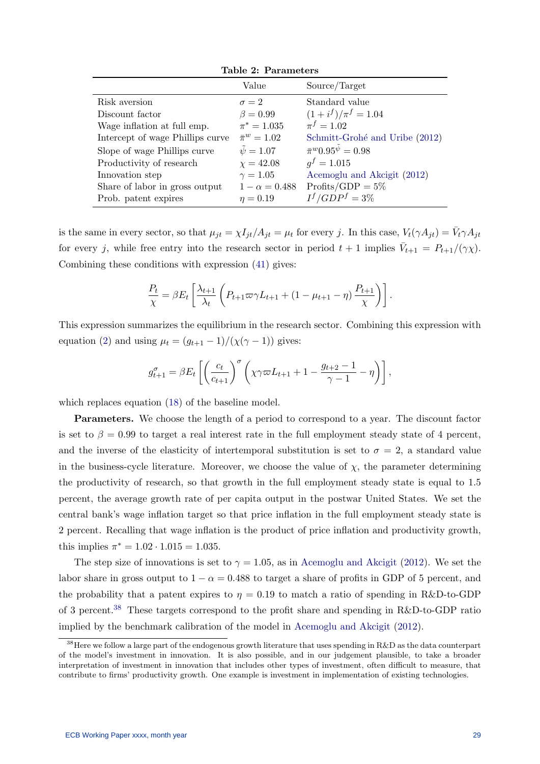**Table 2: Parameters**

| | Value | Source/Target |
|---|---|---|
| Risk aversion | $\sigma = 2$ | Standard value |
| Discount factor | $\beta = 0.99$ | $(1+i^f)/\pi^f = 1.04$ |
| Wage inflation at full emp. | $\pi^* = 1.035$ | $\pi^f = 1.02$ |
| Intercept of wage Phillips curve | $\bar{\pi}^w = 1.02$ | Schmitt-Grohé and Uribe (2012) |
| Slope of wage Phillips curve | $\tilde{\psi} = 1.07$ | $\bar{\pi}^w 0.95^{\tilde{\psi}} = 0.98$ |
| Productivity of research | $\chi = 42.08$ | $g^f = 1.015$ |
| Innovation step | $\gamma = 1.05$ | Acemoglu and Akcigit (2012) |
| Share of labor in gross output | $1-\alpha = 0.488$ | Profits/GDP = 5% |
| Prob. patent expires | $\eta = 0.19$ | $I^f/GDP^f = 3\%$ |

is the same in every sector, so that $\mu_{jt} = \chi I_{jt}/A_{jt} = \mu_t$ for every $j$. In this case, $V_t(\gamma A_{jt}) = \bar{V}_t \gamma A_{jt}$ for every $j$, while free entry into the research sector in period $t+1$ implies $\bar{V}_{t+1} = P_{t+1}/(\gamma\chi)$. Combining these conditions with expression (41) gives:

$$\frac{P_t}{\chi} = \beta E_t \left[ \frac{\lambda_{t+1}}{\lambda_t} \left( P_{t+1} \varpi \gamma L_{t+1} + (1 - \mu_{t+1} - \eta) \frac{P_{t+1}}{\chi} \right) \right].$$

This expression summarizes the equilibrium in the research sector. Combining this expression with equation (2) and using $\mu_t = (g_{t+1} - 1)/(\chi(\gamma - 1))$ gives:

$$g_{t+1}^{\sigma} = \beta E_t \left[ \left( \frac{c_t}{c_{t+1}} \right)^{\sigma} \left( \chi \gamma \varpi L_{t+1} + 1 - \frac{g_{t+2} - 1}{\gamma - 1} - \eta \right) \right],$$

which replaces equation (18) of the baseline model.

**Parameters.** We choose the length of a period to correspond to a year. The discount factor is set to $\beta = 0.99$ to target a real interest rate in the full employment steady state of 4 percent, and the inverse of the elasticity of intertemporal substitution is set to $\sigma = 2$, a standard value in the business-cycle literature. Moreover, we choose the value of $\chi$, the parameter determining the productivity of research, so that growth in the full employment steady state is equal to 1.5 percent, the average growth rate of per capita output in the postwar United States. We set the central bank's wage inflation target so that price inflation in the full employment steady state is 2 percent. Recalling that wage inflation is the product of price inflation and productivity growth, this implies $\pi^* = 1.02 \cdot 1.015 = 1.035$.

The step size of innovations is set to $\gamma = 1.05$, as in Acemoglu and Akcigit (2012). We set the labor share in gross output to $1 - \alpha = 0.488$ to target a share of profits in GDP of 5 percent, and the probability that a patent expires to $\eta = 0.19$ to match a ratio of spending in R&D-to-GDP of 3 percent.[38] These targets correspond to the profit share and spending in R&D-to-GDP ratio implied by the benchmark calibration of the model in Acemoglu and Akcigit (2012).

[38] Here we follow a large part of the endogenous growth literature that uses spending in R&D as the data counterpart of the model's investment in innovation. It is also possible, and in our judgement plausible, to take a broader interpretation of investment in innovation that includes other types of investment, often difficult to measure, that contribute to firms' productivity growth. One example is investment in implementation of existing technologies.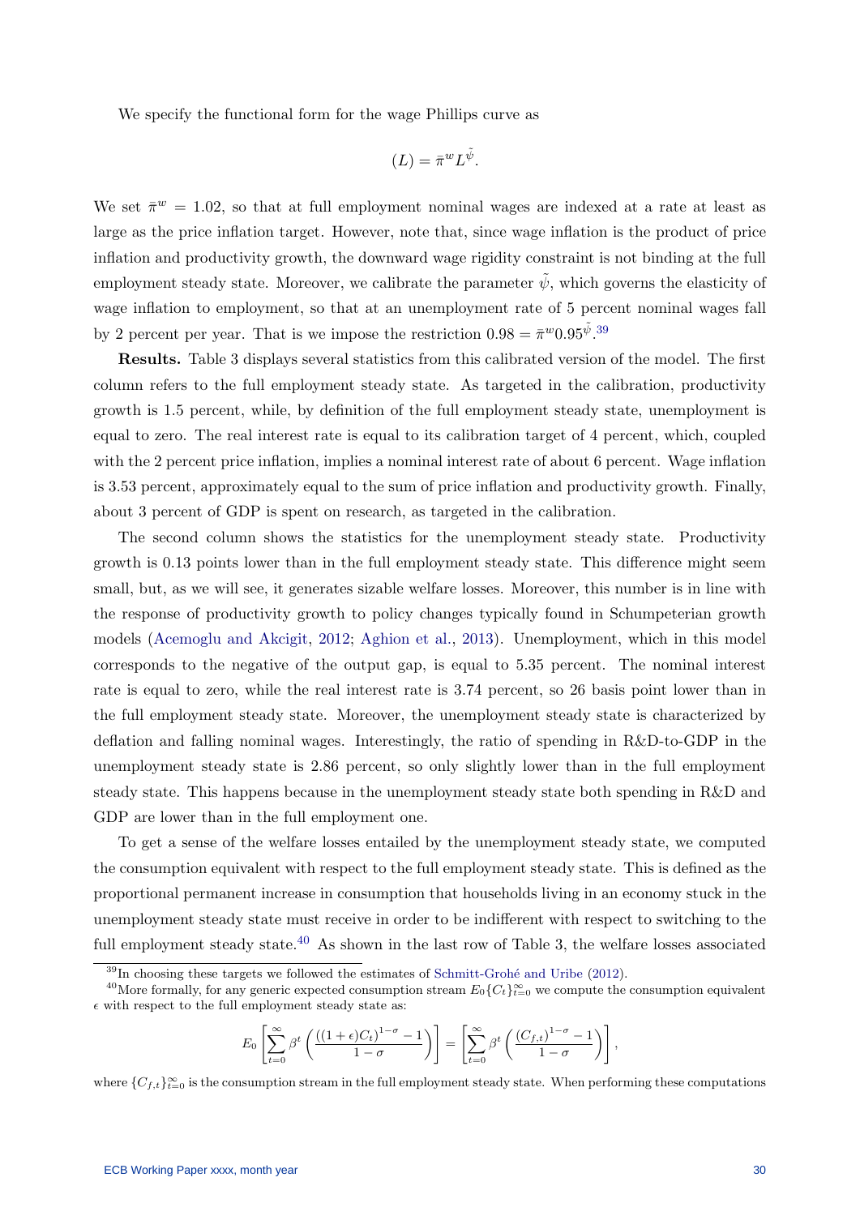We specify the functional form for the wage Phillips curve as

$$(L) = \bar{\pi}^w L^{\tilde{\psi}}.$$

We set $\bar{\pi}^w = 1.02$, so that at full employment nominal wages are indexed at a rate at least as large as the price inflation target. However, note that, since wage inflation is the product of price inflation and productivity growth, the downward wage rigidity constraint is not binding at the full employment steady state. Moreover, we calibrate the parameter $\tilde{\psi}$, which governs the elasticity of wage inflation to employment, so that at an unemployment rate of 5 percent nominal wages fall by 2 percent per year. That is we impose the restriction $0.98 = \bar{\pi}^w 0.95^{\tilde{\psi}}$.[39]

**Results.** Table 3 displays several statistics from this calibrated version of the model. The first column refers to the full employment steady state. As targeted in the calibration, productivity growth is 1.5 percent, while, by definition of the full employment steady state, unemployment is equal to zero. The real interest rate is equal to its calibration target of 4 percent, which, coupled with the 2 percent price inflation, implies a nominal interest rate of about 6 percent. Wage inflation is 3.53 percent, approximately equal to the sum of price inflation and productivity growth. Finally, about 3 percent of GDP is spent on research, as targeted in the calibration.

The second column shows the statistics for the unemployment steady state. Productivity growth is 0.13 points lower than in the full employment steady state. This difference might seem small, but, as we will see, it generates sizable welfare losses. Moreover, this number is in line with the response of productivity growth to policy changes typically found in Schumpeterian growth models (Acemoglu and Akcigit, 2012; Aghion et al., 2013). Unemployment, which in this model corresponds to the negative of the output gap, is equal to 5.35 percent. The nominal interest rate is equal to zero, while the real interest rate is 3.74 percent, so 26 basis point lower than in the full employment steady state. Moreover, the unemployment steady state is characterized by deflation and falling nominal wages. Interestingly, the ratio of spending in R&D-to-GDP in the unemployment steady state is 2.86 percent, so only slightly lower than in the full employment steady state. This happens because in the unemployment steady state both spending in R&D and GDP are lower than in the full employment one.

To get a sense of the welfare losses entailed by the unemployment steady state, we computed the consumption equivalent with respect to the full employment steady state. This is defined as the proportional permanent increase in consumption that households living in an economy stuck in the unemployment steady state must receive in order to be indifferent with respect to switching to the full employment steady state.[40] As shown in the last row of Table 3, the welfare losses associated

[39] In choosing these targets we followed the estimates of Schmitt-Grohé and Uribe (2012).

[40] More formally, for any generic expected consumption stream $E_0\{C_t\}_{t=0}^{\infty}$ we compute the consumption equivalent $\epsilon$ with respect to the full employment steady state as:

$$E_0\left[\sum_{t=0}^{\infty}\beta^t\left(\frac{((1+\epsilon)C_t)^{1-\sigma}-1}{1-\sigma}\right)\right] = \left[\sum_{t=0}^{\infty}\beta^t\left(\frac{(C_{f,t})^{1-\sigma}-1}{1-\sigma}\right)\right],$$

where $\{C_{f,t}\}_{t=0}^{\infty}$ is the consumption stream in the full employment steady state. When performing these computations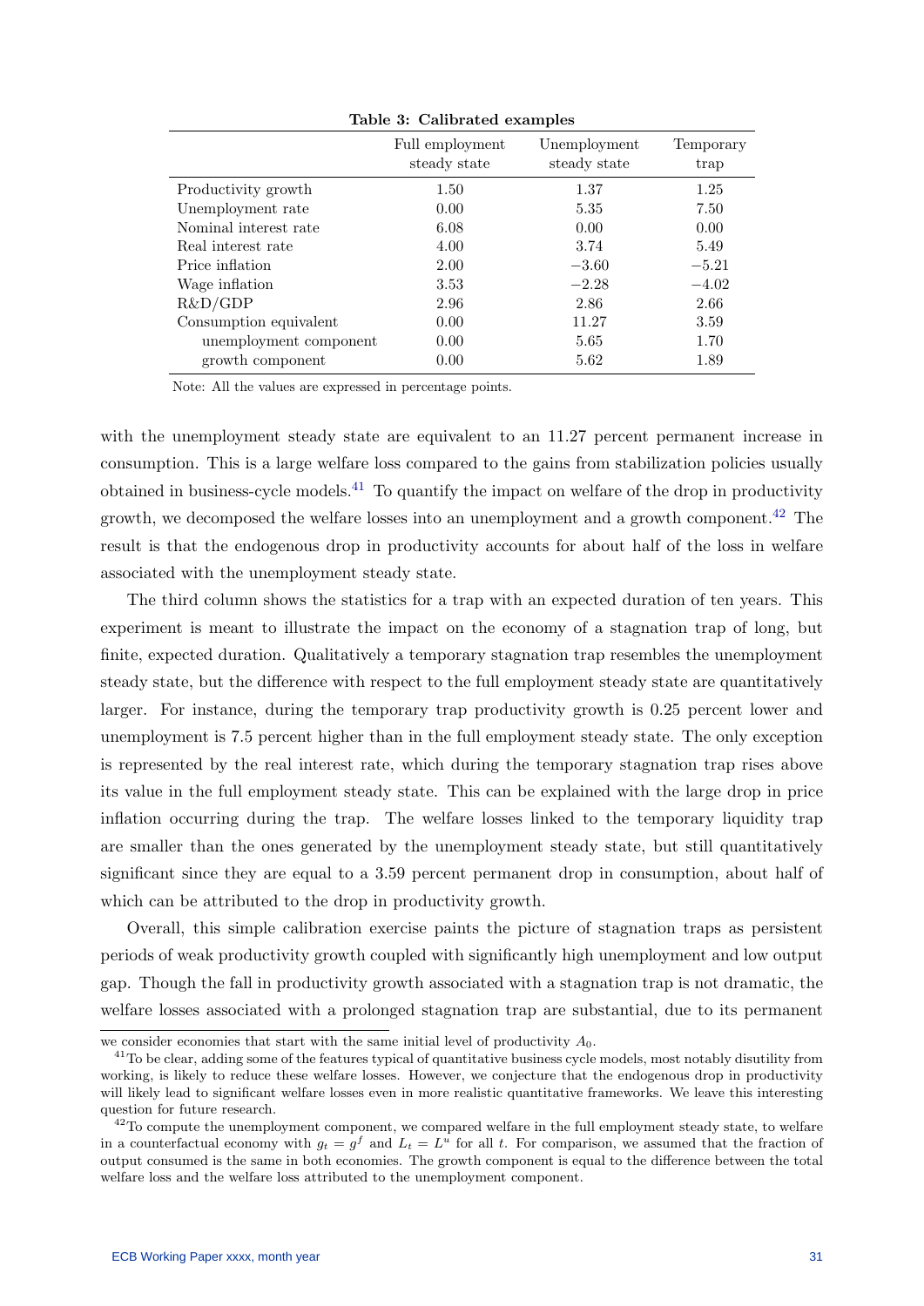**Table 3: Calibrated examples**

| | Full employment steady state | Unemployment steady state | Temporary trap |
|---|---|---|---|
| Productivity growth | 1.50 | 1.37 | 1.25 |
| Unemployment rate | 0.00 | 5.35 | 7.50 |
| Nominal interest rate | 6.08 | 0.00 | 0.00 |
| Real interest rate | 4.00 | 3.74 | 5.49 |
| Price inflation | 2.00 | −3.60 | −5.21 |
| Wage inflation | 3.53 | −2.28 | −4.02 |
| R&D/GDP | 2.96 | 2.86 | 2.66 |
| Consumption equivalent | 0.00 | 11.27 | 3.59 |
| unemployment component | 0.00 | 5.65 | 1.70 |
| growth component | 0.00 | 5.62 | 1.89 |

Note: All the values are expressed in percentage points.

with the unemployment steady state are equivalent to an 11.27 percent permanent increase in consumption. This is a large welfare loss compared to the gains from stabilization policies usually obtained in business-cycle models.[41] To quantify the impact on welfare of the drop in productivity growth, we decomposed the welfare losses into an unemployment and a growth component.[42] The result is that the endogenous drop in productivity accounts for about half of the loss in welfare associated with the unemployment steady state.

The third column shows the statistics for a trap with an expected duration of ten years. This experiment is meant to illustrate the impact on the economy of a stagnation trap of long, but finite, expected duration. Qualitatively a temporary stagnation trap resembles the unemployment steady state, but the difference with respect to the full employment steady state are quantitatively larger. For instance, during the temporary trap productivity growth is 0.25 percent lower and unemployment is 7.5 percent higher than in the full employment steady state. The only exception is represented by the real interest rate, which during the temporary stagnation trap rises above its value in the full employment steady state. This can be explained with the large drop in price inflation occurring during the trap. The welfare losses linked to the temporary liquidity trap are smaller than the ones generated by the unemployment steady state, but still quantitatively significant since they are equal to a 3.59 percent permanent drop in consumption, about half of which can be attributed to the drop in productivity growth.

Overall, this simple calibration exercise paints the picture of stagnation traps as persistent periods of weak productivity growth coupled with significantly high unemployment and low output gap. Though the fall in productivity growth associated with a stagnation trap is not dramatic, the welfare losses associated with a prolonged stagnation trap are substantial, due to its permanent

we consider economies that start with the same initial level of productivity $A_0$.

[41] To be clear, adding some of the features typical of quantitative business cycle models, most notably disutility from working, is likely to reduce these welfare losses. However, we conjecture that the endogenous drop in productivity will likely lead to significant welfare losses even in more realistic quantitative frameworks. We leave this interesting question for future research.

[42] To compute the unemployment component, we compared welfare in the full employment steady state, to welfare in a counterfactual economy with $g_t = g^f$ and $L_t = L^u$ for all $t$. For comparison, we assumed that the fraction of output consumed is the same in both economies. The growth component is equal to the difference between the total welfare loss and the welfare loss attributed to the unemployment component.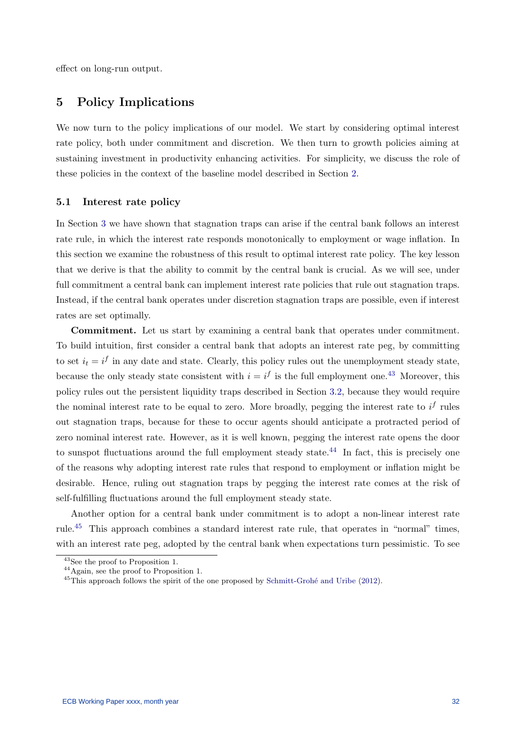effect on long-run output.

## 5 Policy Implications

We now turn to the policy implications of our model. We start by considering optimal interest rate policy, both under commitment and discretion. We then turn to growth policies aiming at sustaining investment in productivity enhancing activities. For simplicity, we discuss the role of these policies in the context of the baseline model described in Section 2.

### 5.1 Interest rate policy

In Section 3 we have shown that stagnation traps can arise if the central bank follows an interest rate rule, in which the interest rate responds monotonically to employment or wage inflation. In this section we examine the robustness of this result to optimal interest rate policy. The key lesson that we derive is that the ability to commit by the central bank is crucial. As we will see, under full commitment a central bank can implement interest rate policies that rule out stagnation traps. Instead, if the central bank operates under discretion stagnation traps are possible, even if interest rates are set optimally.

**Commitment.** Let us start by examining a central bank that operates under commitment. To build intuition, first consider a central bank that adopts an interest rate peg, by committing to set $i_t = i^f$ in any date and state. Clearly, this policy rules out the unemployment steady state, because the only steady state consistent with $i = i^f$ is the full employment one.[43] Moreover, this policy rules out the persistent liquidity traps described in Section 3.2, because they would require the nominal interest rate to be equal to zero. More broadly, pegging the interest rate to $i^f$ rules out stagnation traps, because for these to occur agents should anticipate a protracted period of zero nominal interest rate. However, as it is well known, pegging the interest rate opens the door to sunspot fluctuations around the full employment steady state.[44] In fact, this is precisely one of the reasons why adopting interest rate rules that respond to employment or inflation might be desirable. Hence, ruling out stagnation traps by pegging the interest rate comes at the risk of self-fulfilling fluctuations around the full employment steady state.

Another option for a central bank under commitment is to adopt a non-linear interest rate rule.[45] This approach combines a standard interest rate rule, that operates in "normal" times, with an interest rate peg, adopted by the central bank when expectations turn pessimistic. To see

[43] See the proof to Proposition 1.

[44] Again, see the proof to Proposition 1.

[45] This approach follows the spirit of the one proposed by Schmitt-Grohé and Uribe (2012).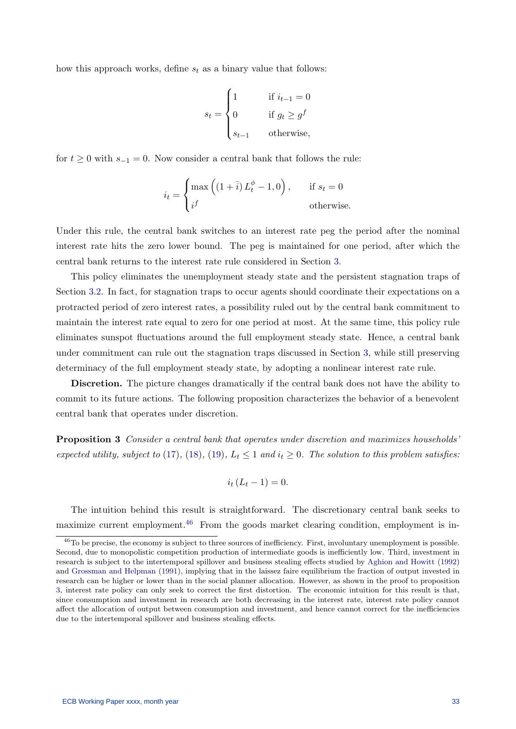how this approach works, define $s_t$ as a binary value that follows:

$$s_t = \begin{cases} 1 & \text{if } i_{t-1} = 0 \\ 0 & \text{if } g_t \geq g^f \\ s_{t-1} & \text{otherwise,} \end{cases}$$

for $t \geq 0$ with $s_{-1} = 0$. Now consider a central bank that follows the rule:

$$i_t = \begin{cases} \max\left( (1 + \bar{i}) L_t^{\phi} - 1, 0 \right), & \text{if } s_t = 0 \\ i^f & \text{otherwise.} \end{cases}$$

Under this rule, the central bank switches to an interest rate peg the period after the nominal interest rate hits the zero lower bound. The peg is maintained for one period, after which the central bank returns to the interest rate rule considered in Section 3.

This policy eliminates the unemployment steady state and the persistent stagnation traps of Section 3.2. In fact, for stagnation traps to occur agents should coordinate their expectations on a protracted period of zero interest rates, a possibility ruled out by the central bank commitment to maintain the interest rate equal to zero for one period at most. At the same time, this policy rule eliminates sunspot fluctuations around the full employment steady state. Hence, a central bank under commitment can rule out the stagnation traps discussed in Section 3, while still preserving determinacy of the full employment steady state, by adopting a nonlinear interest rate rule.

**Discretion.** The picture changes dramatically if the central bank does not have the ability to commit to its future actions. The following proposition characterizes the behavior of a benevolent central bank that operates under discretion.

**Proposition 3** *Consider a central bank that operates under discretion and maximizes households' expected utility, subject to (17), (18), (19), $L_t \leq 1$ and $i_t \geq 0$. The solution to this problem satisfies:*

$$i_t (L_t - 1) = 0.$$

The intuition behind this result is straightforward. The discretionary central bank seeks to maximize current employment.[46] From the goods market clearing condition, employment is in-

[46] To be precise, the economy is subject to three sources of inefficiency. First, involuntary unemployment is possible. Second, due to monopolistic competition production of intermediate goods is inefficiently low. Third, investment in research is subject to the intertemporal spillover and business stealing effects studied by Aghion and Howitt (1992) and Grossman and Helpman (1991), implying that in the laissez faire equilibrium the fraction of output invested in research can be higher or lower than in the social planner allocation. However, as shown in the proof to proposition 3, interest rate policy can only seek to correct the first distortion. The economic intuition for this result is that, since consumption and investment in research are both decreasing in the interest rate, interest rate policy cannot affect the allocation of output between consumption and investment, and hence cannot correct for the inefficiencies due to the intertemporal spillover and business stealing effects.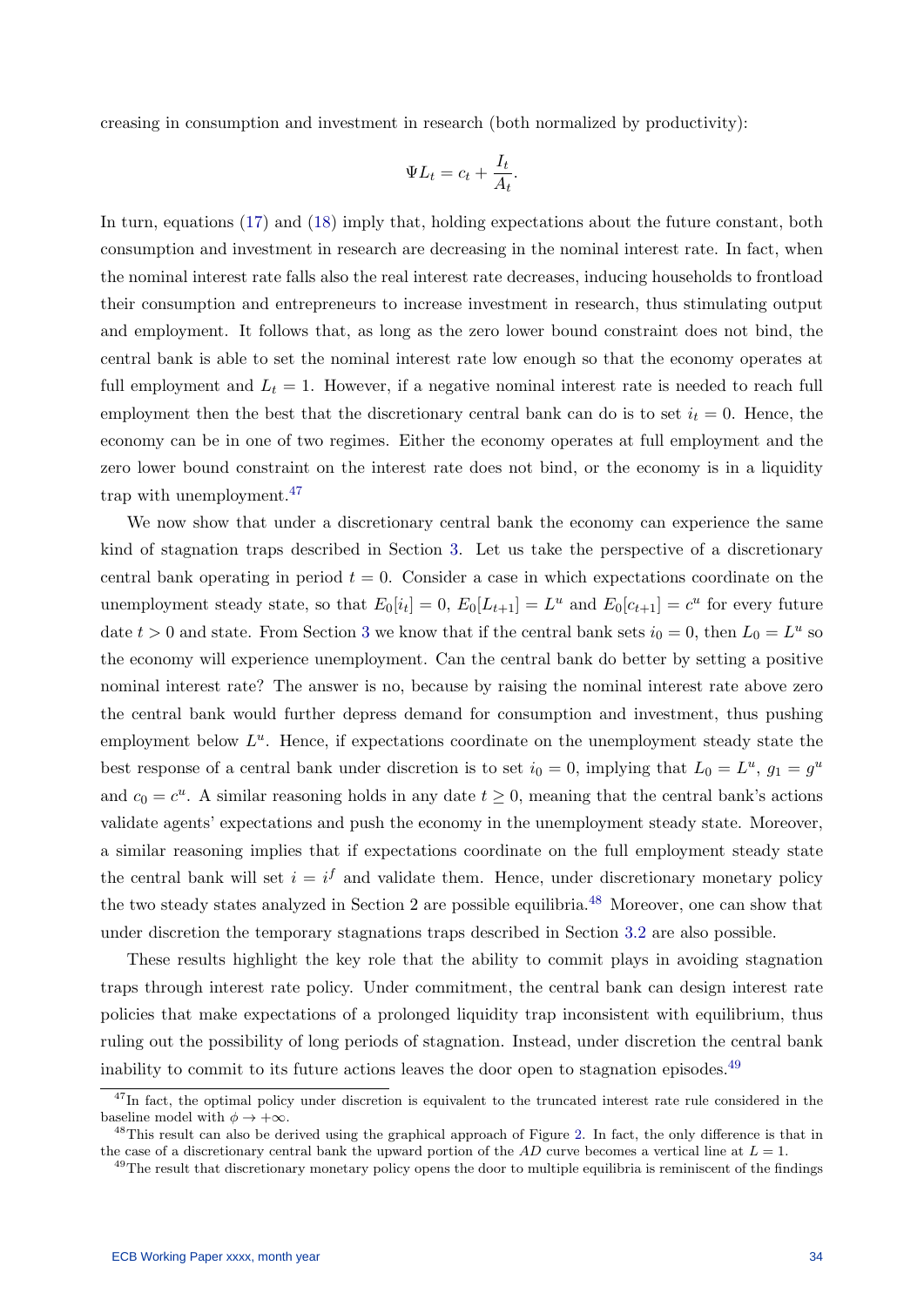creasing in consumption and investment in research (both normalized by productivity):

$$\Psi L_t = c_t + \frac{I_t}{A_t}.$$

In turn, equations (17) and (18) imply that, holding expectations about the future constant, both consumption and investment in research are decreasing in the nominal interest rate. In fact, when the nominal interest rate falls also the real interest rate decreases, inducing households to frontload their consumption and entrepreneurs to increase investment in research, thus stimulating output and employment. It follows that, as long as the zero lower bound constraint does not bind, the central bank is able to set the nominal interest rate low enough so that the economy operates at full employment and $L_t = 1$. However, if a negative nominal interest rate is needed to reach full employment then the best that the discretionary central bank can do is to set $i_t = 0$. Hence, the economy can be in one of two regimes. Either the economy operates at full employment and the zero lower bound constraint on the interest rate does not bind, or the economy is in a liquidity trap with unemployment.[47]

We now show that under a discretionary central bank the economy can experience the same kind of stagnation traps described in Section 3. Let us take the perspective of a discretionary central bank operating in period $t = 0$. Consider a case in which expectations coordinate on the unemployment steady state, so that $E_0[i_t] = 0$, $E_0[L_{t+1}] = L^u$ and $E_0[c_{t+1}] = c^u$ for every future date $t > 0$ and state. From Section 3 we know that if the central bank sets $i_0 = 0$, then $L_0 = L^u$ so the economy will experience unemployment. Can the central bank do better by setting a positive nominal interest rate? The answer is no, because by raising the nominal interest rate above zero the central bank would further depress demand for consumption and investment, thus pushing employment below $L^u$. Hence, if expectations coordinate on the unemployment steady state the best response of a central bank under discretion is to set $i_0 = 0$, implying that $L_0 = L^u$, $g_1 = g^u$ and $c_0 = c^u$. A similar reasoning holds in any date $t \geq 0$, meaning that the central bank's actions validate agents' expectations and push the economy in the unemployment steady state. Moreover, a similar reasoning implies that if expectations coordinate on the full employment steady state the central bank will set $i = i^f$ and validate them. Hence, under discretionary monetary policy the two steady states analyzed in Section 2 are possible equilibria.[48] Moreover, one can show that under discretion the temporary stagnations traps described in Section 3.2 are also possible.

These results highlight the key role that the ability to commit plays in avoiding stagnation traps through interest rate policy. Under commitment, the central bank can design interest rate policies that make expectations of a prolonged liquidity trap inconsistent with equilibrium, thus ruling out the possibility of long periods of stagnation. Instead, under discretion the central bank inability to commit to its future actions leaves the door open to stagnation episodes.[49]

[47] In fact, the optimal policy under discretion is equivalent to the truncated interest rate rule considered in the baseline model with $\phi \to +\infty$.

[48] This result can also be derived using the graphical approach of Figure 2. In fact, the only difference is that in the case of a discretionary central bank the upward portion of the $AD$ curve becomes a vertical line at $L = 1$.

[49] The result that discretionary monetary policy opens the door to multiple equilibria is reminiscent of the findings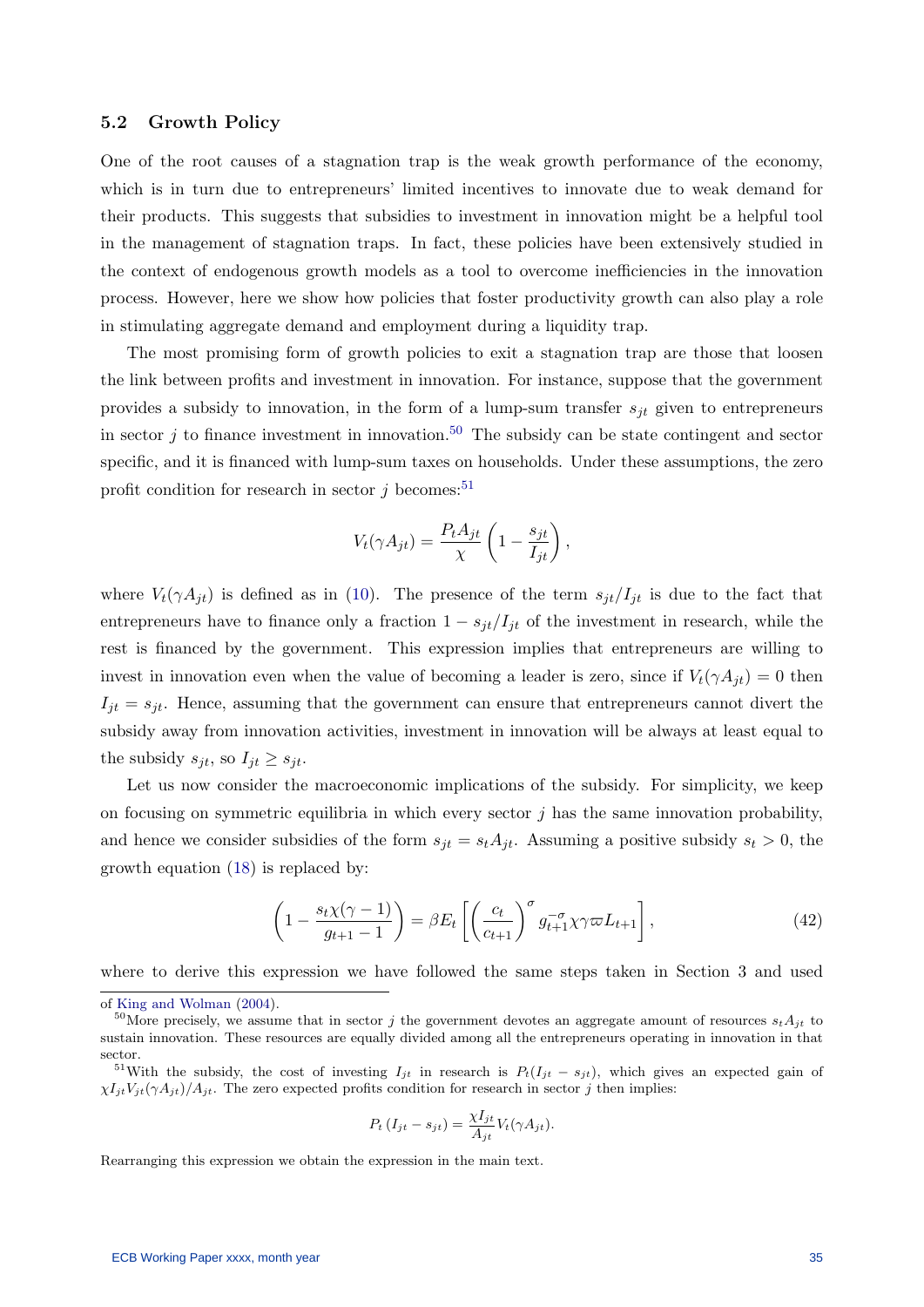## 5.2 Growth Policy

One of the root causes of a stagnation trap is the weak growth performance of the economy, which is in turn due to entrepreneurs' limited incentives to innovate due to weak demand for their products. This suggests that subsidies to investment in innovation might be a helpful tool in the management of stagnation traps. In fact, these policies have been extensively studied in the context of endogenous growth models as a tool to overcome inefficiencies in the innovation process. However, here we show how policies that foster productivity growth can also play a role in stimulating aggregate demand and employment during a liquidity trap.

The most promising form of growth policies to exit a stagnation trap are those that loosen the link between profits and investment in innovation. For instance, suppose that the government provides a subsidy to innovation, in the form of a lump-sum transfer $s_{jt}$ given to entrepreneurs in sector $j$ to finance investment in innovation.[50] The subsidy can be state contingent and sector specific, and it is financed with lump-sum taxes on households. Under these assumptions, the zero profit condition for research in sector $j$ becomes:[51]

$$V_t(\gamma A_{jt}) = \frac{P_t A_{jt}}{\chi}\left(1 - \frac{s_{jt}}{I_{jt}}\right),$$

where $V_t(\gamma A_{jt})$ is defined as in (10). The presence of the term $s_{jt}/I_{jt}$ is due to the fact that entrepreneurs have to finance only a fraction $1 - s_{jt}/I_{jt}$ of the investment in research, while the rest is financed by the government. This expression implies that entrepreneurs are willing to invest in innovation even when the value of becoming a leader is zero, since if $V_t(\gamma A_{jt}) = 0$ then $I_{jt} = s_{jt}$. Hence, assuming that the government can ensure that entrepreneurs cannot divert the subsidy away from innovation activities, investment in innovation will be always at least equal to the subsidy $s_{jt}$, so $I_{jt} \geq s_{jt}$.

Let us now consider the macroeconomic implications of the subsidy. For simplicity, we keep on focusing on symmetric equilibria in which every sector $j$ has the same innovation probability, and hence we consider subsidies of the form $s_{jt} = s_t A_{jt}$. Assuming a positive subsidy $s_t > 0$, the growth equation (18) is replaced by:

$$\left(1 - \frac{s_t \chi(\gamma - 1)}{g_{t+1} - 1}\right) = \beta E_t\left[\left(\frac{c_t}{c_{t+1}}\right)^{\sigma} g_{t+1}^{-\sigma} \chi \gamma \varpi L_{t+1}\right], \tag{42}$$

where to derive this expression we have followed the same steps taken in Section 3 and used

of King and Wolman (2004).

[50] More precisely, we assume that in sector $j$ the government devotes an aggregate amount of resources $s_t A_{jt}$ to sustain innovation. These resources are equally divided among all the entrepreneurs operating in innovation in that sector.

[51] With the subsidy, the cost of investing $I_{jt}$ in research is $P_t(I_{jt} - s_{jt})$, which gives an expected gain of $\chi I_{jt} V_t(\gamma A_{jt})/A_{jt}$. The zero expected profits condition for research in sector $j$ then implies:

$$P_t\left(I_{jt} - s_{jt}\right) = \frac{\chi I_{jt}}{A_{jt}} V_t(\gamma A_{jt}).$$

Rearranging this expression we obtain the expression in the main text.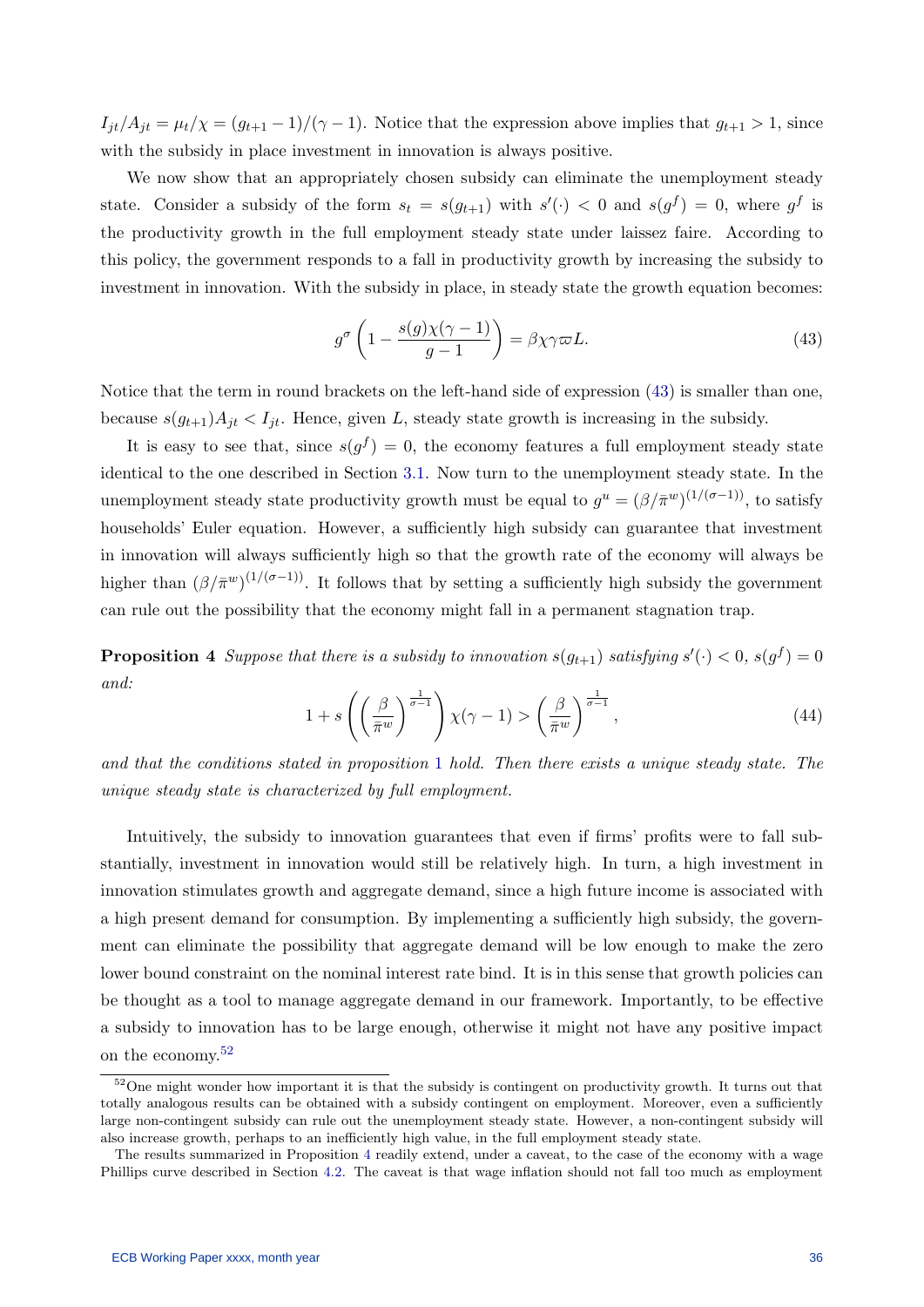$I_{jt}/A_{jt} = \mu_t/\chi = (g_{t+1} - 1)/(\gamma - 1)$. Notice that the expression above implies that $g_{t+1} > 1$, since with the subsidy in place investment in innovation is always positive.

We now show that an appropriately chosen subsidy can eliminate the unemployment steady state. Consider a subsidy of the form $s_t = s(g_{t+1})$ with $s'(\cdot) < 0$ and $s(g^f) = 0$, where $g^f$ is the productivity growth in the full employment steady state under laissez faire. According to this policy, the government responds to a fall in productivity growth by increasing the subsidy to investment in innovation. With the subsidy in place, in steady state the growth equation becomes:

$$g^{\sigma}\left(1 - \frac{s(g)\chi(\gamma - 1)}{g - 1}\right) = \beta\chi\gamma\varpi L. \tag{43}$$

Notice that the term in round brackets on the left-hand side of expression (43) is smaller than one, because $s(g_{t+1})A_{jt} < I_{jt}$. Hence, given $L$, steady state growth is increasing in the subsidy.

It is easy to see that, since $s(g^f) = 0$, the economy features a full employment steady state identical to the one described in Section 3.1. Now turn to the unemployment steady state. In the unemployment steady state productivity growth must be equal to $g^u = (\beta/\bar{\pi}^w)^{(1/(\sigma-1))}$, to satisfy households' Euler equation. However, a sufficiently high subsidy can guarantee that investment in innovation will always sufficiently high so that the growth rate of the economy will always be higher than $(\beta/\bar{\pi}^w)^{(1/(\sigma-1))}$. It follows that by setting a sufficiently high subsidy the government can rule out the possibility that the economy might fall in a permanent stagnation trap.

**Proposition 4** *Suppose that there is a subsidy to innovation $s(g_{t+1})$ satisfying $s'(\cdot) < 0$, $s(g^f) = 0$ and:*

$$1 + s\left(\left(\frac{\beta}{\bar{\pi}^w}\right)^{\frac{1}{\sigma-1}}\right)\chi(\gamma - 1) > \left(\frac{\beta}{\bar{\pi}^w}\right)^{\frac{1}{\sigma-1}}, \tag{44}$$

*and that the conditions stated in proposition 1 hold. Then there exists a unique steady state. The unique steady state is characterized by full employment.*

Intuitively, the subsidy to innovation guarantees that even if firms' profits were to fall substantially, investment in innovation would still be relatively high. In turn, a high investment in innovation stimulates growth and aggregate demand, since a high future income is associated with a high present demand for consumption. By implementing a sufficiently high subsidy, the government can eliminate the possibility that aggregate demand will be low enough to make the zero lower bound constraint on the nominal interest rate bind. It is in this sense that growth policies can be thought as a tool to manage aggregate demand in our framework. Importantly, to be effective a subsidy to innovation has to be large enough, otherwise it might not have any positive impact on the economy.[52]

---

[52] One might wonder how important it is that the subsidy is contingent on productivity growth. It turns out that totally analogous results can be obtained with a subsidy contingent on employment. Moreover, even a sufficiently large non-contingent subsidy can rule out the unemployment steady state. However, a non-contingent subsidy will also increase growth, perhaps to an inefficiently high value, in the full employment steady state.

The results summarized in Proposition 4 readily extend, under a caveat, to the case of the economy with a wage Phillips curve described in Section 4.2. The caveat is that wage inflation should not fall too much as employment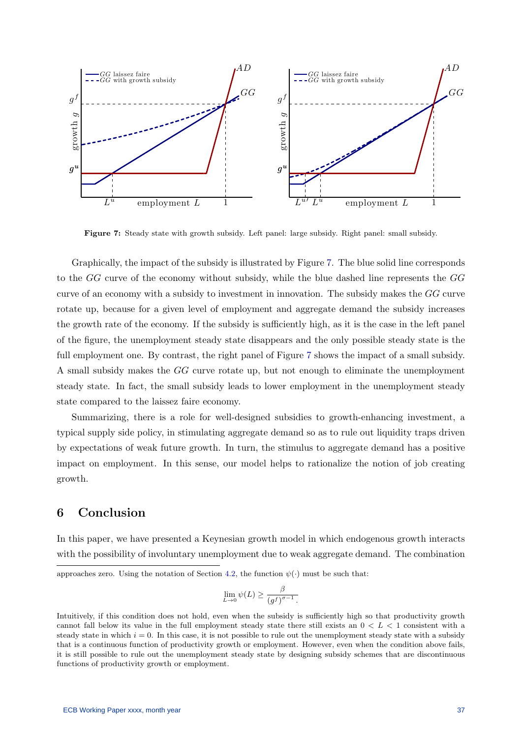GG laissez faire
GG with growth subsidy
$g^f$
growth $g$
$g^u$
$L^u$
employment $L$
1
AD
GG

GG laissez faire
GG with growth subsidy
$g^f$
growth $g$
$g^u$
$L^{u\prime}$ $L^u$
employment $L$
1
AD
GG

**Figure 7:** Steady state with growth subsidy. Left panel: large subsidy. Right panel: small subsidy.

Graphically, the impact of the subsidy is illustrated by Figure 7. The blue solid line corresponds to the $GG$ curve of the economy without subsidy, while the blue dashed line represents the $GG$ curve of an economy with a subsidy to investment in innovation. The subsidy makes the $GG$ curve rotate up, because for a given level of employment and aggregate demand the subsidy increases the growth rate of the economy. If the subsidy is sufficiently high, as it is the case in the left panel of the figure, the unemployment steady state disappears and the only possible steady state is the full employment one. By contrast, the right panel of Figure 7 shows the impact of a small subsidy. A small subsidy makes the $GG$ curve rotate up, but not enough to eliminate the unemployment steady state. In fact, the small subsidy leads to lower employment in the unemployment steady state compared to the laissez faire economy.

Summarizing, there is a role for well-designed subsidies to growth-enhancing investment, a typical supply side policy, in stimulating aggregate demand so as to rule out liquidity traps driven by expectations of weak future growth. In turn, the stimulus to aggregate demand has a positive impact on employment. In this sense, our model helps to rationalize the notion of job creating growth.

## 6 Conclusion

In this paper, we have presented a Keynesian growth model in which endogenous growth interacts with the possibility of involuntary unemployment due to weak aggregate demand. The combination

approaches zero. Using the notation of Section 4.2, the function $\psi(\cdot)$ must be such that:

$$\lim_{L\to 0}\psi(L) \geq \frac{\beta}{(g^f)^{\sigma-1}}.$$

Intuitively, if this condition does not hold, even when the subsidy is sufficiently high so that productivity growth cannot fall below its value in the full employment steady state there still exists an $0 < L < 1$ consistent with a steady state in which $i = 0$. In this case, it is not possible to rule out the unemployment steady state with a subsidy that is a continuous function of productivity growth or employment. However, even when the condition above fails, it is still possible to rule out the unemployment steady state by designing subsidy schemes that are discontinuous functions of productivity growth or employment.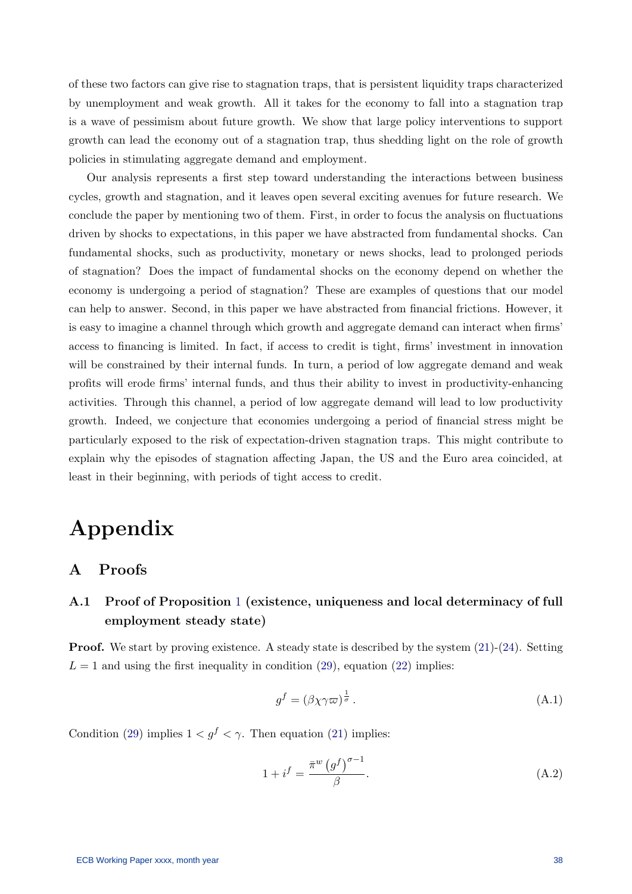of these two factors can give rise to stagnation traps, that is persistent liquidity traps characterized by unemployment and weak growth. All it takes for the economy to fall into a stagnation trap is a wave of pessimism about future growth. We show that large policy interventions to support growth can lead the economy out of a stagnation trap, thus shedding light on the role of growth policies in stimulating aggregate demand and employment.

Our analysis represents a first step toward understanding the interactions between business cycles, growth and stagnation, and it leaves open several exciting avenues for future research. We conclude the paper by mentioning two of them. First, in order to focus the analysis on fluctuations driven by shocks to expectations, in this paper we have abstracted from fundamental shocks. Can fundamental shocks, such as productivity, monetary or news shocks, lead to prolonged periods of stagnation? Does the impact of fundamental shocks on the economy depend on whether the economy is undergoing a period of stagnation? These are examples of questions that our model can help to answer. Second, in this paper we have abstracted from financial frictions. However, it is easy to imagine a channel through which growth and aggregate demand can interact when firms' access to financing is limited. In fact, if access to credit is tight, firms' investment in innovation will be constrained by their internal funds. In turn, a period of low aggregate demand and weak profits will erode firms' internal funds, and thus their ability to invest in productivity-enhancing activities. Through this channel, a period of low aggregate demand will lead to low productivity growth. Indeed, we conjecture that economies undergoing a period of financial stress might be particularly exposed to the risk of expectation-driven stagnation traps. This might contribute to explain why the episodes of stagnation affecting Japan, the US and the Euro area coincided, at least in their beginning, with periods of tight access to credit.

# Appendix

## A Proofs

### A.1 Proof of Proposition 1 (existence, uniqueness and local determinacy of full employment steady state)

**Proof.** We start by proving existence. A steady state is described by the system (21)-(24). Setting $L = 1$ and using the first inequality in condition (29), equation (22) implies:

$$g^f = (\beta \chi \gamma \varpi)^{\frac{1}{\sigma}}. \tag{A.1}$$

Condition (29) implies $1 < g^f < \gamma$. Then equation (21) implies:

$$1 + i^f = \frac{\bar{\pi}^w \left(g^f\right)^{\sigma - 1}}{\beta}. \tag{A.2}$$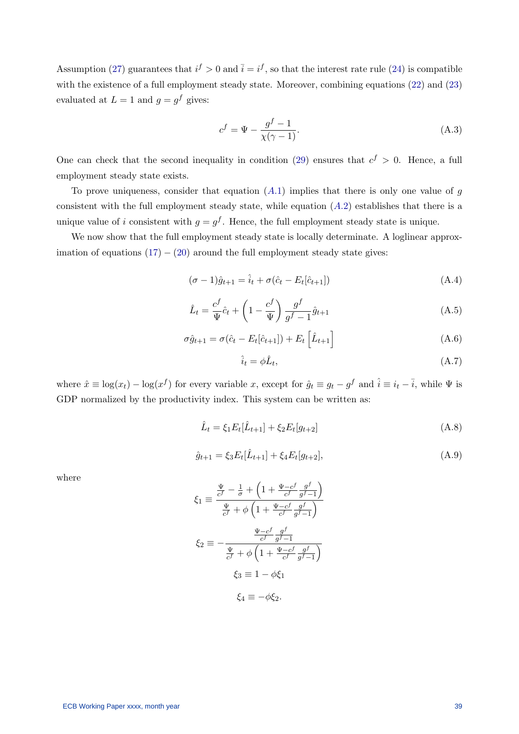Assumption (27) guarantees that $i^f > 0$ and $\bar{i} = i^f$, so that the interest rate rule (24) is compatible with the existence of a full employment steady state. Moreover, combining equations (22) and (23) evaluated at $L = 1$ and $g = g^f$ gives:

$$c^f = \Psi - \frac{g^f - 1}{\chi(\gamma - 1)}. \tag{A.3}$$

One can check that the second inequality in condition (29) ensures that $c^f > 0$. Hence, a full employment steady state exists.

To prove uniqueness, consider that equation $(A.1)$ implies that there is only one value of $g$ consistent with the full employment steady state, while equation $(A.2)$ establishes that there is a unique value of $i$ consistent with $g = g^f$. Hence, the full employment steady state is unique.

We now show that the full employment steady state is locally determinate. A loglinear approximation of equations (17) – (20) around the full employment steady state gives:

$$(\sigma - 1)\hat{g}_{t+1} = \hat{i}_t + \sigma(\hat{c}_t - E_t[\hat{c}_{t+1}]) \tag{A.4}$$

$$\hat{L}_t = \frac{c^f}{\Psi}\hat{c}_t + \left(1 - \frac{c^f}{\Psi}\right)\frac{g^f}{g^f - 1}\hat{g}_{t+1} \tag{A.5}$$

$$\sigma\hat{g}_{t+1} = \sigma(\hat{c}_t - E_t[\hat{c}_{t+1}]) + E_t\left[\hat{L}_{t+1}\right] \tag{A.6}$$

$$\hat{i}_t = \phi\hat{L}_t, \tag{A.7}$$

where $\hat{x} \equiv \log(x_t) - \log(x^f)$ for every variable $x$, except for $\hat{g}_t \equiv g_t - g^f$ and $\hat{i} \equiv i_t - \bar{i}$, while $\Psi$ is GDP normalized by the productivity index. This system can be written as:

$$\hat{L}_t = \xi_1 E_t[\hat{L}_{t+1}] + \xi_2 E_t[g_{t+2}] \tag{A.8}$$

$$\hat{g}_{t+1} = \xi_3 E_t[\hat{L}_{t+1}] + \xi_4 E_t[g_{t+2}], \tag{A.9}$$

where

$$\xi_1 \equiv \frac{\frac{\Psi}{c^f} - \frac{1}{\sigma} + \left(1 + \frac{\Psi - c^f}{c^f}\frac{g^f}{g^f - 1}\right)}{\frac{\Psi}{c^f} + \phi\left(1 + \frac{\Psi - c^f}{c^f}\frac{g^f}{g^f - 1}\right)}$$

$$\xi_2 \equiv -\frac{\frac{\Psi - c^f}{c^f}\frac{g^f}{g^f - 1}}{\frac{\Psi}{c^f} + \phi\left(1 + \frac{\Psi - c^f}{c^f}\frac{g^f}{g^f - 1}\right)}$$

$$\xi_3 \equiv 1 - \phi\xi_1$$

$$\xi_4 \equiv -\phi\xi_2.$$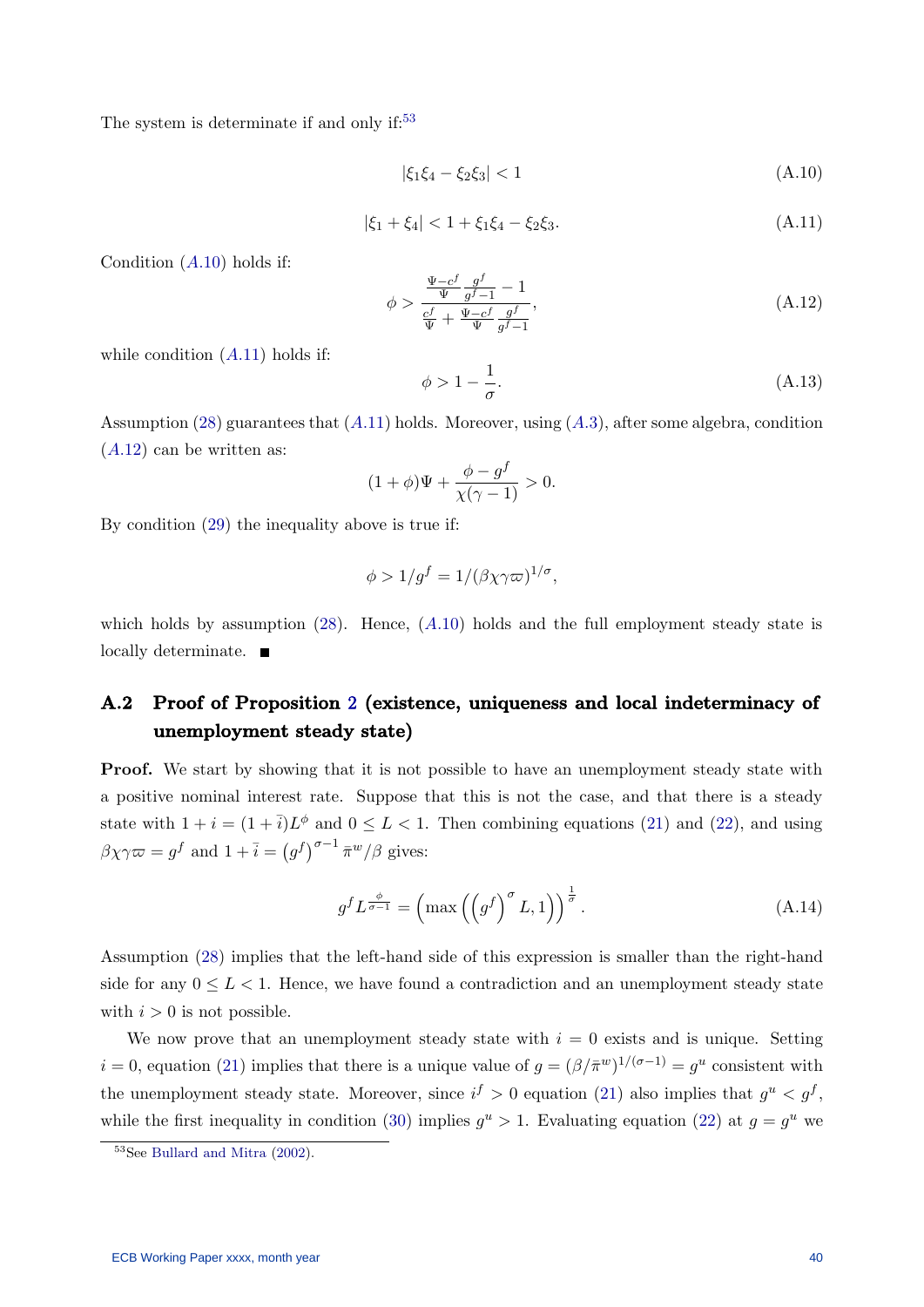The system is determinate if and only if:[53]

$$|\xi_1 \xi_4 - \xi_2 \xi_3| < 1 \tag{A.10}$$

$$|\xi_1 + \xi_4| < 1 + \xi_1 \xi_4 - \xi_2 \xi_3. \tag{A.11}$$

Condition ($A.10$) holds if:

$$\phi > \frac{\frac{\Psi - c^f}{\Psi} \frac{g^f}{g^f - 1} - 1}{\frac{c^f}{\Psi} + \frac{\Psi - c^f}{\Psi} \frac{g^f}{g^f - 1}}, \tag{A.12}$$

while condition ($A.11$) holds if:

$$\phi > 1 - \frac{1}{\sigma}. \tag{A.13}$$

Assumption (28) guarantees that ($A.11$) holds. Moreover, using ($A.3$), after some algebra, condition ($A.12$) can be written as:

$$(1 + \phi)\Psi + \frac{\phi - g^f}{\chi(\gamma - 1)} > 0.$$

By condition (29) the inequality above is true if:

$$\phi > 1/g^f = 1/(\beta \chi \gamma \varpi)^{1/\sigma},$$

which holds by assumption (28). Hence, ($A.10$) holds and the full employment steady state is locally determinate. ■

## A.2 Proof of Proposition 2 (existence, uniqueness and local indeterminacy of unemployment steady state)

**Proof.** We start by showing that it is not possible to have an unemployment steady state with a positive nominal interest rate. Suppose that this is not the case, and that there is a steady state with $1 + i = (1 + \bar{i})L^\phi$ and $0 \leq L < 1$. Then combining equations (21) and (22), and using $\beta \chi \gamma \varpi = g^f$ and $1 + \bar{i} = \left(g^f\right)^{\sigma - 1} \bar{\pi}^w / \beta$ gives:

$$g^f L^{\frac{\phi}{\sigma - 1}} = \left(\max\left(\left(g^f\right)^\sigma L, 1\right)\right)^{\frac{1}{\sigma}}. \tag{A.14}$$

Assumption (28) implies that the left-hand side of this expression is smaller than the right-hand side for any $0 \leq L < 1$. Hence, we have found a contradiction and an unemployment steady state with $i > 0$ is not possible.

We now prove that an unemployment steady state with $i = 0$ exists and is unique. Setting $i = 0$, equation (21) implies that there is a unique value of $g = (\beta/\bar{\pi}^w)^{1/(\sigma-1)} = g^u$ consistent with the unemployment steady state. Moreover, since $i^f > 0$ equation (21) also implies that $g^u < g^f$, while the first inequality in condition (30) implies $g^u > 1$. Evaluating equation (22) at $g = g^u$ we

[53] See Bullard and Mitra (2002).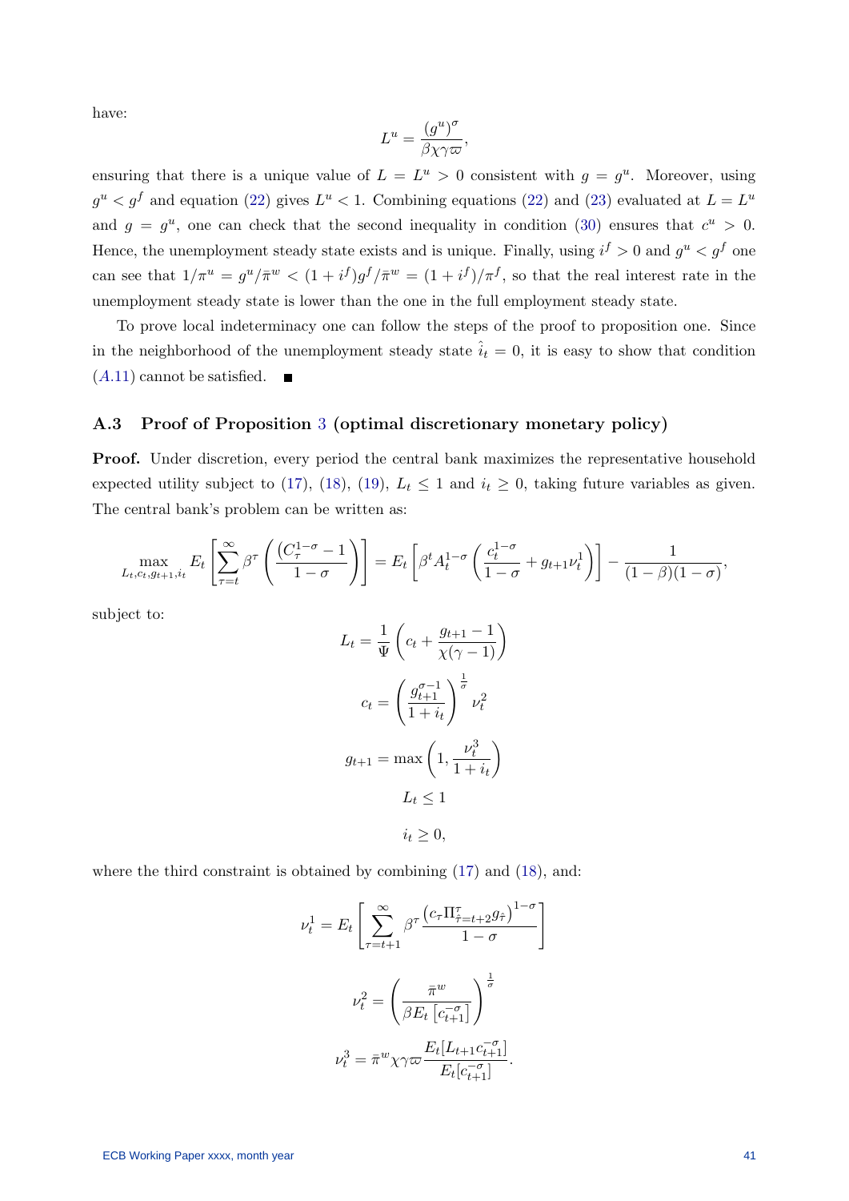have:

$$L^u = \frac{(g^u)^\sigma}{\beta \chi \gamma \varpi},$$

ensuring that there is a unique value of $L = L^u > 0$ consistent with $g = g^u$. Moreover, using $g^u < g^f$ and equation (22) gives $L^u < 1$. Combining equations (22) and (23) evaluated at $L = L^u$ and $g = g^u$, one can check that the second inequality in condition (30) ensures that $c^u > 0$. Hence, the unemployment steady state exists and is unique. Finally, using $i^f > 0$ and $g^u < g^f$ one can see that $1/\pi^u = g^u/\bar{\pi}^w < (1+i^f)g^f/\bar{\pi}^w = (1+i^f)/\pi^f$, so that the real interest rate in the unemployment steady state is lower than the one in the full employment steady state.

To prove local indeterminacy one can follow the steps of the proof to proposition one. Since in the neighborhood of the unemployment steady state $\hat{i}_t = 0$, it is easy to show that condition $(A.11)$ cannot be satisfied. ■

### A.3 Proof of Proposition 3 (optimal discretionary monetary policy)

**Proof.** Under discretion, every period the central bank maximizes the representative household expected utility subject to (17), (18), (19), $L_t \leq 1$ and $i_t \geq 0$, taking future variables as given. The central bank's problem can be written as:

$$\max_{L_t, c_t, g_{t+1}, i_t} E_t \left[ \sum_{\tau=t}^{\infty} \beta^\tau \left( \frac{(C_\tau^{1-\sigma} - 1)}{1-\sigma} \right) \right] = E_t \left[ \beta^t A_t^{1-\sigma} \left( \frac{c_t^{1-\sigma}}{1-\sigma} + g_{t+1} \nu_t^1 \right) \right] - \frac{1}{(1-\beta)(1-\sigma)},$$

subject to:

$$L_t = \frac{1}{\Psi} \left( c_t + \frac{g_{t+1} - 1}{\chi(\gamma - 1)} \right)$$

$$c_t = \left( \frac{g_{t+1}^{\sigma-1}}{1+i_t} \right)^{\frac{1}{\sigma}} \nu_t^2$$

$$g_{t+1} = \max \left( 1, \frac{\nu_t^3}{1+i_t} \right)$$

$$L_t \leq 1$$

$$i_t \geq 0,$$

where the third constraint is obtained by combining (17) and (18), and:

$$\nu_t^1 = E_t \left[ \sum_{\tau=t+1}^{\infty} \beta^\tau \frac{\left( c_\tau \Pi_{\tilde{\tau}=t+2}^{\tau} g_{\tilde{\tau}} \right)^{1-\sigma}}{1-\sigma} \right]$$

$$\nu_t^2 = \left( \frac{\bar{\pi}^w}{\beta E_t \left[ c_{t+1}^{-\sigma} \right]} \right)^{\frac{1}{\sigma}}$$

$$\nu_t^3 = \bar{\pi}^w \chi \gamma \varpi \frac{E_t[L_{t+1} c_{t+1}^{-\sigma}]}{E_t[c_{t+1}^{-\sigma}]}.$$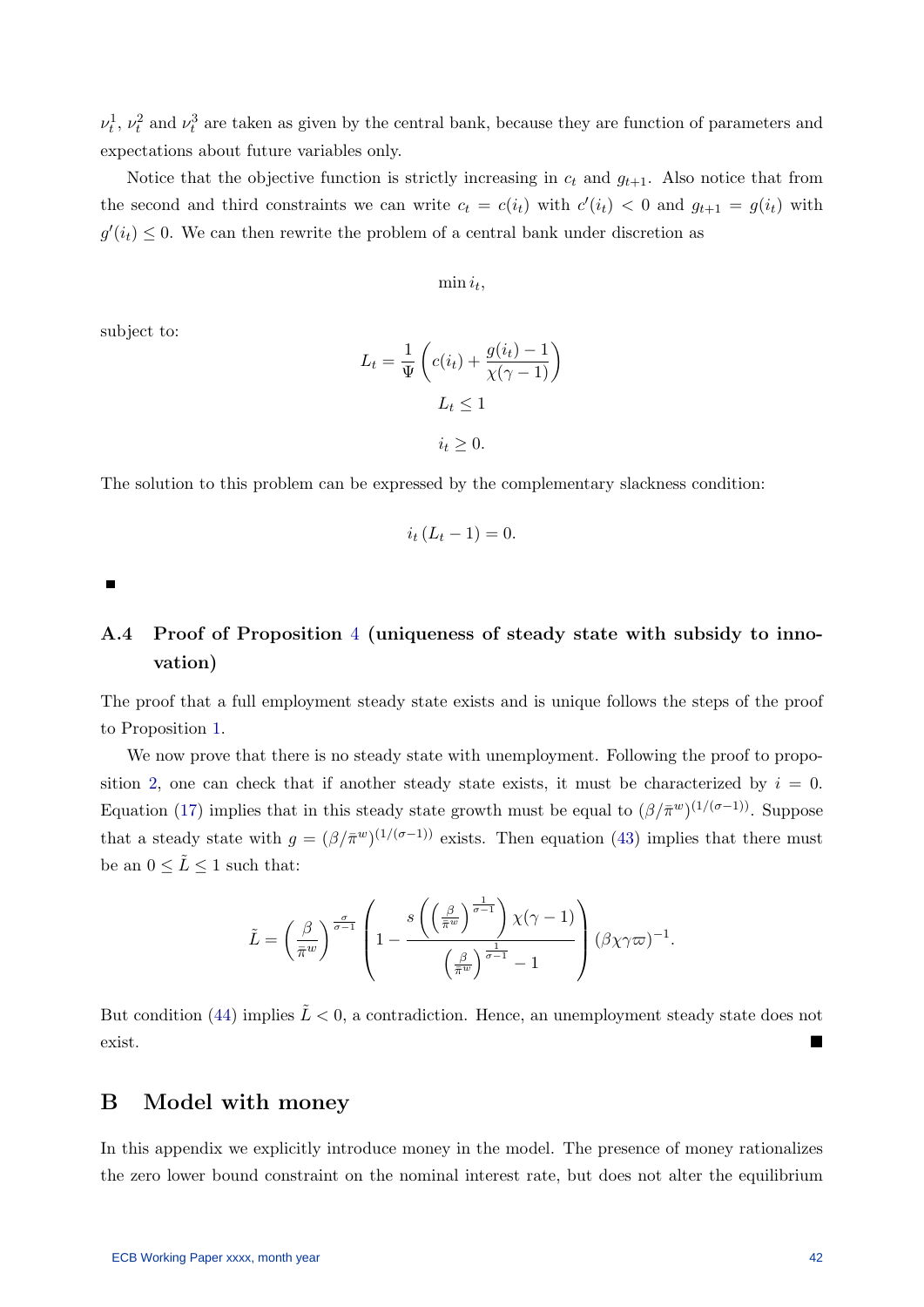$\nu_t^1$, $\nu_t^2$ and $\nu_t^3$ are taken as given by the central bank, because they are function of parameters and expectations about future variables only.

Notice that the objective function is strictly increasing in $c_t$ and $g_{t+1}$. Also notice that from the second and third constraints we can write $c_t = c(i_t)$ with $c'(i_t) < 0$ and $g_{t+1} = g(i_t)$ with $g'(i_t) \leq 0$. We can then rewrite the problem of a central bank under discretion as

$$\min i_t,$$

subject to:

$$L_t = \frac{1}{\Psi}\left(c(i_t) + \frac{g(i_t) - 1}{\chi(\gamma - 1)}\right)$$

$$L_t \leq 1$$

$$i_t \geq 0.$$

The solution to this problem can be expressed by the complementary slackness condition:

$$i_t (L_t - 1) = 0.$$

■

## A.4 Proof of Proposition 4 (uniqueness of steady state with subsidy to innovation)

The proof that a full employment steady state exists and is unique follows the steps of the proof to Proposition 1.

We now prove that there is no steady state with unemployment. Following the proof to proposition 2, one can check that if another steady state exists, it must be characterized by $i = 0$. Equation (17) implies that in this steady state growth must be equal to $(\beta/\bar{\pi}^w)^{(1/(\sigma-1))}$. Suppose that a steady state with $g = (\beta/\bar{\pi}^w)^{(1/(\sigma-1))}$ exists. Then equation (43) implies that there must be an $0 \leq \tilde{L} \leq 1$ such that:

$$\tilde{L} = \left(\frac{\beta}{\bar{\pi}^w}\right)^{\frac{\sigma}{\sigma-1}} \left(1 - \frac{s\left(\left(\frac{\beta}{\bar{\pi}^w}\right)^{\frac{1}{\sigma-1}}\right)\chi(\gamma-1)}{\left(\frac{\beta}{\bar{\pi}^w}\right)^{\frac{1}{\sigma-1}} - 1}\right)(\beta\chi\gamma\varpi)^{-1}.$$

But condition (44) implies $\tilde{L} < 0$, a contradiction. Hence, an unemployment steady state does not exist. ■

# B Model with money

In this appendix we explicitly introduce money in the model. The presence of money rationalizes the zero lower bound constraint on the nominal interest rate, but does not alter the equilibrium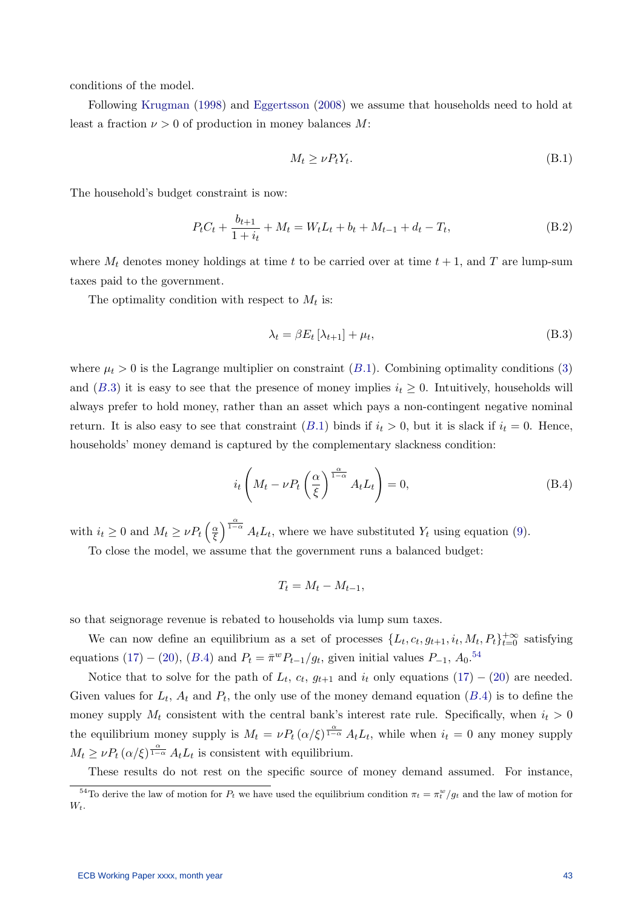conditions of the model.

Following Krugman (1998) and Eggertsson (2008) we assume that households need to hold at least a fraction $\nu > 0$ of production in money balances $M$:

$$M_t \geq \nu P_t Y_t. \tag{B.1}$$

The household's budget constraint is now:

$$P_t C_t + \frac{b_{t+1}}{1+i_t} + M_t = W_t L_t + b_t + M_{t-1} + d_t - T_t, \tag{B.2}$$

where $M_t$ denotes money holdings at time $t$ to be carried over at time $t+1$, and $T$ are lump-sum taxes paid to the government.

The optimality condition with respect to $M_t$ is:

$$\lambda_t = \beta E_t \left[\lambda_{t+1}\right] + \mu_t, \tag{B.3}$$

where $\mu_t > 0$ is the Lagrange multiplier on constraint $(B.1)$. Combining optimality conditions (3) and $(B.3)$ it is easy to see that the presence of money implies $i_t \geq 0$. Intuitively, households will always prefer to hold money, rather than an asset which pays a non-contingent negative nominal return. It is also easy to see that constraint $(B.1)$ binds if $i_t > 0$, but it is slack if $i_t = 0$. Hence, households' money demand is captured by the complementary slackness condition:

$$i_t \left( M_t - \nu P_t \left(\frac{\alpha}{\xi}\right)^{\frac{\alpha}{1-\alpha}} A_t L_t \right) = 0, \tag{B.4}$$

with $i_t \geq 0$ and $M_t \geq \nu P_t \left(\frac{\alpha}{\xi}\right)^{\frac{\alpha}{1-\alpha}} A_t L_t$, where we have substituted $Y_t$ using equation (9).

To close the model, we assume that the government runs a balanced budget:

$$T_t = M_t - M_{t-1},$$

so that seignorage revenue is rebated to households via lump sum taxes.

We can now define an equilibrium as a set of processes $\{L_t, c_t, g_{t+1}, i_t, M_t, P_t\}_{t=0}^{+\infty}$ satisfying equations (17) – (20), $(B.4)$ and $P_t = \bar{\pi}^w P_{t-1}/g_t$, given initial values $P_{-1}$, $A_0$.[54]

Notice that to solve for the path of $L_t$, $c_t$, $g_{t+1}$ and $i_t$ only equations (17) – (20) are needed. Given values for $L_t$, $A_t$ and $P_t$, the only use of the money demand equation $(B.4)$ is to define the money supply $M_t$ consistent with the central bank's interest rate rule. Specifically, when $i_t > 0$ the equilibrium money supply is $M_t = \nu P_t (\alpha/\xi)^{\frac{\alpha}{1-\alpha}} A_t L_t$, while when $i_t = 0$ any money supply $M_t \geq \nu P_t (\alpha/\xi)^{\frac{\alpha}{1-\alpha}} A_t L_t$ is consistent with equilibrium.

These results do not rest on the specific source of money demand assumed. For instance,

[54] To derive the law of motion for $P_t$ we have used the equilibrium condition $\pi_t = \pi_t^w / g_t$ and the law of motion for $W_t$.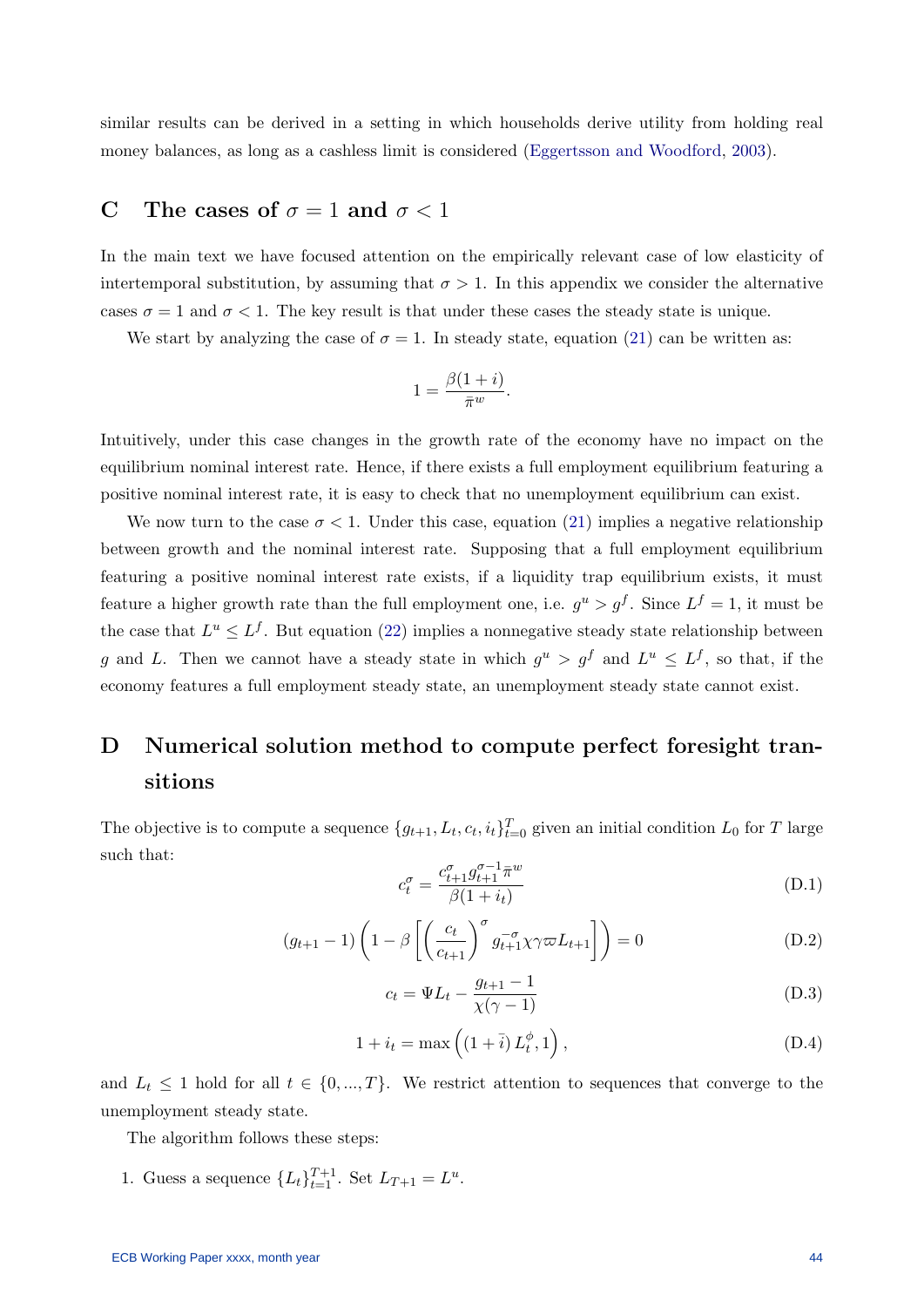similar results can be derived in a setting in which households derive utility from holding real money balances, as long as a cashless limit is considered (Eggertsson and Woodford, 2003).

## C The cases of $\sigma = 1$ and $\sigma < 1$

In the main text we have focused attention on the empirically relevant case of low elasticity of intertemporal substitution, by assuming that $\sigma > 1$. In this appendix we consider the alternative cases $\sigma = 1$ and $\sigma < 1$. The key result is that under these cases the steady state is unique.

We start by analyzing the case of $\sigma = 1$. In steady state, equation (21) can be written as:

$$1 = \frac{\beta(1+i)}{\bar{\pi}^w}.$$

Intuitively, under this case changes in the growth rate of the economy have no impact on the equilibrium nominal interest rate. Hence, if there exists a full employment equilibrium featuring a positive nominal interest rate, it is easy to check that no unemployment equilibrium can exist.

We now turn to the case $\sigma < 1$. Under this case, equation (21) implies a negative relationship between growth and the nominal interest rate. Supposing that a full employment equilibrium featuring a positive nominal interest rate exists, if a liquidity trap equilibrium exists, it must feature a higher growth rate than the full employment one, i.e. $g^u > g^f$. Since $L^f = 1$, it must be the case that $L^u \leq L^f$. But equation (22) implies a nonnegative steady state relationship between $g$ and $L$. Then we cannot have a steady state in which $g^u > g^f$ and $L^u \leq L^f$, so that, if the economy features a full employment steady state, an unemployment steady state cannot exist.

## D Numerical solution method to compute perfect foresight transitions

The objective is to compute a sequence $\{g_{t+1}, L_t, c_t, i_t\}_{t=0}^{T}$ given an initial condition $L_0$ for $T$ large such that:

$$c_t^{\sigma} = \frac{c_{t+1}^{\sigma} g_{t+1}^{\sigma-1} \bar{\pi}^w}{\beta(1+i_t)} \tag{D.1}$$

$$(g_{t+1}-1)\left(1 - \beta\left[\left(\frac{c_t}{c_{t+1}}\right)^{\sigma} g_{t+1}^{-\sigma} \chi\gamma\varpi L_{t+1}\right]\right) = 0 \tag{D.2}$$

$$c_t = \Psi L_t - \frac{g_{t+1}-1}{\chi(\gamma-1)} \tag{D.3}$$

$$1+i_t = \max\left(\left(1+\bar{i}\right) L_t^{\phi}, 1\right), \tag{D.4}$$

and $L_t \leq 1$ hold for all $t \in \{0, ..., T\}$. We restrict attention to sequences that converge to the unemployment steady state.

The algorithm follows these steps:

1. Guess a sequence $\{L_t\}_{t=1}^{T+1}$. Set $L_{T+1} = L^u$.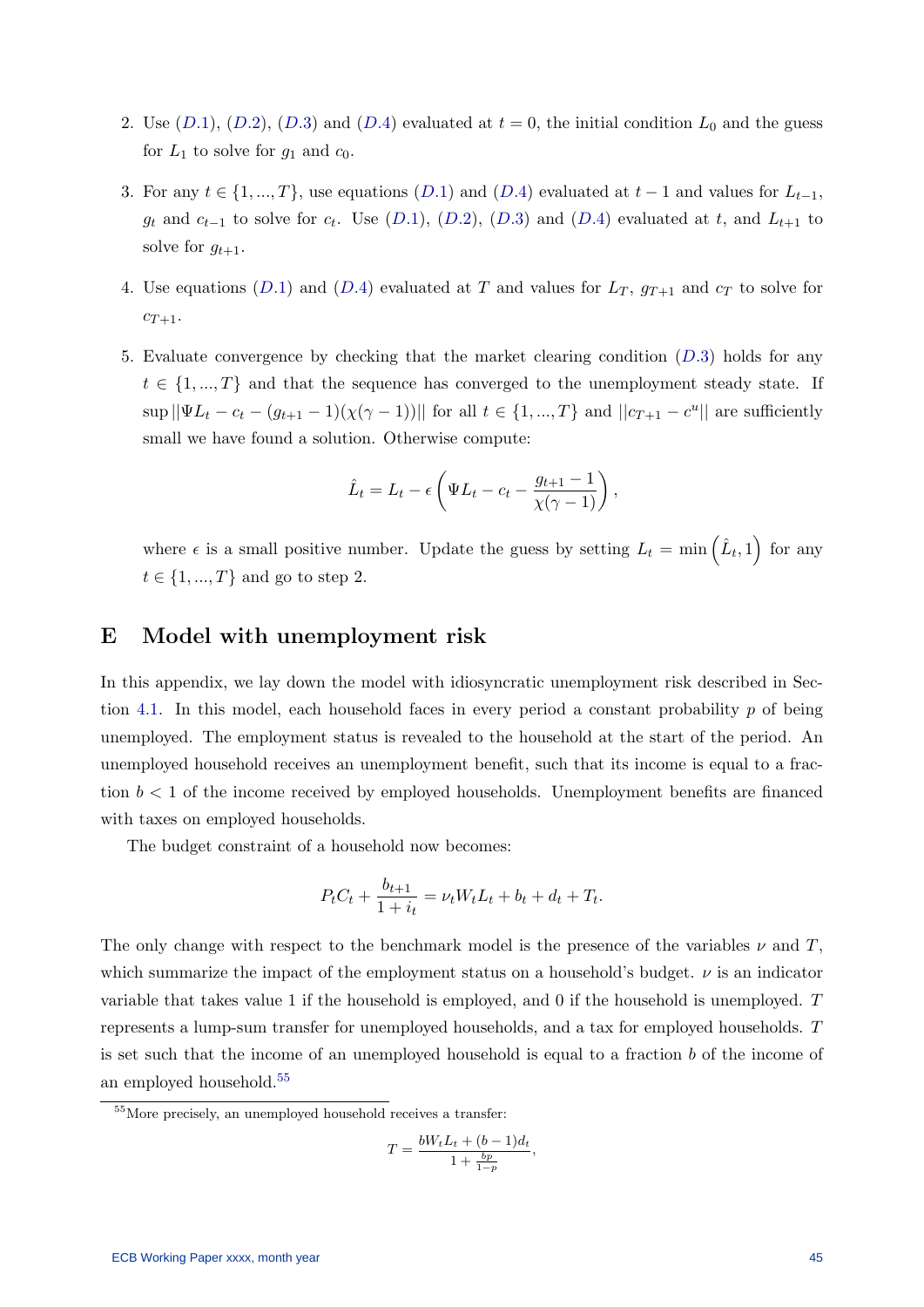2. Use (D.1), (D.2), (D.3) and (D.4) evaluated at $t = 0$, the initial condition $L_0$ and the guess for $L_1$ to solve for $g_1$ and $c_0$.

3. For any $t \in \{1, ..., T\}$, use equations (D.1) and (D.4) evaluated at $t-1$ and values for $L_{t-1}$, $g_t$ and $c_{t-1}$ to solve for $c_t$. Use (D.1), (D.2), (D.3) and (D.4) evaluated at $t$, and $L_{t+1}$ to solve for $g_{t+1}$.

4. Use equations (D.1) and (D.4) evaluated at $T$ and values for $L_T$, $g_{T+1}$ and $c_T$ to solve for $c_{T+1}$.

5. Evaluate convergence by checking that the market clearing condition (D.3) holds for any $t \in \{1, ..., T\}$ and that the sequence has converged to the unemployment steady state. If $\sup ||\Psi L_t - c_t - (g_{t+1} - 1)(\chi(\gamma - 1))||$ for all $t \in \{1, ..., T\}$ and $||c_{T+1} - c^u||$ are sufficiently small we have found a solution. Otherwise compute:

$$\hat{L}_t = L_t - \epsilon \left( \Psi L_t - c_t - \frac{g_{t+1} - 1}{\chi(\gamma - 1)} \right),$$

where $\epsilon$ is a small positive number. Update the guess by setting $L_t = \min\left(\hat{L}_t, 1\right)$ for any $t \in \{1, ..., T\}$ and go to step 2.

# E Model with unemployment risk

In this appendix, we lay down the model with idiosyncratic unemployment risk described in Section 4.1. In this model, each household faces in every period a constant probability $p$ of being unemployed. The employment status is revealed to the household at the start of the period. An unemployed household receives an unemployment benefit, such that its income is equal to a fraction $b < 1$ of the income received by employed households. Unemployment benefits are financed with taxes on employed households.

The budget constraint of a household now becomes:

$$P_t C_t + \frac{b_{t+1}}{1 + i_t} = \nu_t W_t L_t + b_t + d_t + T_t.$$

The only change with respect to the benchmark model is the presence of the variables $\nu$ and $T$, which summarize the impact of the employment status on a household's budget. $\nu$ is an indicator variable that takes value 1 if the household is employed, and 0 if the household is unemployed. $T$ represents a lump-sum transfer for unemployed households, and a tax for employed households. $T$ is set such that the income of an unemployed household is equal to a fraction $b$ of the income of an employed household.[55]

[55] More precisely, an unemployed household receives a transfer:

$$T = \frac{bW_t L_t + (b-1)d_t}{1 + \frac{bp}{1-p}},$$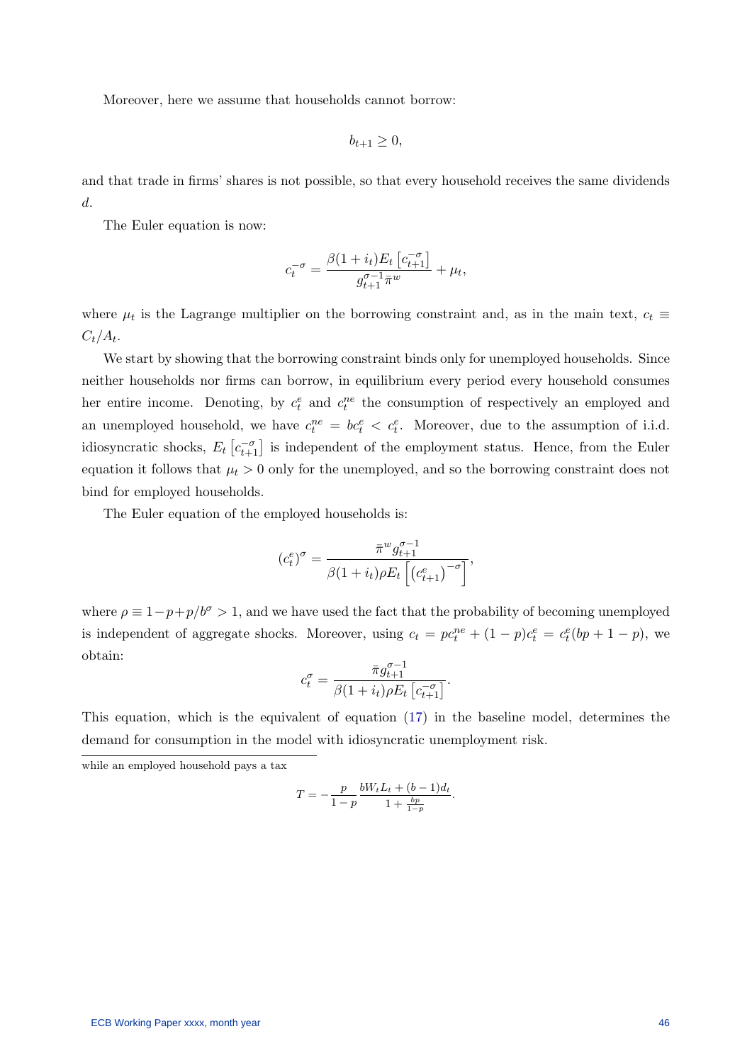Moreover, here we assume that households cannot borrow:

$$b_{t+1} \geq 0,$$

and that trade in firms' shares is not possible, so that every household receives the same dividends $d$.

The Euler equation is now:

$$c_t^{-\sigma} = \frac{\beta(1+i_t)E_t\left[c_{t+1}^{-\sigma}\right]}{g_{t+1}^{\sigma-1}\bar{\pi}^w} + \mu_t,$$

where $\mu_t$ is the Lagrange multiplier on the borrowing constraint and, as in the main text, $c_t \equiv C_t/A_t$.

We start by showing that the borrowing constraint binds only for unemployed households. Since neither households nor firms can borrow, in equilibrium every period every household consumes her entire income. Denoting, by $c_t^e$ and $c_t^{ne}$ the consumption of respectively an employed and an unemployed household, we have $c_t^{ne} = bc_t^e < c_t^e$. Moreover, due to the assumption of i.i.d. idiosyncratic shocks, $E_t\left[c_{t+1}^{-\sigma}\right]$ is independent of the employment status. Hence, from the Euler equation it follows that $\mu_t > 0$ only for the unemployed, and so the borrowing constraint does not bind for employed households.

The Euler equation of the employed households is:

$$(c_t^e)^\sigma = \frac{\bar{\pi}^w g_{t+1}^{\sigma-1}}{\beta(1+i_t)\rho E_t\left[\left(c_{t+1}^e\right)^{-\sigma}\right]},$$

where $\rho \equiv 1-p+p/b^\sigma > 1$, and we have used the fact that the probability of becoming unemployed is independent of aggregate shocks. Moreover, using $c_t = pc_t^{ne} + (1-p)c_t^e = c_t^e(bp+1-p)$, we obtain:

$$c_t^\sigma = \frac{\bar{\pi} g_{t+1}^{\sigma-1}}{\beta(1+i_t)\rho E_t\left[c_{t+1}^{-\sigma}\right]}.$$

This equation, which is the equivalent of equation (17) in the baseline model, determines the demand for consumption in the model with idiosyncratic unemployment risk.

---

while an employed household pays a tax

$$T = -\frac{p}{1-p}\frac{bW_tL_t + (b-1)d_t}{1+\frac{bp}{1-p}}.$$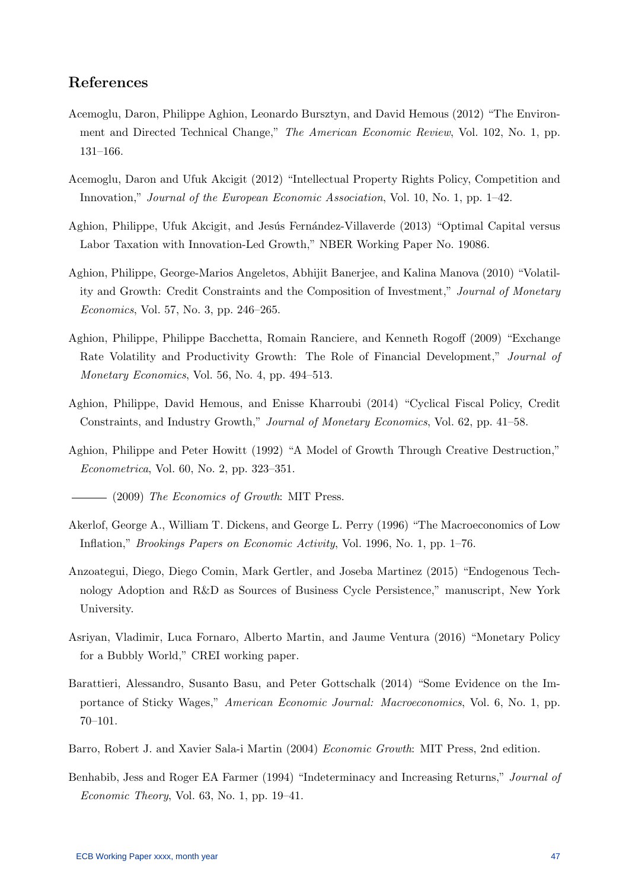## References

Acemoglu, Daron, Philippe Aghion, Leonardo Bursztyn, and David Hemous (2012) "The Environment and Directed Technical Change," *The American Economic Review*, Vol. 102, No. 1, pp. 131–166.

Acemoglu, Daron and Ufuk Akcigit (2012) "Intellectual Property Rights Policy, Competition and Innovation," *Journal of the European Economic Association*, Vol. 10, No. 1, pp. 1–42.

Aghion, Philippe, Ufuk Akcigit, and Jesús Fernández-Villaverde (2013) "Optimal Capital versus Labor Taxation with Innovation-Led Growth," NBER Working Paper No. 19086.

Aghion, Philippe, George-Marios Angeletos, Abhijit Banerjee, and Kalina Manova (2010) "Volatility and Growth: Credit Constraints and the Composition of Investment," *Journal of Monetary Economics*, Vol. 57, No. 3, pp. 246–265.

Aghion, Philippe, Philippe Bacchetta, Romain Ranciere, and Kenneth Rogoff (2009) "Exchange Rate Volatility and Productivity Growth: The Role of Financial Development," *Journal of Monetary Economics*, Vol. 56, No. 4, pp. 494–513.

Aghion, Philippe, David Hemous, and Enisse Kharroubi (2014) "Cyclical Fiscal Policy, Credit Constraints, and Industry Growth," *Journal of Monetary Economics*, Vol. 62, pp. 41–58.

Aghion, Philippe and Peter Howitt (1992) "A Model of Growth Through Creative Destruction," *Econometrica*, Vol. 60, No. 2, pp. 323–351.

——— (2009) *The Economics of Growth*: MIT Press.

Akerlof, George A., William T. Dickens, and George L. Perry (1996) "The Macroeconomics of Low Inflation," *Brookings Papers on Economic Activity*, Vol. 1996, No. 1, pp. 1–76.

Anzoategui, Diego, Diego Comin, Mark Gertler, and Joseba Martinez (2015) "Endogenous Technology Adoption and R&D as Sources of Business Cycle Persistence," manuscript, New York University.

Asriyan, Vladimir, Luca Fornaro, Alberto Martin, and Jaume Ventura (2016) "Monetary Policy for a Bubbly World," CREI working paper.

Barattieri, Alessandro, Susanto Basu, and Peter Gottschalk (2014) "Some Evidence on the Importance of Sticky Wages," *American Economic Journal: Macroeconomics*, Vol. 6, No. 1, pp. 70–101.

Barro, Robert J. and Xavier Sala-i Martin (2004) *Economic Growth*: MIT Press, 2nd edition.

Benhabib, Jess and Roger EA Farmer (1994) "Indeterminacy and Increasing Returns," *Journal of Economic Theory*, Vol. 63, No. 1, pp. 19–41.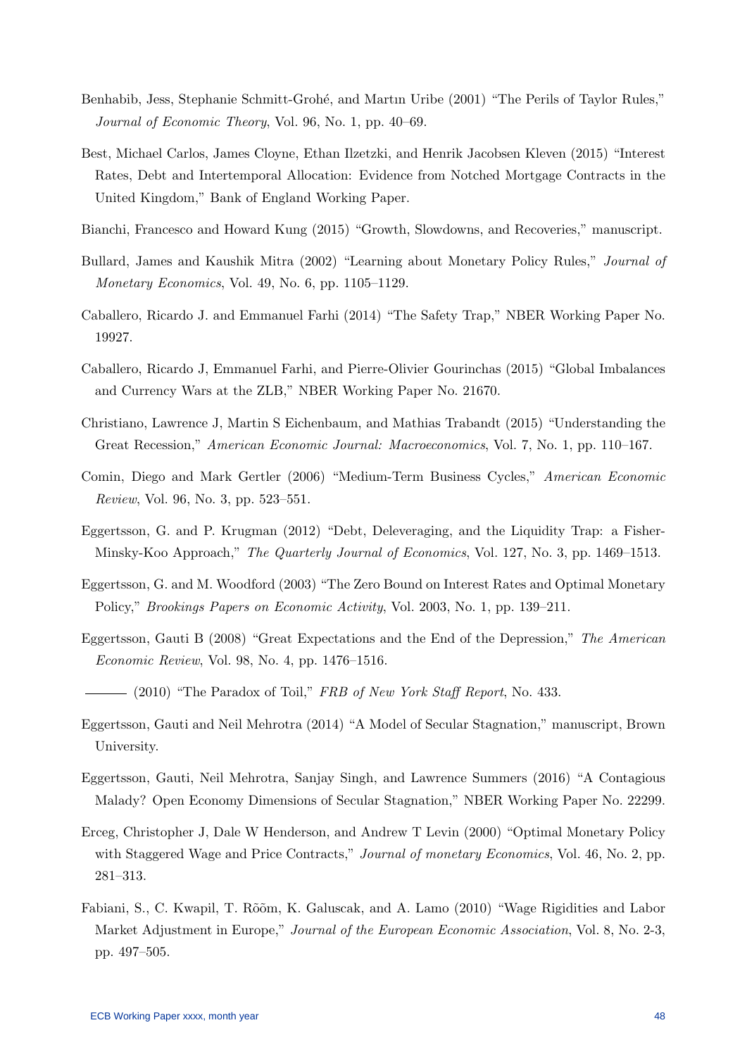Benhabib, Jess, Stephanie Schmitt-Grohé, and Martın Uribe (2001) "The Perils of Taylor Rules," *Journal of Economic Theory*, Vol. 96, No. 1, pp. 40–69.

Best, Michael Carlos, James Cloyne, Ethan Ilzetzki, and Henrik Jacobsen Kleven (2015) "Interest Rates, Debt and Intertemporal Allocation: Evidence from Notched Mortgage Contracts in the United Kingdom," Bank of England Working Paper.

Bianchi, Francesco and Howard Kung (2015) "Growth, Slowdowns, and Recoveries," manuscript.

Bullard, James and Kaushik Mitra (2002) "Learning about Monetary Policy Rules," *Journal of Monetary Economics*, Vol. 49, No. 6, pp. 1105–1129.

Caballero, Ricardo J. and Emmanuel Farhi (2014) "The Safety Trap," NBER Working Paper No. 19927.

Caballero, Ricardo J, Emmanuel Farhi, and Pierre-Olivier Gourinchas (2015) "Global Imbalances and Currency Wars at the ZLB," NBER Working Paper No. 21670.

Christiano, Lawrence J, Martin S Eichenbaum, and Mathias Trabandt (2015) "Understanding the Great Recession," *American Economic Journal: Macroeconomics*, Vol. 7, No. 1, pp. 110–167.

Comin, Diego and Mark Gertler (2006) "Medium-Term Business Cycles," *American Economic Review*, Vol. 96, No. 3, pp. 523–551.

Eggertsson, G. and P. Krugman (2012) "Debt, Deleveraging, and the Liquidity Trap: a Fisher-Minsky-Koo Approach," *The Quarterly Journal of Economics*, Vol. 127, No. 3, pp. 1469–1513.

Eggertsson, G. and M. Woodford (2003) "The Zero Bound on Interest Rates and Optimal Monetary Policy," *Brookings Papers on Economic Activity*, Vol. 2003, No. 1, pp. 139–211.

Eggertsson, Gauti B (2008) "Great Expectations and the End of the Depression," *The American Economic Review*, Vol. 98, No. 4, pp. 1476–1516.

——— (2010) "The Paradox of Toil," *FRB of New York Staff Report*, No. 433.

Eggertsson, Gauti and Neil Mehrotra (2014) "A Model of Secular Stagnation," manuscript, Brown University.

Eggertsson, Gauti, Neil Mehrotra, Sanjay Singh, and Lawrence Summers (2016) "A Contagious Malady? Open Economy Dimensions of Secular Stagnation," NBER Working Paper No. 22299.

Erceg, Christopher J, Dale W Henderson, and Andrew T Levin (2000) "Optimal Monetary Policy with Staggered Wage and Price Contracts," *Journal of monetary Economics*, Vol. 46, No. 2, pp. 281–313.

Fabiani, S., C. Kwapil, T. Rõõm, K. Galuscak, and A. Lamo (2010) "Wage Rigidities and Labor Market Adjustment in Europe," *Journal of the European Economic Association*, Vol. 8, No. 2-3, pp. 497–505.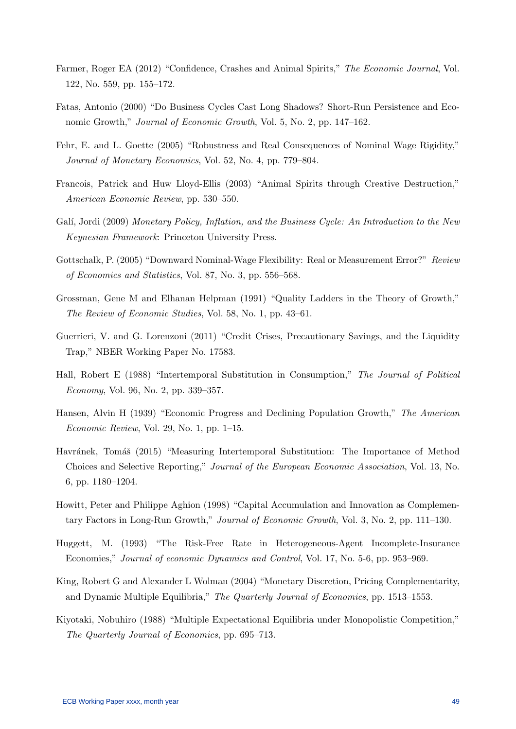Farmer, Roger EA (2012) "Confidence, Crashes and Animal Spirits," *The Economic Journal*, Vol. 122, No. 559, pp. 155–172.

Fatas, Antonio (2000) "Do Business Cycles Cast Long Shadows? Short-Run Persistence and Economic Growth," *Journal of Economic Growth*, Vol. 5, No. 2, pp. 147–162.

Fehr, E. and L. Goette (2005) "Robustness and Real Consequences of Nominal Wage Rigidity," *Journal of Monetary Economics*, Vol. 52, No. 4, pp. 779–804.

Francois, Patrick and Huw Lloyd-Ellis (2003) "Animal Spirits through Creative Destruction," *American Economic Review*, pp. 530–550.

Galí, Jordi (2009) *Monetary Policy, Inflation, and the Business Cycle: An Introduction to the New Keynesian Framework*: Princeton University Press.

Gottschalk, P. (2005) "Downward Nominal-Wage Flexibility: Real or Measurement Error?" *Review of Economics and Statistics*, Vol. 87, No. 3, pp. 556–568.

Grossman, Gene M and Elhanan Helpman (1991) "Quality Ladders in the Theory of Growth," *The Review of Economic Studies*, Vol. 58, No. 1, pp. 43–61.

Guerrieri, V. and G. Lorenzoni (2011) "Credit Crises, Precautionary Savings, and the Liquidity Trap," NBER Working Paper No. 17583.

Hall, Robert E (1988) "Intertemporal Substitution in Consumption," *The Journal of Political Economy*, Vol. 96, No. 2, pp. 339–357.

Hansen, Alvin H (1939) "Economic Progress and Declining Population Growth," *The American Economic Review*, Vol. 29, No. 1, pp. 1–15.

Havránek, Tomáš (2015) "Measuring Intertemporal Substitution: The Importance of Method Choices and Selective Reporting," *Journal of the European Economic Association*, Vol. 13, No. 6, pp. 1180–1204.

Howitt, Peter and Philippe Aghion (1998) "Capital Accumulation and Innovation as Complementary Factors in Long-Run Growth," *Journal of Economic Growth*, Vol. 3, No. 2, pp. 111–130.

Huggett, M. (1993) "The Risk-Free Rate in Heterogeneous-Agent Incomplete-Insurance Economies," *Journal of economic Dynamics and Control*, Vol. 17, No. 5-6, pp. 953–969.

King, Robert G and Alexander L Wolman (2004) "Monetary Discretion, Pricing Complementarity, and Dynamic Multiple Equilibria," *The Quarterly Journal of Economics*, pp. 1513–1553.

Kiyotaki, Nobuhiro (1988) "Multiple Expectational Equilibria under Monopolistic Competition," *The Quarterly Journal of Economics*, pp. 695–713.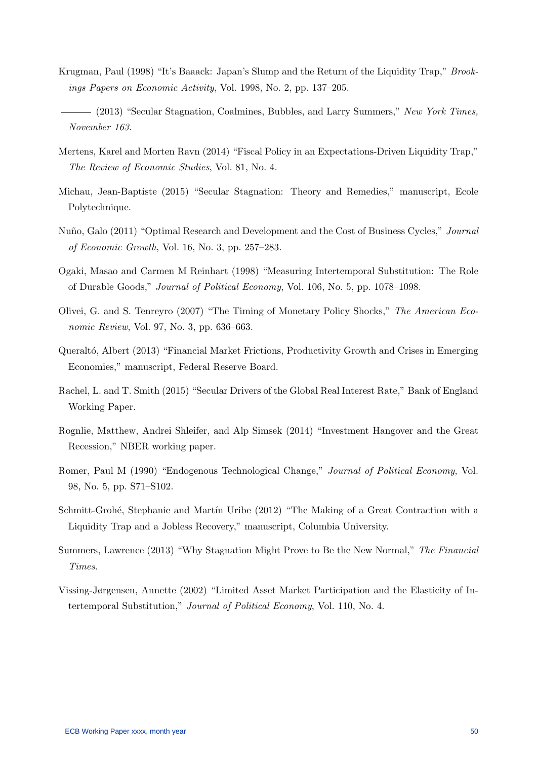Krugman, Paul (1998) "It's Baaack: Japan's Slump and the Return of the Liquidity Trap," *Brookings Papers on Economic Activity*, Vol. 1998, No. 2, pp. 137–205.

——— (2013) "Secular Stagnation, Coalmines, Bubbles, and Larry Summers," *New York Times, November 163*.

Mertens, Karel and Morten Ravn (2014) "Fiscal Policy in an Expectations-Driven Liquidity Trap," *The Review of Economic Studies*, Vol. 81, No. 4.

Michau, Jean-Baptiste (2015) "Secular Stagnation: Theory and Remedies," manuscript, Ecole Polytechnique.

Nuño, Galo (2011) "Optimal Research and Development and the Cost of Business Cycles," *Journal of Economic Growth*, Vol. 16, No. 3, pp. 257–283.

Ogaki, Masao and Carmen M Reinhart (1998) "Measuring Intertemporal Substitution: The Role of Durable Goods," *Journal of Political Economy*, Vol. 106, No. 5, pp. 1078–1098.

Olivei, G. and S. Tenreyro (2007) "The Timing of Monetary Policy Shocks," *The American Economic Review*, Vol. 97, No. 3, pp. 636–663.

Queraltó, Albert (2013) "Financial Market Frictions, Productivity Growth and Crises in Emerging Economies," manuscript, Federal Reserve Board.

Rachel, L. and T. Smith (2015) "Secular Drivers of the Global Real Interest Rate," Bank of England Working Paper.

Rognlie, Matthew, Andrei Shleifer, and Alp Simsek (2014) "Investment Hangover and the Great Recession," NBER working paper.

Romer, Paul M (1990) "Endogenous Technological Change," *Journal of Political Economy*, Vol. 98, No. 5, pp. S71–S102.

Schmitt-Grohé, Stephanie and Martín Uribe (2012) "The Making of a Great Contraction with a Liquidity Trap and a Jobless Recovery," manuscript, Columbia University.

Summers, Lawrence (2013) "Why Stagnation Might Prove to Be the New Normal," *The Financial Times*.

Vissing-Jørgensen, Annette (2002) "Limited Asset Market Participation and the Elasticity of Intertemporal Substitution," *Journal of Political Economy*, Vol. 110, No. 4.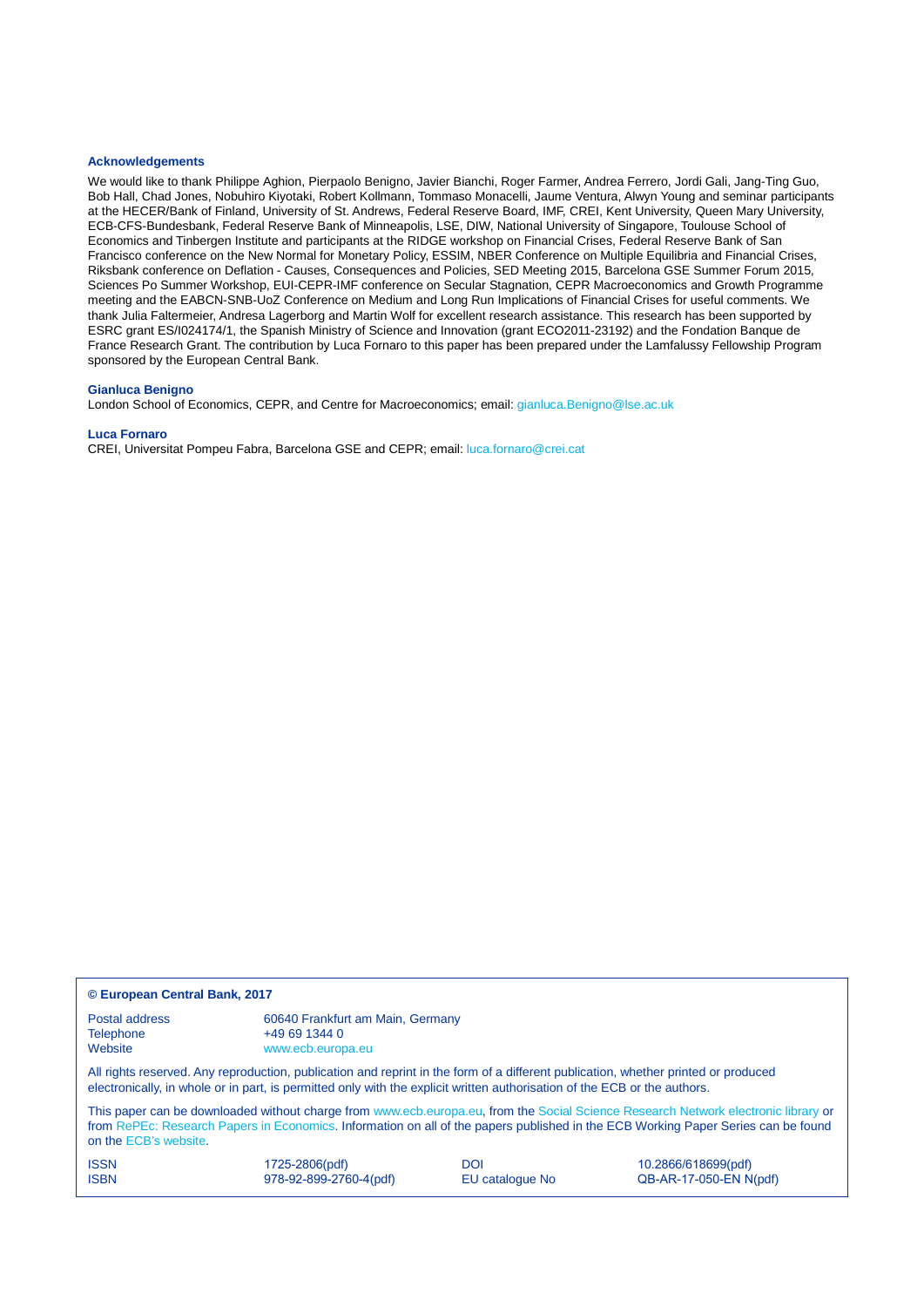### Acknowledgements

We would like to thank Philippe Aghion, Pierpaolo Benigno, Javier Bianchi, Roger Farmer, Andrea Ferrero, Jordi Gali, Jang-Ting Guo, Bob Hall, Chad Jones, Nobuhiro Kiyotaki, Robert Kollmann, Tommaso Monacelli, Jaume Ventura, Alwyn Young and seminar participants at the HECER/Bank of Finland, University of St. Andrews, Federal Reserve Board, IMF, CREI, Kent University, Queen Mary University, ECB-CFS-Bundesbank, Federal Reserve Bank of Minneapolis, LSE, DIW, National University of Singapore, Toulouse School of Economics and Tinbergen Institute and participants at the RIDGE workshop on Financial Crises, Federal Reserve Bank of San Francisco conference on the New Normal for Monetary Policy, ESSIM, NBER Conference on Multiple Equilibria and Financial Crises, Riksbank conference on Deflation - Causes, Consequences and Policies, SED Meeting 2015, Barcelona GSE Summer Forum 2015, Sciences Po Summer Workshop, EUI-CEPR-IMF conference on Secular Stagnation, CEPR Macroeconomics and Growth Programme meeting and the EABCN-SNB-UoZ Conference on Medium and Long Run Implications of Financial Crises for useful comments. We thank Julia Faltermeier, Andresa Lagerborg and Martin Wolf for excellent research assistance. This research has been supported by ESRC grant ES/I024174/1, the Spanish Ministry of Science and Innovation (grant ECO2011-23192) and the Fondation Banque de France Research Grant. The contribution by Luca Fornaro to this paper has been prepared under the Lamfalussy Fellowship Program sponsored by the European Central Bank.

**Gianluca Benigno**
London School of Economics, CEPR, and Centre for Macroeconomics; email: gianluca.Benigno@lse.ac.uk

**Luca Fornaro**
CREI, Universitat Pompeu Fabra, Barcelona GSE and CEPR; email: luca.fornaro@crei.cat

**© European Central Bank, 2017**

| | |
|---|---|
| Postal address | 60640 Frankfurt am Main, Germany |
| Telephone | +49 69 1344 0 |
| Website | www.ecb.europa.eu |

All rights reserved. Any reproduction, publication and reprint in the form of a different publication, whether printed or produced electronically, in whole or in part, is permitted only with the explicit written authorisation of the ECB or the authors.

This paper can be downloaded without charge from www.ecb.europa.eu, from the Social Science Research Network electronic library or from RePEc: Research Papers in Economics. Information on all of the papers published in the ECB Working Paper Series can be found on the ECB's website.

| | | | |
|---|---|---|---|
| ISSN | 1725-2806(pdf) | DOI | 10.2866/618699(pdf) |
| ISBN | 978-92-899-2760-4(pdf) | EU catalogue No | QB-AR-17-050-EN N(pdf) |